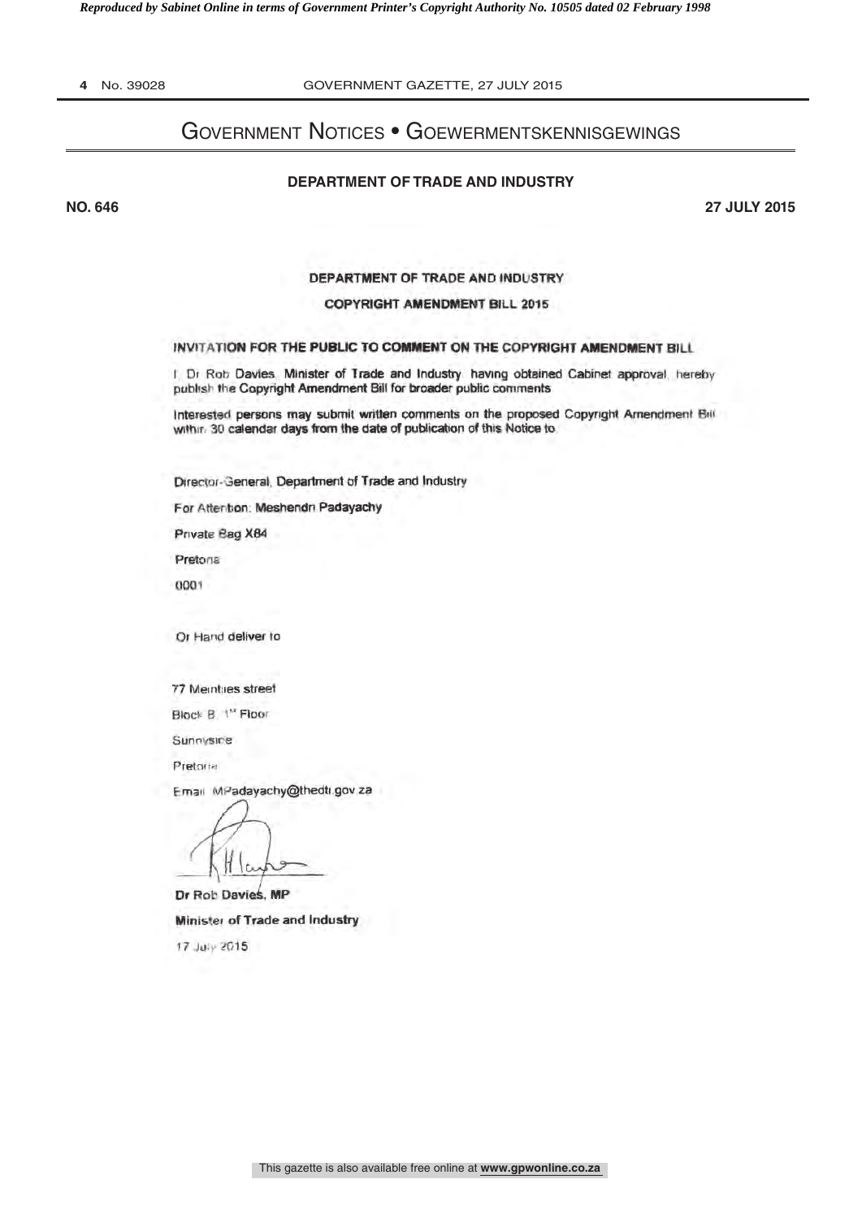# Government Notices • Goewermentskennisgewings

## DEPARTMENT OF TRADE AND INDUSTRY

**NO. 646** **27 JULY 2015**

**DEPARTMENT OF TRADE AND INDUSTRY**

**COPYRIGHT AMENDMENT BILL 2015**

**INVITATION FOR THE PUBLIC TO COMMENT ON THE COPYRIGHT AMENDMENT BILL**

I, Dr Rob Davies, Minister of Trade and Industry, having obtained Cabinet approval, hereby publish the Copyright Amendment Bill for broader public comments

Interested persons may submit written comments on the proposed Copyright Amendment Bill within 30 calendar days from the date of publication of this Notice to

Director-General, Department of Trade and Industry

For Attention: Meshendri Padayachy

Private Bag X84

Pretoria

0001

Or Hand deliver to

77 Meintjies street

Block B, 1st Floor

Sunnyside

Pretoria

Email: MPadayachy@thedti.gov.za

**Dr Rob Davies, MP**

**Minister of Trade and Industry**

17 July 2015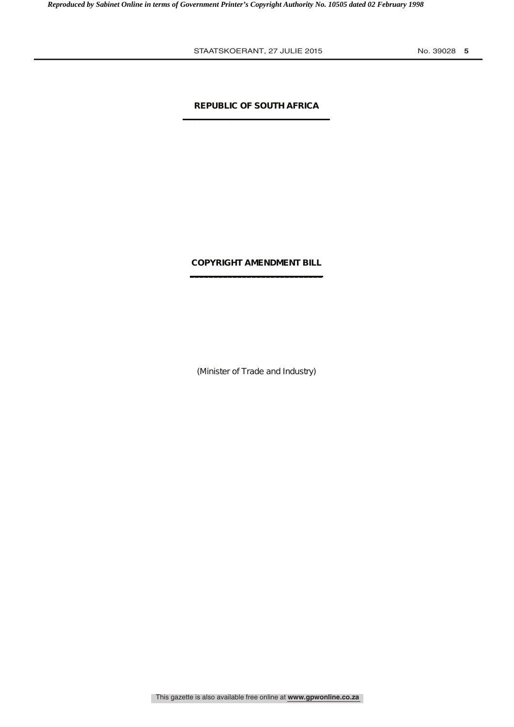**REPUBLIC OF SOUTH AFRICA**

**COPYRIGHT AMENDMENT BILL**

(Minister of Trade and Industry)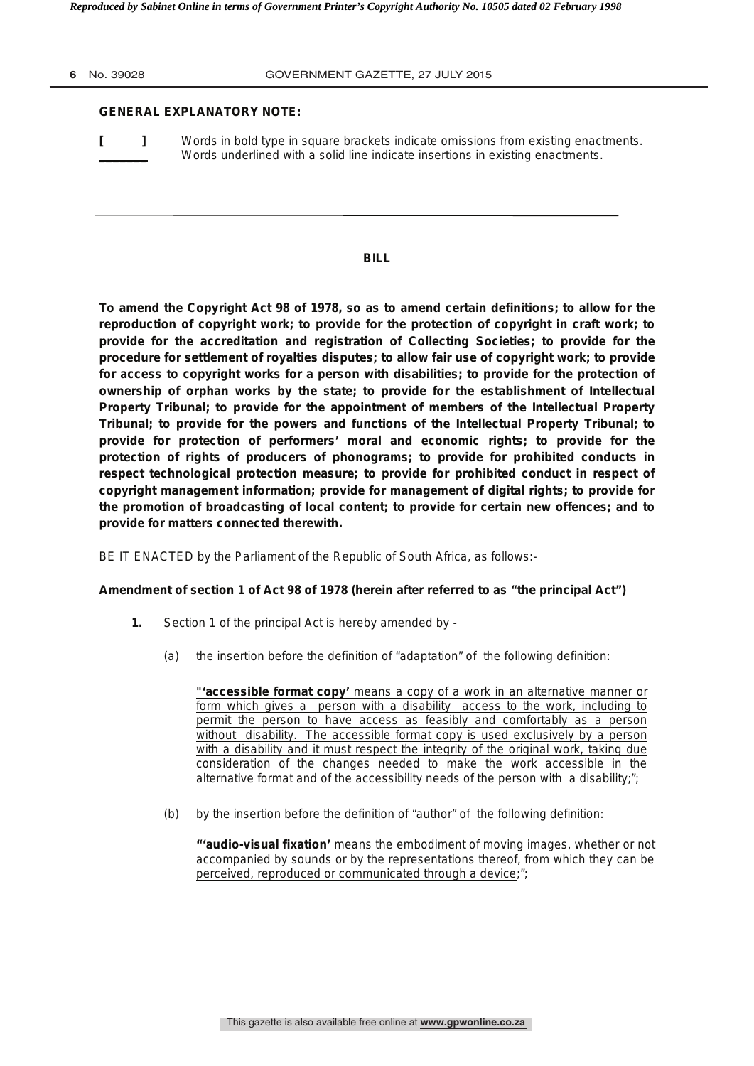**GENERAL EXPLANATORY NOTE:**

**[ ]** Words in bold type in square brackets indicate omissions from existing enactments.
\_\_\_\_\_\_ Words underlined with a solid line indicate insertions in existing enactments.

---

**BILL**

**To amend the Copyright Act 98 of 1978, so as to amend certain definitions; to allow for the reproduction of copyright work; to provide for the protection of copyright in craft work; to provide for the accreditation and registration of Collecting Societies; to provide for the procedure for settlement of royalties disputes; to allow fair use of copyright work; to provide for access to copyright works for a person with disabilities; to provide for the protection of ownership of orphan works by the state; to provide for the establishment of Intellectual Property Tribunal; to provide for the appointment of members of the Intellectual Property Tribunal; to provide for the powers and functions of the Intellectual Property Tribunal; to provide for protection of performers' moral and economic rights; to provide for the protection of rights of producers of phonograms; to provide for prohibited conducts in respect technological protection measure; to provide for prohibited conduct in respect of copyright management information; provide for management of digital rights; to provide for the promotion of broadcasting of local content; to provide for certain new offences; and to provide for matters connected therewith.**

BE IT ENACTED by the Parliament of the Republic of South Africa, as follows:-

**Amendment of section 1 of Act 98 of 1978 (herein after referred to as "the principal Act")**

**1.** Section 1 of the principal Act is hereby amended by -

(a) the insertion before the definition of "adaptation" of the following definition:

<u>"**'accessible format copy'** means a copy of a work in an alternative manner or form which gives a person with a disability access to the work, including to permit the person to have access as feasibly and comfortably as a person without disability. The accessible format copy is used exclusively by a person with a disability and it must respect the integrity of the original work, taking due consideration of the changes needed to make the work accessible in the alternative format and of the accessibility needs of the person with a disability;</u>";

(b) by the insertion before the definition of "author" of the following definition:

<u>"**'audio-visual fixation'** means the embodiment of moving images, whether or not accompanied by sounds or by the representations thereof, from which they can be perceived, reproduced or communicated through a device</u>;";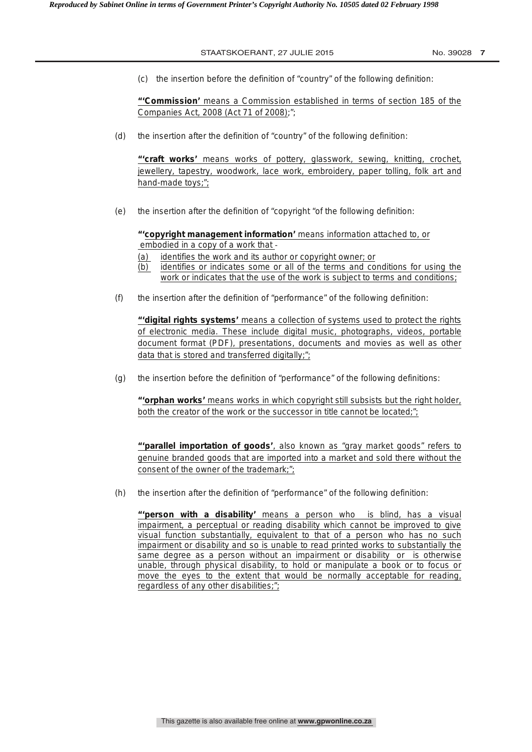(c) the insertion before the definition of "country" of the following definition:

"'**Commission'** means a Commission established in terms of section 185 of the Companies Act, 2008 (Act 71 of 2008);";

(d) the insertion after the definition of "country" of the following definition:

"'**craft works'** means works of pottery, glasswork, sewing, knitting, crochet, jewellery, tapestry, woodwork, lace work, embroidery, paper tolling, folk art and hand-made toys;";

(e) the insertion after the definition of "copyright "of the following definition:

"'**copyright management information'** means information attached to, or embodied in a copy of a work that -

(a) identifies the work and its author or copyright owner; or
(b) identifies or indicates some or all of the terms and conditions for using the work or indicates that the use of the work is subject to terms and conditions;

(f) the insertion after the definition of "performance" of the following definition:

"'**digital rights systems'** means a collection of systems used to protect the rights of electronic media. These include digital music, photographs, videos, portable document format (PDF), presentations, documents and movies as well as other data that is stored and transferred digitally;";

(g) the insertion before the definition of "performance" of the following definitions:

"'**orphan works'** means works in which copyright still subsists but the right holder, both the creator of the work or the successor in title cannot be located;";

"'**parallel importation of goods'**, also known as "gray market goods" refers to genuine branded goods that are imported into a market and sold there without the consent of the owner of the trademark;";

(h) the insertion after the definition of "performance" of the following definition:

"'**person with a disability'** means a person who is blind, has a visual impairment, a perceptual or reading disability which cannot be improved to give visual function substantially, equivalent to that of a person who has no such impairment or disability and so is unable to read printed works to substantially the same degree as a person without an impairment or disability or is otherwise unable, through physical disability, to hold or manipulate a book or to focus or move the eyes to the extent that would be normally acceptable for reading, regardless of any other disabilities;";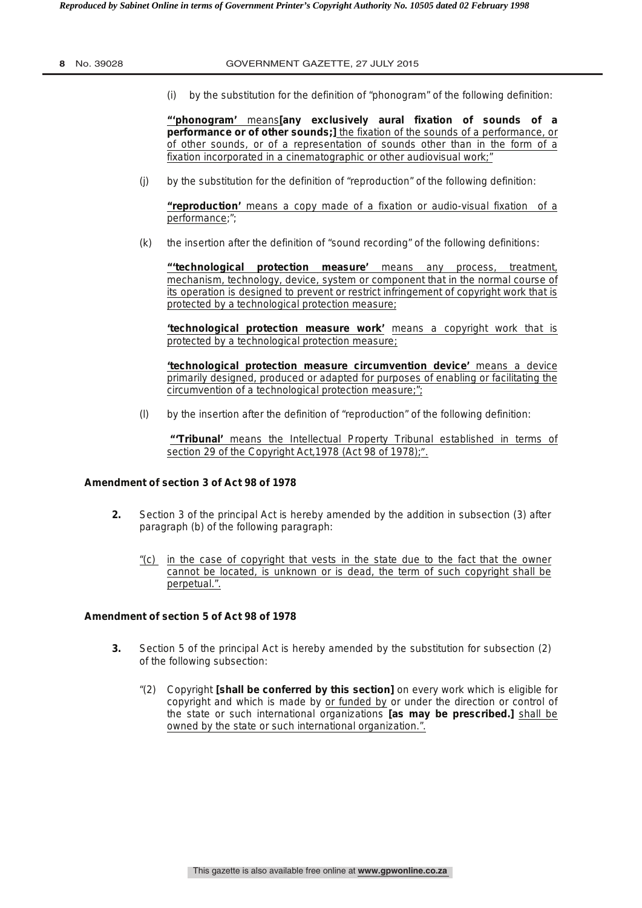(i) by the substitution for the definition of "phonogram" of the following definition:

"**'phonogram'** means **[any exclusively aural fixation of sounds of a performance or of other sounds;]** the fixation of the sounds of a performance, or of other sounds, or of a representation of sounds other than in the form of a fixation incorporated in a cinematographic or other audiovisual work;"

(j) by the substitution for the definition of "reproduction" of the following definition:

**"reproduction'** means a copy made of a fixation or audio-visual fixation of a performance;";

(k) the insertion after the definition of "sound recording" of the following definitions:

"**'technological protection measure'** means any process, treatment, mechanism, technology, device, system or component that in the normal course of its operation is designed to prevent or restrict infringement of copyright work that is protected by a technological protection measure;

**'technological protection measure work'** means a copyright work that is protected by a technological protection measure;

**'technological protection measure circumvention device'** means a device primarily designed, produced or adapted for purposes of enabling or facilitating the circumvention of a technological protection measure;";

(l) by the insertion after the definition of "reproduction" of the following definition:

"**'Tribunal'** means the Intellectual Property Tribunal established in terms of section 29 of the Copyright Act,1978 (Act 98 of 1978);".

**Amendment of section 3 of Act 98 of 1978**

**2.** Section 3 of the principal Act is hereby amended by the addition in subsection (3) after paragraph (b) of the following paragraph:

"(c) in the case of copyright that vests in the state due to the fact that the owner cannot be located, is unknown or is dead, the term of such copyright shall be perpetual.".

**Amendment of section 5 of Act 98 of 1978**

**3.** Section 5 of the principal Act is hereby amended by the substitution for subsection (2) of the following subsection:

"(2) Copyright **[shall be conferred by this section]** on every work which is eligible for copyright and which is made by or funded by or under the direction or control of the state or such international organizations **[as may be prescribed.]** shall be owned by the state or such international organization.".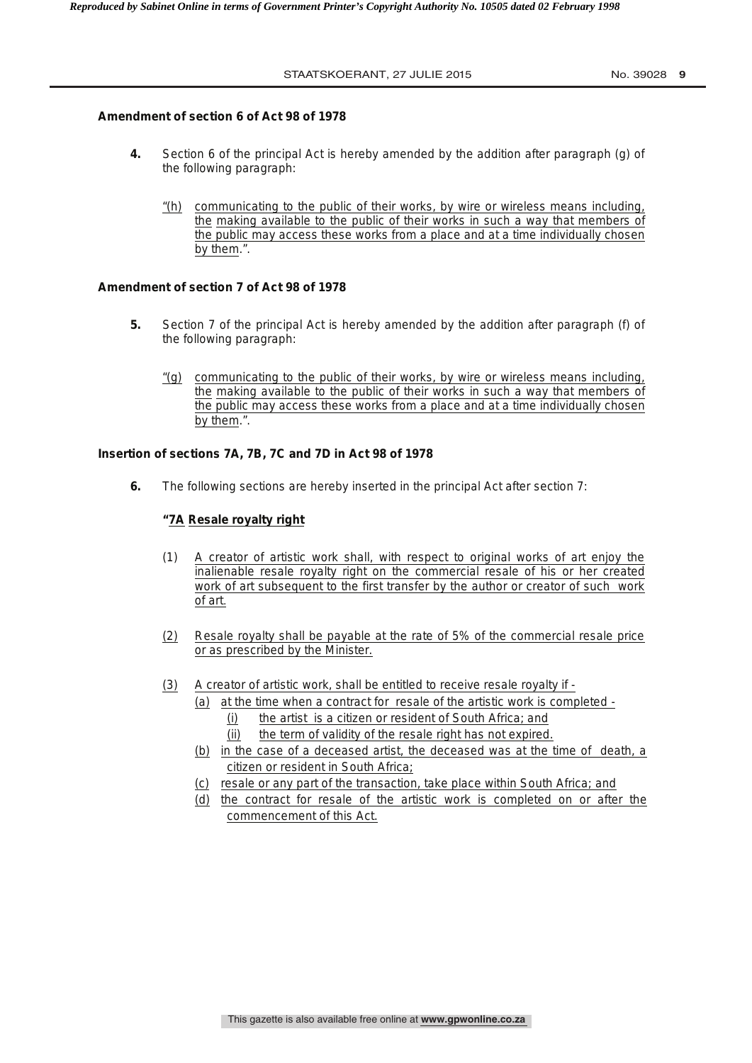**Amendment of section 6 of Act 98 of 1978**

**4.** Section 6 of the principal Act is hereby amended by the addition after paragraph (g) of the following paragraph:

"(h) communicating to the public of their works, by wire or wireless means including, the making available to the public of their works in such a way that members of the public may access these works from a place and at a time individually chosen by them.".

**Amendment of section 7 of Act 98 of 1978**

**5.** Section 7 of the principal Act is hereby amended by the addition after paragraph (f) of the following paragraph:

"(g) communicating to the public of their works, by wire or wireless means including, the making available to the public of their works in such a way that members of the public may access these works from a place and at a time individually chosen by them.".

**Insertion of sections 7A, 7B, 7C and 7D in Act 98 of 1978**

**6.** The following sections are hereby inserted in the principal Act after section 7:

**"7A Resale royalty right**

(1) A creator of artistic work shall, with respect to original works of art enjoy the inalienable resale royalty right on the commercial resale of his or her created work of art subsequent to the first transfer by the author or creator of such work of art.

(2) Resale royalty shall be payable at the rate of 5% of the commercial resale price or as prescribed by the Minister.

(3) A creator of artistic work, shall be entitled to receive resale royalty if -
   (a) at the time when a contract for resale of the artistic work is completed -
      (i) the artist is a citizen or resident of South Africa; and
      (ii) the term of validity of the resale right has not expired.
   (b) in the case of a deceased artist, the deceased was at the time of death, a citizen or resident in South Africa;
   (c) resale or any part of the transaction, take place within South Africa; and
   (d) the contract for resale of the artistic work is completed on or after the commencement of this Act.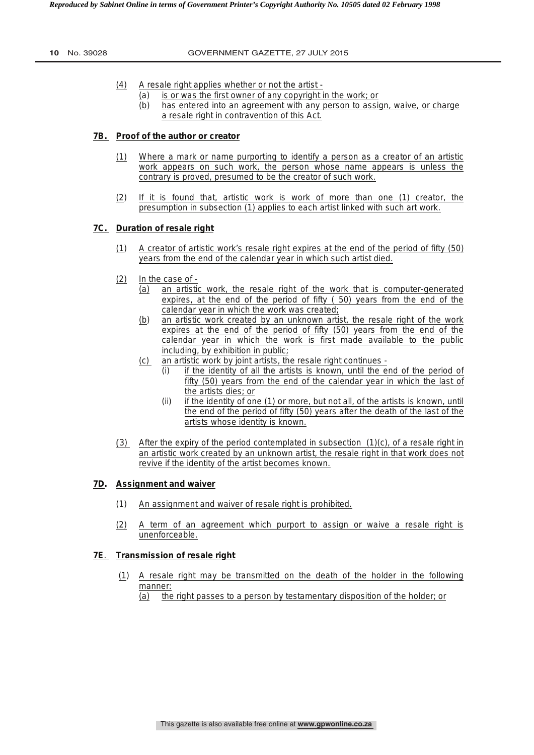(4) A resale right applies whether or not the artist -

  (a) is or was the first owner of any copyright in the work; or

  (b) has entered into an agreement with any person to assign, waive, or charge a resale right in contravention of this Act.

**7B. Proof of the author or creator**

(1) Where a mark or name purporting to identify a person as a creator of an artistic work appears on such work, the person whose name appears is unless the contrary is proved, presumed to be the creator of such work.

(2) If it is found that, artistic work is work of more than one (1) creator, the presumption in subsection (1) applies to each artist linked with such art work.

**7C. Duration of resale right**

(1) A creator of artistic work's resale right expires at the end of the period of fifty (50) years from the end of the calendar year in which such artist died.

(2) In the case of -

  (a) an artistic work, the resale right of the work that is computer-generated expires, at the end of the period of fifty ( 50) years from the end of the calendar year in which the work was created;

  (b) an artistic work created by an unknown artist, the resale right of the work expires at the end of the period of fifty (50) years from the end of the calendar year in which the work is first made available to the public including, by exhibition in public;

  (c) an artistic work by joint artists, the resale right continues -

    (i) if the identity of all the artists is known, until the end of the period of fifty (50) years from the end of the calendar year in which the last of the artists dies; or

    (ii) if the identity of one (1) or more, but not all, of the artists is known, until the end of the period of fifty (50) years after the death of the last of the artists whose identity is known.

(3) After the expiry of the period contemplated in subsection (1)(c), of a resale right in an artistic work created by an unknown artist, the resale right in that work does not revive if the identity of the artist becomes known.

**7D. Assignment and waiver**

(1) An assignment and waiver of resale right is prohibited.

(2) A term of an agreement which purport to assign or waive a resale right is unenforceable.

**7E. Transmission of resale right**

(1) A resale right may be transmitted on the death of the holder in the following manner:

  (a) the right passes to a person by testamentary disposition of the holder; or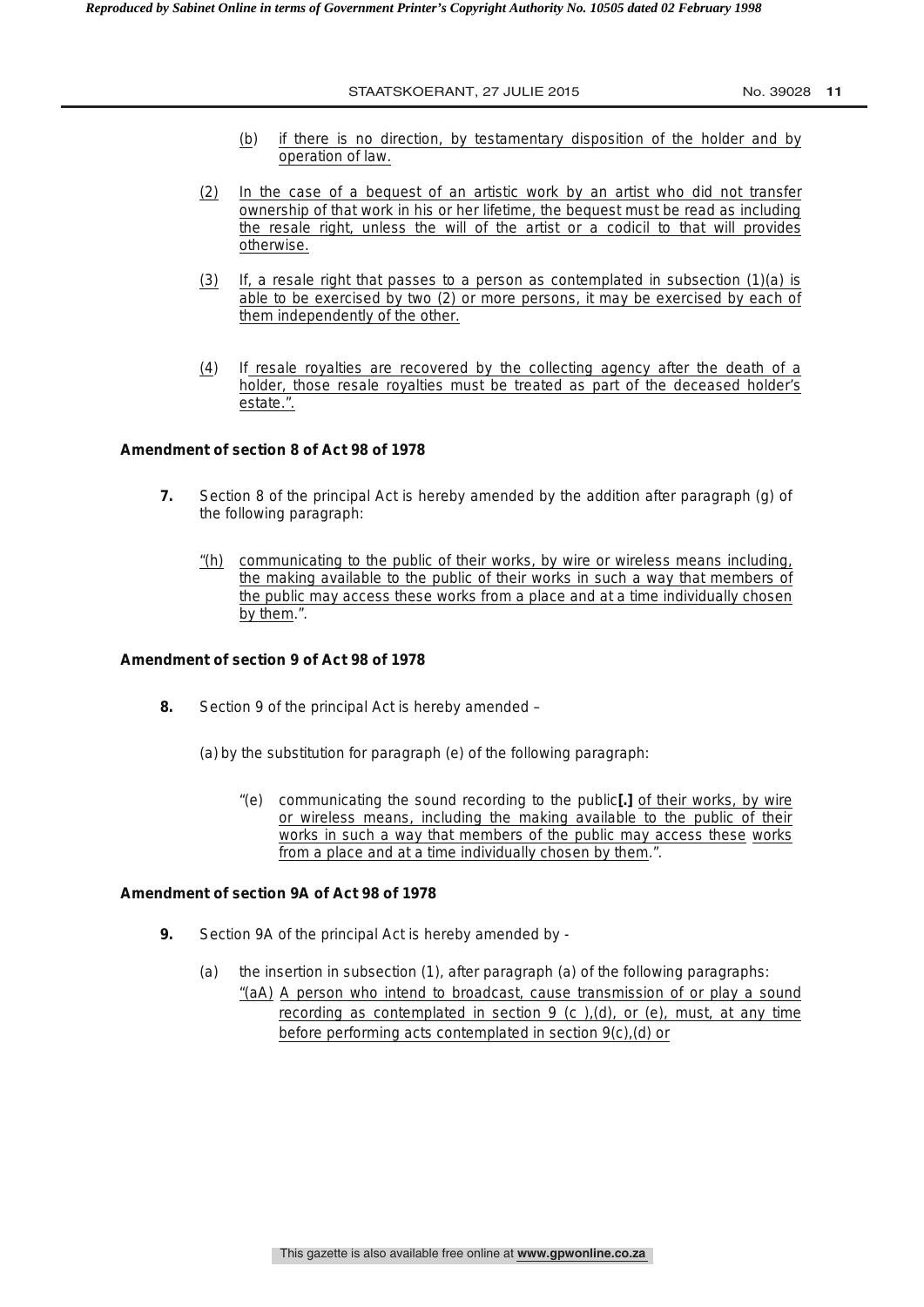(b) if there is no direction, by testamentary disposition of the holder and by operation of law.

(2) In the case of a bequest of an artistic work by an artist who did not transfer ownership of that work in his or her lifetime, the bequest must be read as including the resale right, unless the will of the artist or a codicil to that will provides otherwise.

(3) If, a resale right that passes to a person as contemplated in subsection (1)(a) is able to be exercised by two (2) or more persons, it may be exercised by each of them independently of the other.

(4) If resale royalties are recovered by the collecting agency after the death of a holder, those resale royalties must be treated as part of the deceased holder's estate.".

**Amendment of section 8 of Act 98 of 1978**

**7.** Section 8 of the principal Act is hereby amended by the addition after paragraph (g) of the following paragraph:

"(h) communicating to the public of their works, by wire or wireless means including, the making available to the public of their works in such a way that members of the public may access these works from a place and at a time individually chosen by them.".

**Amendment of section 9 of Act 98 of 1978**

**8.** Section 9 of the principal Act is hereby amended –

(a) by the substitution for paragraph (e) of the following paragraph:

"(e) communicating the sound recording to the public**[.]** of their works, by wire or wireless means, including the making available to the public of their works in such a way that members of the public may access these works from a place and at a time individually chosen by them.".

**Amendment of section 9A of Act 98 of 1978**

**9.** Section 9A of the principal Act is hereby amended by -

(a) the insertion in subsection (1), after paragraph (a) of the following paragraphs:

"(aA) A person who intend to broadcast, cause transmission of or play a sound recording as contemplated in section 9 (c ),(d), or (e), must, at any time before performing acts contemplated in section 9(c),(d) or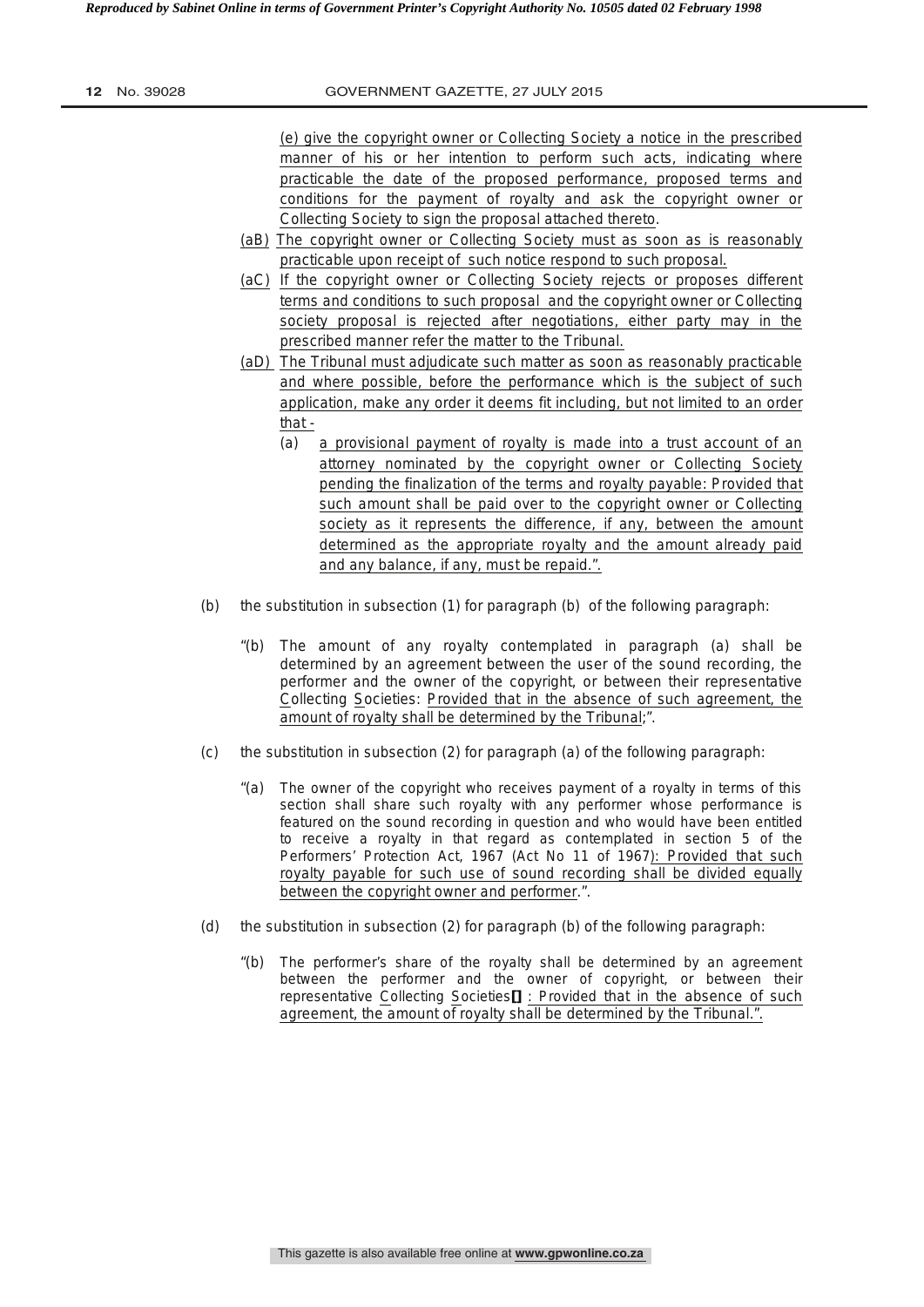(e) give the copyright owner or Collecting Society a notice in the prescribed manner of his or her intention to perform such acts, indicating where practicable the date of the proposed performance, proposed terms and conditions for the payment of royalty and ask the copyright owner or Collecting Society to sign the proposal attached thereto.

(aB) The copyright owner or Collecting Society must as soon as is reasonably practicable upon receipt of such notice respond to such proposal.

(aC) If the copyright owner or Collecting Society rejects or proposes different terms and conditions to such proposal and the copyright owner or Collecting society proposal is rejected after negotiations, either party may in the prescribed manner refer the matter to the Tribunal.

(aD) The Tribunal must adjudicate such matter as soon as reasonably practicable and where possible, before the performance which is the subject of such application, make any order it deems fit including, but not limited to an order that -

(a) a provisional payment of royalty is made into a trust account of an attorney nominated by the copyright owner or Collecting Society pending the finalization of the terms and royalty payable: Provided that such amount shall be paid over to the copyright owner or Collecting society as it represents the difference, if any, between the amount determined as the appropriate royalty and the amount already paid and any balance, if any, must be repaid.".

(b) the substitution in subsection (1) for paragraph (b) of the following paragraph:

"(b) The amount of any royalty contemplated in paragraph (a) shall be determined by an agreement between the user of the sound recording, the performer and the owner of the copyright, or between their representative Collecting Societies: Provided that in the absence of such agreement, the amount of royalty shall be determined by the Tribunal;".

(c) the substitution in subsection (2) for paragraph (a) of the following paragraph:

"(a) The owner of the copyright who receives payment of a royalty in terms of this section shall share such royalty with any performer whose performance is featured on the sound recording in question and who would have been entitled to receive a royalty in that regard as contemplated in section 5 of the Performers' Protection Act, 1967 (Act No 11 of 1967): Provided that such royalty payable for such use of sound recording shall be divided equally between the copyright owner and performer.".

(d) the substitution in subsection (2) for paragraph (b) of the following paragraph:

"(b) The performer's share of the royalty shall be determined by an agreement between the performer and the owner of copyright, or between their representative Collecting Societies[.] : Provided that in the absence of such agreement, the amount of royalty shall be determined by the Tribunal.".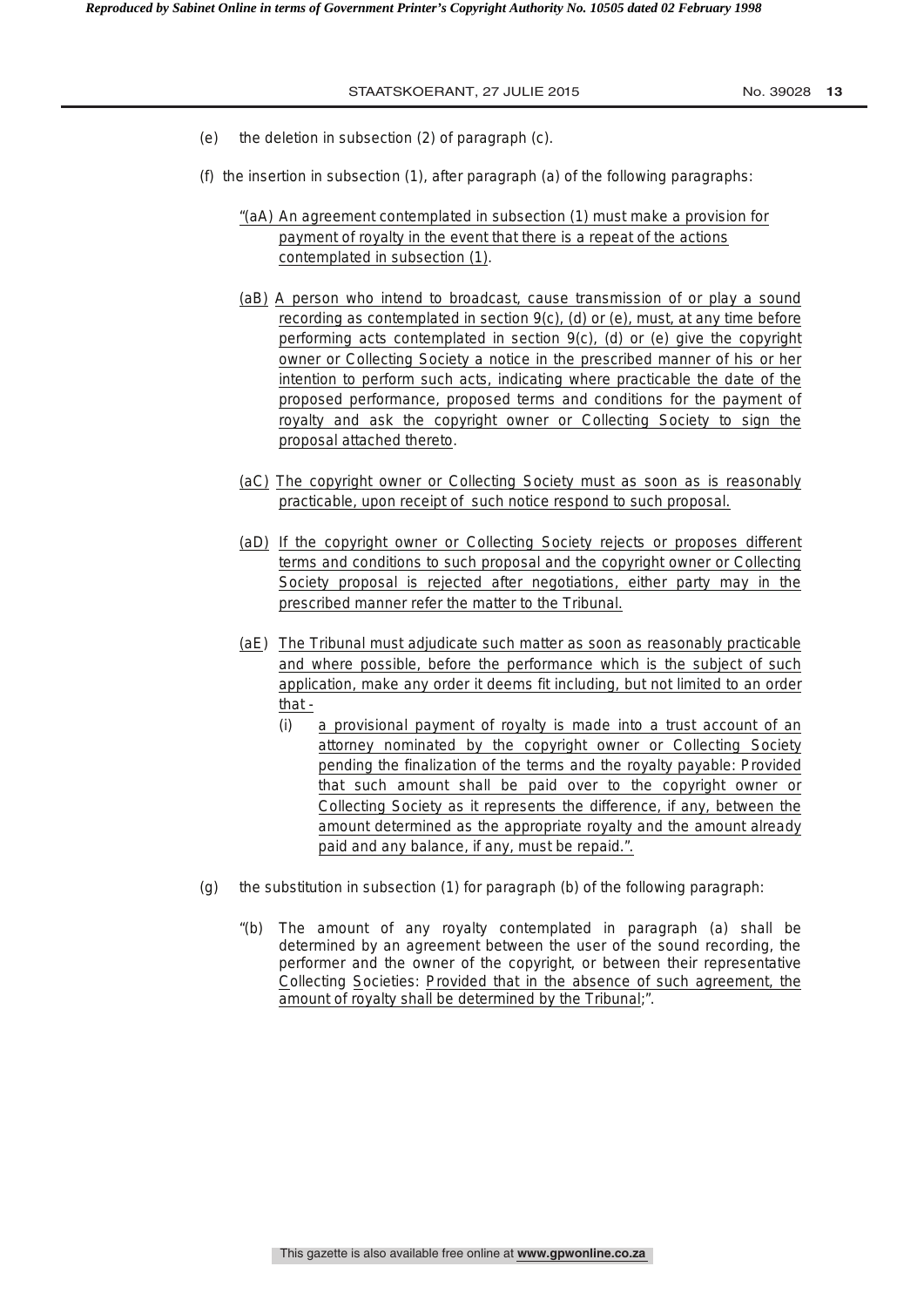(e) the deletion in subsection (2) of paragraph (c).

(f) the insertion in subsection (1), after paragraph (a) of the following paragraphs:

"(aA) An agreement contemplated in subsection (1) must make a provision for payment of royalty in the event that there is a repeat of the actions contemplated in subsection (1).

(aB) A person who intend to broadcast, cause transmission of or play a sound recording as contemplated in section 9(c), (d) or (e), must, at any time before performing acts contemplated in section 9(c), (d) or (e) give the copyright owner or Collecting Society a notice in the prescribed manner of his or her intention to perform such acts, indicating where practicable the date of the proposed performance, proposed terms and conditions for the payment of royalty and ask the copyright owner or Collecting Society to sign the proposal attached thereto.

(aC) The copyright owner or Collecting Society must as soon as is reasonably practicable, upon receipt of such notice respond to such proposal.

(aD) If the copyright owner or Collecting Society rejects or proposes different terms and conditions to such proposal and the copyright owner or Collecting Society proposal is rejected after negotiations, either party may in the prescribed manner refer the matter to the Tribunal.

(aE) The Tribunal must adjudicate such matter as soon as reasonably practicable and where possible, before the performance which is the subject of such application, make any order it deems fit including, but not limited to an order that -

(i) a provisional payment of royalty is made into a trust account of an attorney nominated by the copyright owner or Collecting Society pending the finalization of the terms and the royalty payable: Provided that such amount shall be paid over to the copyright owner or Collecting Society as it represents the difference, if any, between the amount determined as the appropriate royalty and the amount already paid and any balance, if any, must be repaid.".

(g) the substitution in subsection (1) for paragraph (b) of the following paragraph:

"(b) The amount of any royalty contemplated in paragraph (a) shall be determined by an agreement between the user of the sound recording, the performer and the owner of the copyright, or between their representative Collecting Societies: Provided that in the absence of such agreement, the amount of royalty shall be determined by the Tribunal;".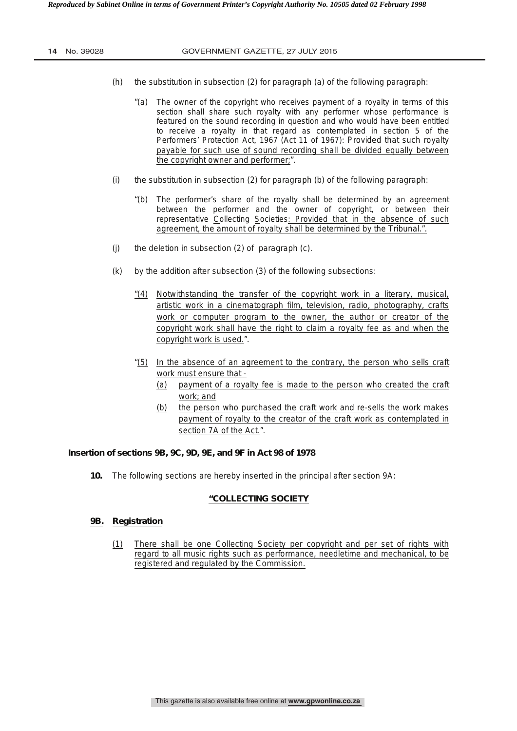(h) the substitution in subsection (2) for paragraph (a) of the following paragraph:

> "(a) The owner of the copyright who receives payment of a royalty in terms of this section shall share such royalty with any performer whose performance is featured on the sound recording in question and who would have been entitled to receive a royalty in that regard as contemplated in section 5 of the Performers' Protection Act, 1967 (Act 11 of 1967): Provided that such royalty payable for such use of sound recording shall be divided equally between the copyright owner and performer;".

(i) the substitution in subsection (2) for paragraph (b) of the following paragraph:

> "(b) The performer's share of the royalty shall be determined by an agreement between the performer and the owner of copyright, or between their representative Collecting Societies: Provided that in the absence of such agreement, the amount of royalty shall be determined by the Tribunal.".

(j) the deletion in subsection (2) of paragraph (c).

(k) by the addition after subsection (3) of the following subsections:

> "(4) Notwithstanding the transfer of the copyright work in a literary, musical, artistic work in a cinematograph film, television, radio, photography, crafts work or computer program to the owner, the author or creator of the copyright work shall have the right to claim a royalty fee as and when the copyright work is used.".
>
> "(5) In the absence of an agreement to the contrary, the person who sells craft work must ensure that -
>
> (a) payment of a royalty fee is made to the person who created the craft work; and
>
> (b) the person who purchased the craft work and re-sells the work makes payment of royalty to the creator of the craft work as contemplated in section 7A of the Act.".

**Insertion of sections 9B, 9C, 9D, 9E, and 9F in Act 98 of 1978**

**10.** The following sections are hereby inserted in the principal after section 9A:

## "COLLECTING SOCIETY

### 9B. Registration

(1) There shall be one Collecting Society per copyright and per set of rights with regard to all music rights such as performance, needletime and mechanical, to be registered and regulated by the Commission.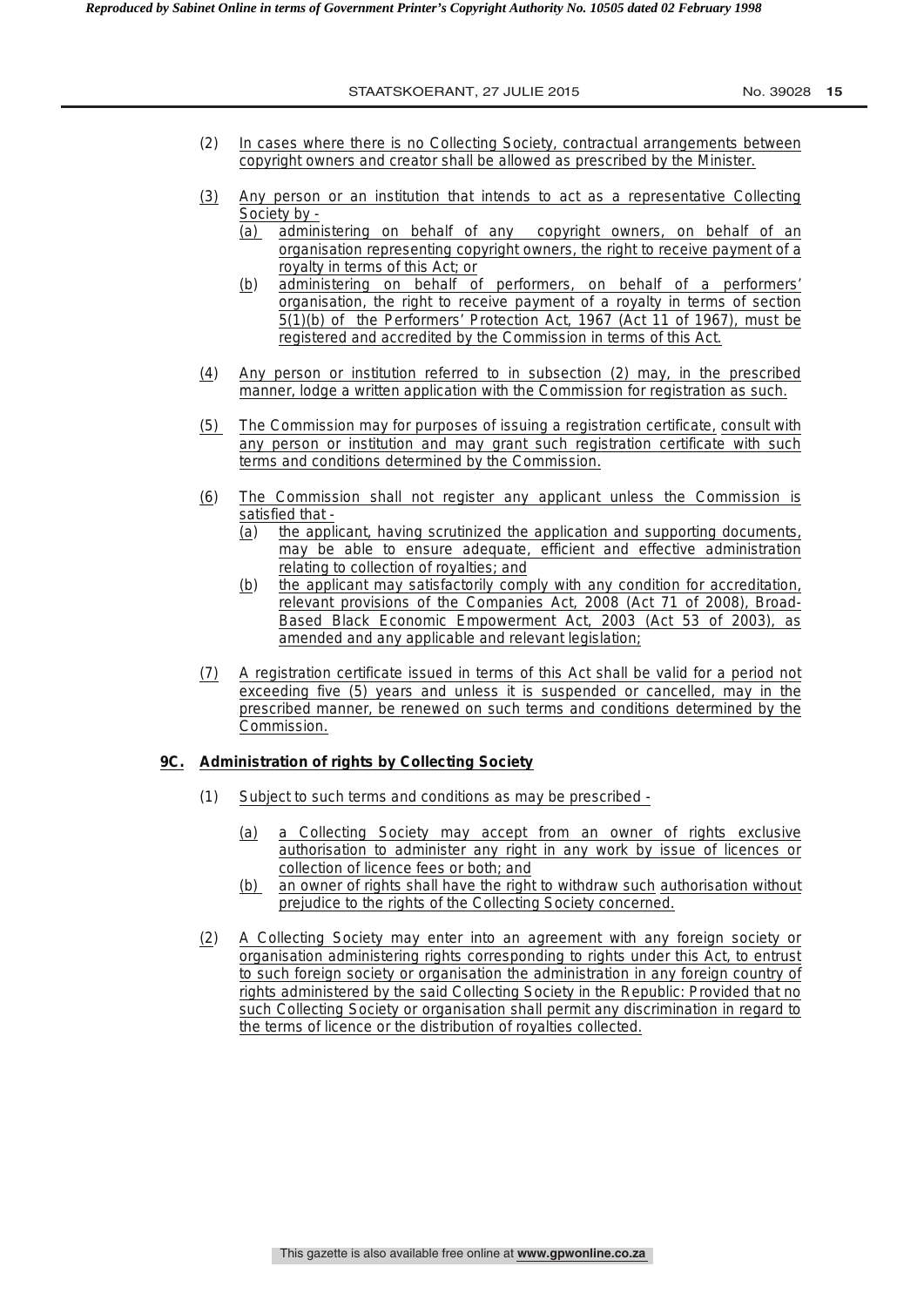(2) In cases where there is no Collecting Society, contractual arrangements between copyright owners and creator shall be allowed as prescribed by the Minister.

(3) Any person or an institution that intends to act as a representative Collecting Society by -

(a) administering on behalf of any copyright owners, on behalf of an organisation representing copyright owners, the right to receive payment of a royalty in terms of this Act; or

(b) administering on behalf of performers, on behalf of a performers' organisation, the right to receive payment of a royalty in terms of section 5(1)(b) of the Performers' Protection Act, 1967 (Act 11 of 1967), must be registered and accredited by the Commission in terms of this Act.

(4) Any person or institution referred to in subsection (2) may, in the prescribed manner, lodge a written application with the Commission for registration as such.

(5) The Commission may for purposes of issuing a registration certificate, consult with any person or institution and may grant such registration certificate with such terms and conditions determined by the Commission.

(6) The Commission shall not register any applicant unless the Commission is satisfied that -

(a) the applicant, having scrutinized the application and supporting documents, may be able to ensure adequate, efficient and effective administration relating to collection of royalties; and

(b) the applicant may satisfactorily comply with any condition for accreditation, relevant provisions of the Companies Act, 2008 (Act 71 of 2008), Broad-Based Black Economic Empowerment Act, 2003 (Act 53 of 2003), as amended and any applicable and relevant legislation;

(7) A registration certificate issued in terms of this Act shall be valid for a period not exceeding five (5) years and unless it is suspended or cancelled, may in the prescribed manner, be renewed on such terms and conditions determined by the Commission.

**9C. Administration of rights by Collecting Society**

(1) Subject to such terms and conditions as may be prescribed -

(a) a Collecting Society may accept from an owner of rights exclusive authorisation to administer any right in any work by issue of licences or collection of licence fees or both; and

(b) an owner of rights shall have the right to withdraw such authorisation without prejudice to the rights of the Collecting Society concerned.

(2) A Collecting Society may enter into an agreement with any foreign society or organisation administering rights corresponding to rights under this Act, to entrust to such foreign society or organisation the administration in any foreign country of rights administered by the said Collecting Society in the Republic: Provided that no such Collecting Society or organisation shall permit any discrimination in regard to the terms of licence or the distribution of royalties collected.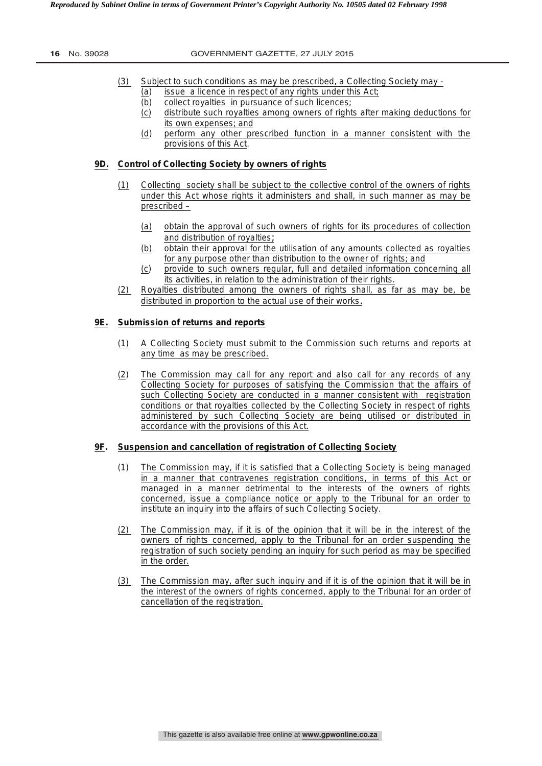(3) Subject to such conditions as may be prescribed, a Collecting Society may -

(a) issue a licence in respect of any rights under this Act;

(b) collect royalties in pursuance of such licences;

(c) distribute such royalties among owners of rights after making deductions for its own expenses; and

(d) perform any other prescribed function in a manner consistent with the provisions of this Act.

**9D. Control of Collecting Society by owners of rights**

(1) Collecting society shall be subject to the collective control of the owners of rights under this Act whose rights it administers and shall, in such manner as may be prescribed –

(a) obtain the approval of such owners of rights for its procedures of collection and distribution of royalties;

(b) obtain their approval for the utilisation of any amounts collected as royalties for any purpose other than distribution to the owner of rights; and

(c) provide to such owners regular, full and detailed information concerning all its activities, in relation to the administration of their rights.

(2) Royalties distributed among the owners of rights shall, as far as may be, be distributed in proportion to the actual use of their works.

**9E. Submission of returns and reports**

(1) A Collecting Society must submit to the Commission such returns and reports at any time as may be prescribed.

(2) The Commission may call for any report and also call for any records of any Collecting Society for purposes of satisfying the Commission that the affairs of such Collecting Society are conducted in a manner consistent with registration conditions or that royalties collected by the Collecting Society in respect of rights administered by such Collecting Society are being utilised or distributed in accordance with the provisions of this Act.

**9F. Suspension and cancellation of registration of Collecting Society**

(1) The Commission may, if it is satisfied that a Collecting Society is being managed in a manner that contravenes registration conditions, in terms of this Act or managed in a manner detrimental to the interests of the owners of rights concerned, issue a compliance notice or apply to the Tribunal for an order to institute an inquiry into the affairs of such Collecting Society.

(2) The Commission may, if it is of the opinion that it will be in the interest of the owners of rights concerned, apply to the Tribunal for an order suspending the registration of such society pending an inquiry for such period as may be specified in the order.

(3) The Commission may, after such inquiry and if it is of the opinion that it will be in the interest of the owners of rights concerned, apply to the Tribunal for an order of cancellation of the registration.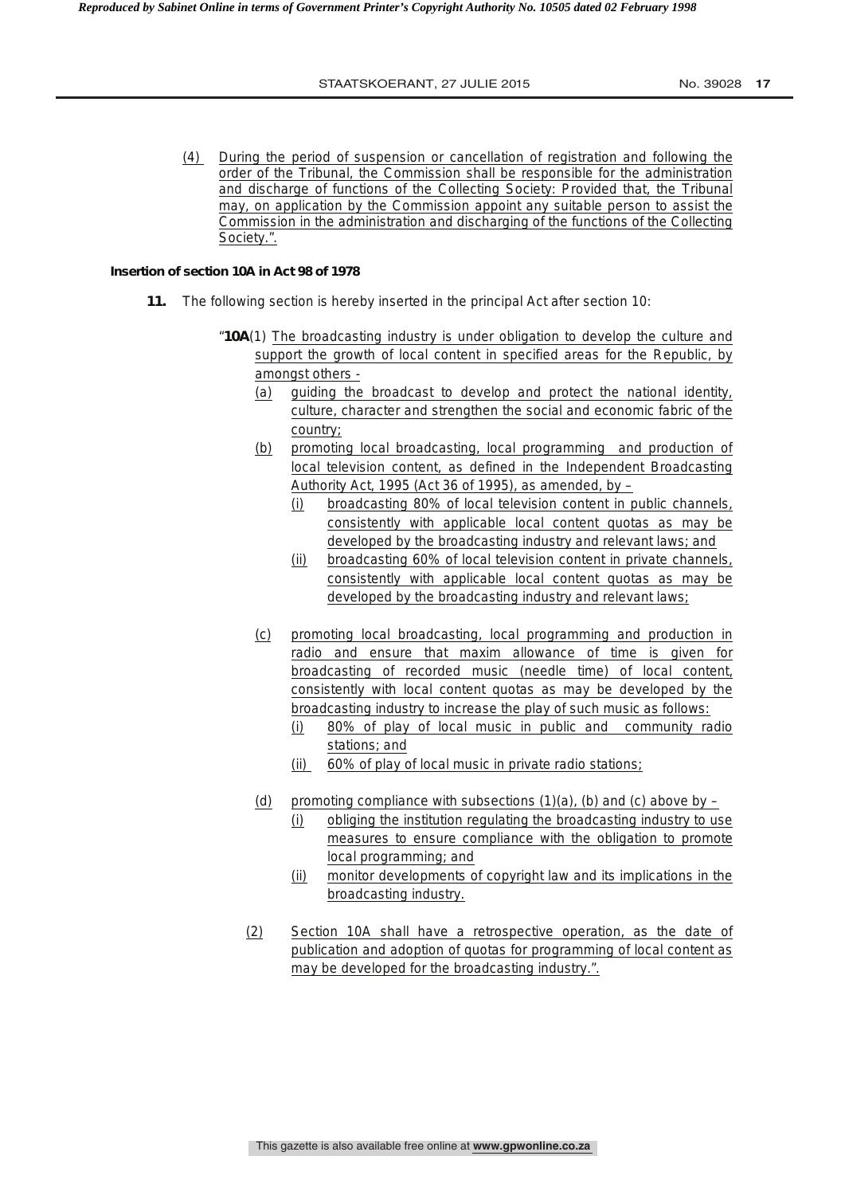(4) During the period of suspension or cancellation of registration and following the order of the Tribunal, the Commission shall be responsible for the administration and discharge of functions of the Collecting Society: Provided that, the Tribunal may, on application by the Commission appoint any suitable person to assist the Commission in the administration and discharging of the functions of the Collecting Society.".

**Insertion of section 10A in Act 98 of 1978**

**11.** The following section is hereby inserted in the principal Act after section 10:

"**10A**(1) The broadcasting industry is under obligation to develop the culture and support the growth of local content in specified areas for the Republic, by amongst others -

(a) guiding the broadcast to develop and protect the national identity, culture, character and strengthen the social and economic fabric of the country;

(b) promoting local broadcasting, local programming and production of local television content, as defined in the Independent Broadcasting Authority Act, 1995 (Act 36 of 1995), as amended, by –

(i) broadcasting 80% of local television content in public channels, consistently with applicable local content quotas as may be developed by the broadcasting industry and relevant laws; and

(ii) broadcasting 60% of local television content in private channels, consistently with applicable local content quotas as may be developed by the broadcasting industry and relevant laws;

(c) promoting local broadcasting, local programming and production in radio and ensure that maxim allowance of time is given for broadcasting of recorded music (needle time) of local content, consistently with local content quotas as may be developed by the broadcasting industry to increase the play of such music as follows:

(i) 80% of play of local music in public and community radio stations; and

(ii) 60% of play of local music in private radio stations;

(d) promoting compliance with subsections (1)(a), (b) and (c) above by –

(i) obliging the institution regulating the broadcasting industry to use measures to ensure compliance with the obligation to promote local programming; and

(ii) monitor developments of copyright law and its implications in the broadcasting industry.

(2) Section 10A shall have a retrospective operation, as the date of publication and adoption of quotas for programming of local content as may be developed for the broadcasting industry.".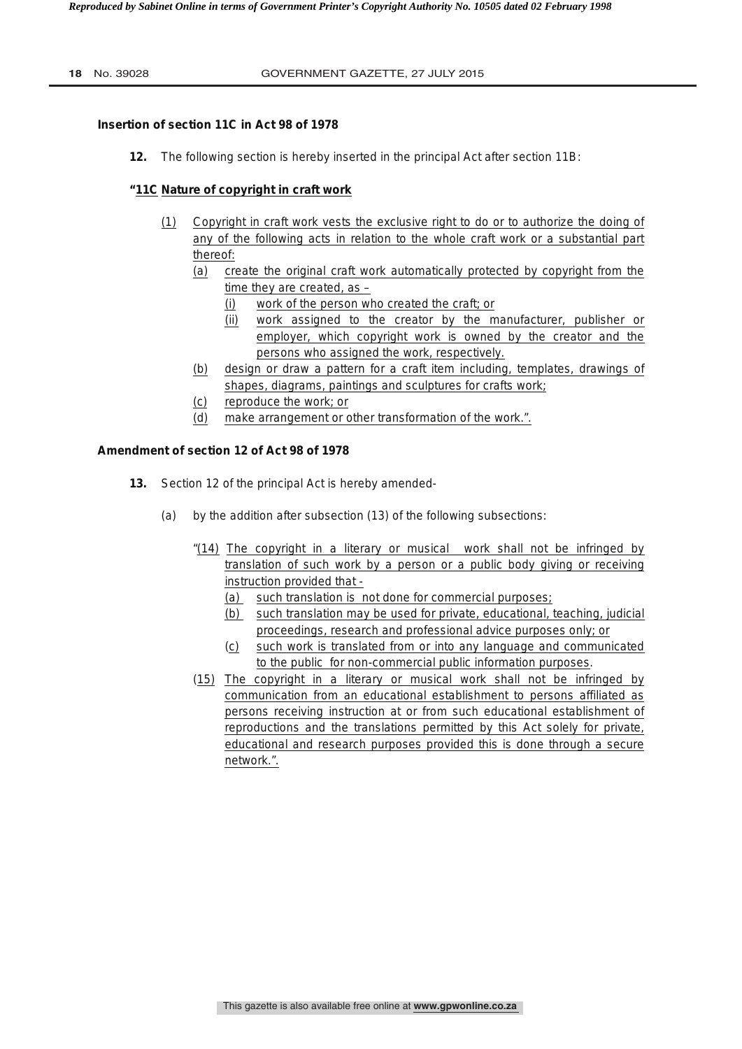**Insertion of section 11C in Act 98 of 1978**

**12.** The following section is hereby inserted in the principal Act after section 11B:

**"11C Nature of copyright in craft work**

(1) Copyright in craft work vests the exclusive right to do or to authorize the doing of any of the following acts in relation to the whole craft work or a substantial part thereof:

(a) create the original craft work automatically protected by copyright from the time they are created, as –

(i) work of the person who created the craft; or

(ii) work assigned to the creator by the manufacturer, publisher or employer, which copyright work is owned by the creator and the persons who assigned the work, respectively.

(b) design or draw a pattern for a craft item including, templates, drawings of shapes, diagrams, paintings and sculptures for crafts work;

(c) reproduce the work; or

(d) make arrangement or other transformation of the work.".

**Amendment of section 12 of Act 98 of 1978**

**13.** Section 12 of the principal Act is hereby amended-

(a) by the addition after subsection (13) of the following subsections:

"(14) The copyright in a literary or musical work shall not be infringed by translation of such work by a person or a public body giving or receiving instruction provided that -

(a) such translation is not done for commercial purposes;

(b) such translation may be used for private, educational, teaching, judicial proceedings, research and professional advice purposes only; or

(c) such work is translated from or into any language and communicated to the public for non-commercial public information purposes.

(15) The copyright in a literary or musical work shall not be infringed by communication from an educational establishment to persons affiliated as persons receiving instruction at or from such educational establishment of reproductions and the translations permitted by this Act solely for private, educational and research purposes provided this is done through a secure network.".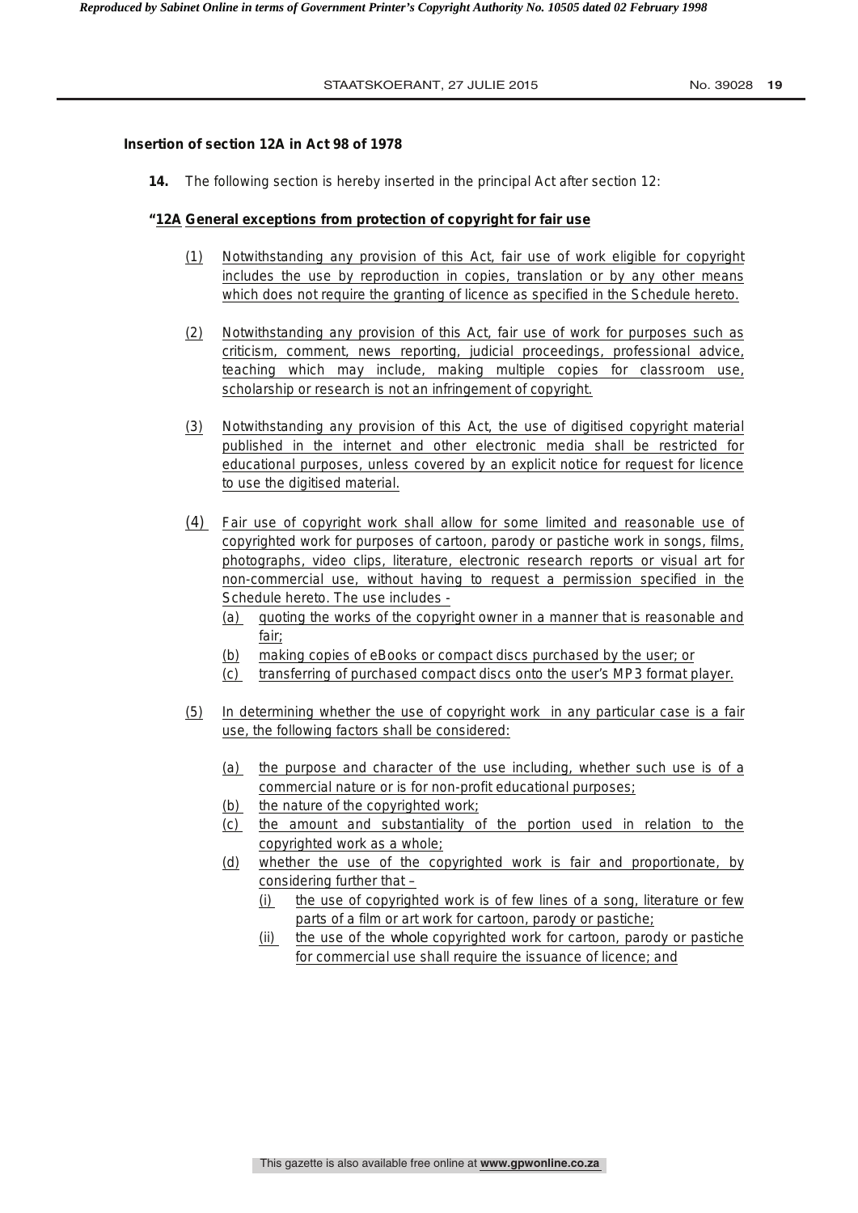**Insertion of section 12A in Act 98 of 1978**

**14.** The following section is hereby inserted in the principal Act after section 12:

**"12A General exceptions from protection of copyright for fair use**

(1) Notwithstanding any provision of this Act, fair use of work eligible for copyright includes the use by reproduction in copies, translation or by any other means which does not require the granting of licence as specified in the Schedule hereto.

(2) Notwithstanding any provision of this Act, fair use of work for purposes such as criticism, comment, news reporting, judicial proceedings, professional advice, teaching which may include, making multiple copies for classroom use, scholarship or research is not an infringement of copyright.

(3) Notwithstanding any provision of this Act, the use of digitised copyright material published in the internet and other electronic media shall be restricted for educational purposes, unless covered by an explicit notice for request for licence to use the digitised material.

(4) Fair use of copyright work shall allow for some limited and reasonable use of copyrighted work for purposes of cartoon, parody or pastiche work in songs, films, photographs, video clips, literature, electronic research reports or visual art for non-commercial use, without having to request a permission specified in the Schedule hereto. The use includes -

(a) quoting the works of the copyright owner in a manner that is reasonable and fair;
(b) making copies of eBooks or compact discs purchased by the user; or
(c) transferring of purchased compact discs onto the user's MP3 format player.

(5) In determining whether the use of copyright work in any particular case is a fair use, the following factors shall be considered:

(a) the purpose and character of the use including, whether such use is of a commercial nature or is for non-profit educational purposes;
(b) the nature of the copyrighted work;
(c) the amount and substantiality of the portion used in relation to the copyrighted work as a whole;
(d) whether the use of the copyrighted work is fair and proportionate, by considering further that –
    (i) the use of copyrighted work is of few lines of a song, literature or few parts of a film or art work for cartoon, parody or pastiche;
    (ii) the use of the whole copyrighted work for cartoon, parody or pastiche for commercial use shall require the issuance of licence; and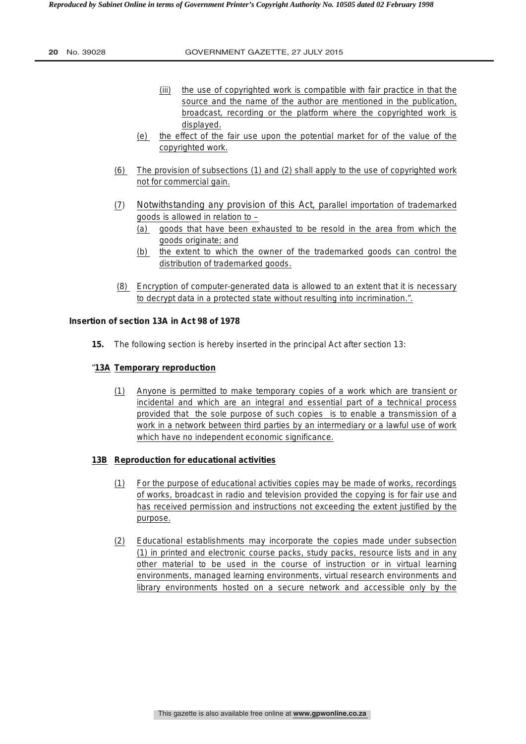(iii) the use of copyrighted work is compatible with fair practice in that the source and the name of the author are mentioned in the publication, broadcast, recording or the platform where the copyrighted work is displayed.

(e) the effect of the fair use upon the potential market for of the value of the copyrighted work.

(6) The provision of subsections (1) and (2) shall apply to the use of copyrighted work not for commercial gain.

(7) Notwithstanding any provision of this Act, parallel importation of trademarked goods is allowed in relation to –

(a) goods that have been exhausted to be resold in the area from which the goods originate; and

(b) the extent to which the owner of the trademarked goods can control the distribution of trademarked goods.

(8) Encryption of computer-generated data is allowed to an extent that it is necessary to decrypt data in a protected state without resulting into incrimination.".

**Insertion of section 13A in Act 98 of 1978**

**15.** The following section is hereby inserted in the principal Act after section 13:

"**13A Temporary reproduction**

(1) Anyone is permitted to make temporary copies of a work which are transient or incidental and which are an integral and essential part of a technical process provided that the sole purpose of such copies is to enable a transmission of a work in a network between third parties by an intermediary or a lawful use of work which have no independent economic significance.

**13B Reproduction for educational activities**

(1) For the purpose of educational activities copies may be made of works, recordings of works, broadcast in radio and television provided the copying is for fair use and has received permission and instructions not exceeding the extent justified by the purpose.

(2) Educational establishments may incorporate the copies made under subsection (1) in printed and electronic course packs, study packs, resource lists and in any other material to be used in the course of instruction or in virtual learning environments, managed learning environments, virtual research environments and library environments hosted on a secure network and accessible only by the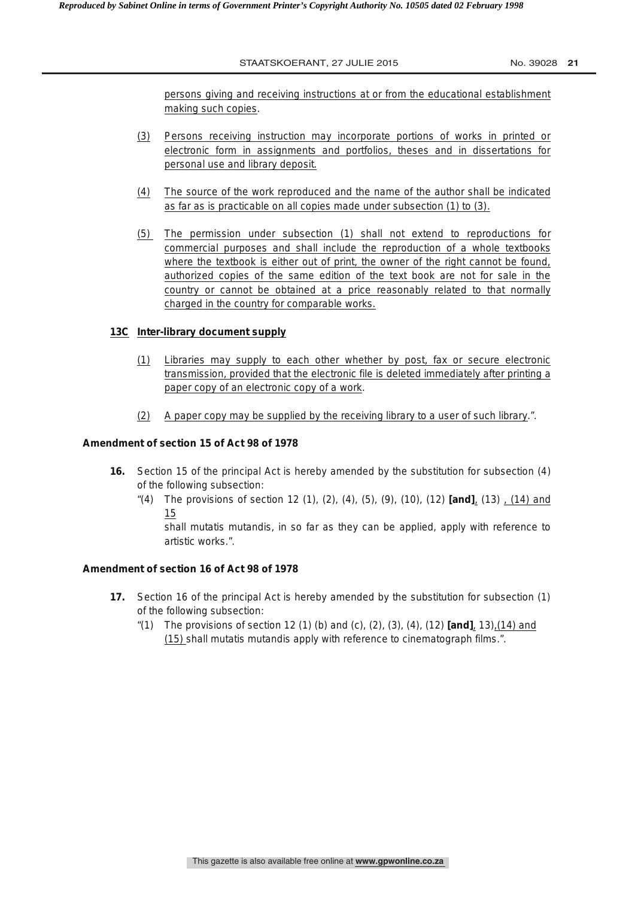persons giving and receiving instructions at or from the educational establishment making such copies.

(3) Persons receiving instruction may incorporate portions of works in printed or electronic form in assignments and portfolios, theses and in dissertations for personal use and library deposit.

(4) The source of the work reproduced and the name of the author shall be indicated as far as is practicable on all copies made under subsection (1) to (3).

(5) The permission under subsection (1) shall not extend to reproductions for commercial purposes and shall include the reproduction of a whole textbooks where the textbook is either out of print, the owner of the right cannot be found, authorized copies of the same edition of the text book are not for sale in the country or cannot be obtained at a price reasonably related to that normally charged in the country for comparable works.

**13C Inter-library document supply**

(1) Libraries may supply to each other whether by post, fax or secure electronic transmission, provided that the electronic file is deleted immediately after printing a paper copy of an electronic copy of a work.

(2) A paper copy may be supplied by the receiving library to a user of such library.".

**Amendment of section 15 of Act 98 of 1978**

**16.** Section 15 of the principal Act is hereby amended by the substitution for subsection (4) of the following subsection:

"(4) The provisions of section 12 (1), (2), (4), (5), (9), (10), (12) **[and]**, (13) , (14) and 15 shall mutatis mutandis, in so far as they can be applied, apply with reference to artistic works.".

**Amendment of section 16 of Act 98 of 1978**

**17.** Section 16 of the principal Act is hereby amended by the substitution for subsection (1) of the following subsection:

"(1) The provisions of section 12 (1) (b) and (c), (2), (3), (4), (12) **[and]**, 13),(14) and (15) shall mutatis mutandis apply with reference to cinematograph films.".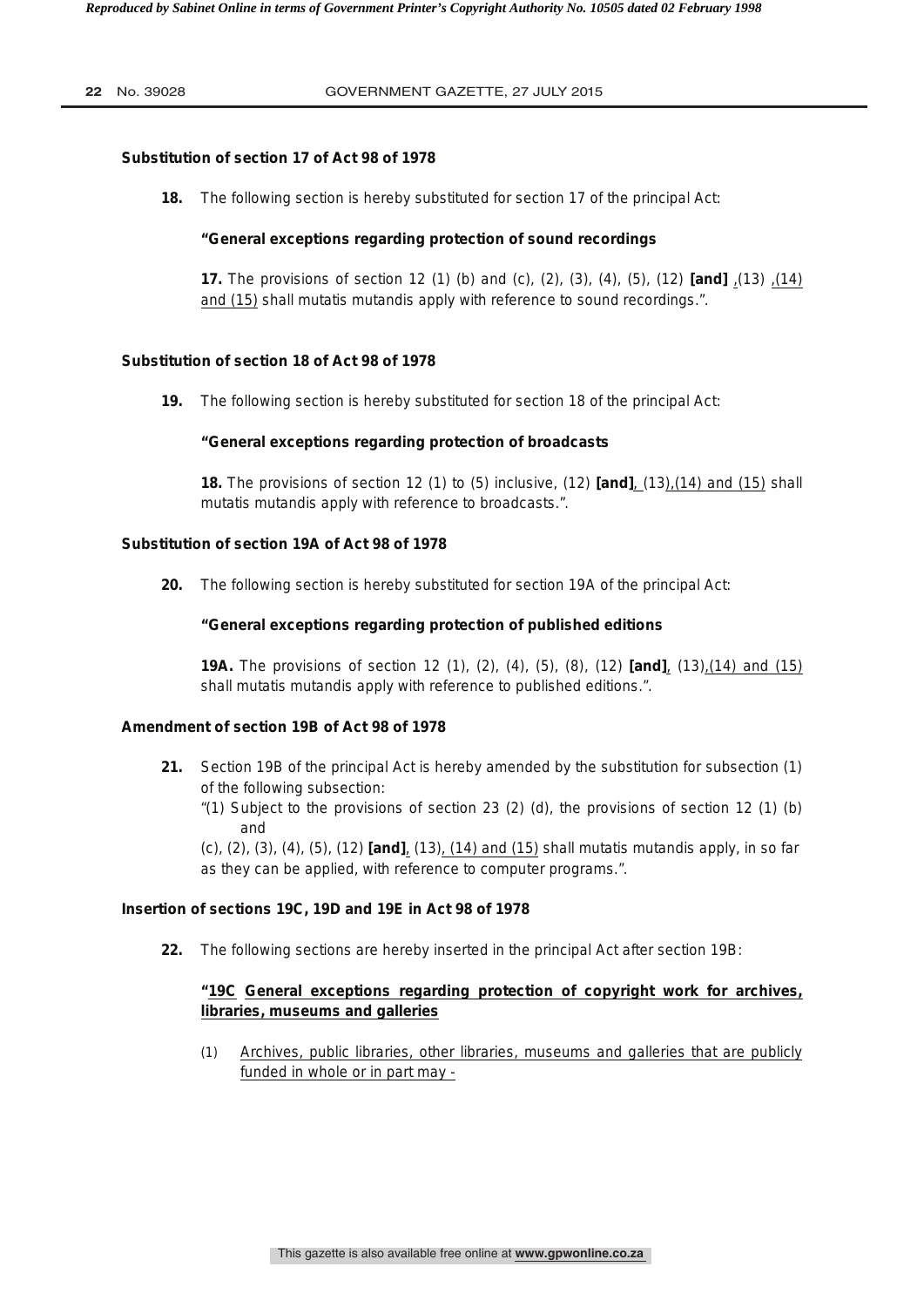**Substitution of section 17 of Act 98 of 1978**

**18.** The following section is hereby substituted for section 17 of the principal Act:

**"General exceptions regarding protection of sound recordings**

**17.** The provisions of section 12 (1) (b) and (c), (2), (3), (4), (5), (12) **[and]** ,(13) ,(14) and (15) shall mutatis mutandis apply with reference to sound recordings.".

**Substitution of section 18 of Act 98 of 1978**

**19.** The following section is hereby substituted for section 18 of the principal Act:

**"General exceptions regarding protection of broadcasts**

**18.** The provisions of section 12 (1) to (5) inclusive, (12) **[and]**, (13),(14) and (15) shall mutatis mutandis apply with reference to broadcasts.".

**Substitution of section 19A of Act 98 of 1978**

**20.** The following section is hereby substituted for section 19A of the principal Act:

**"General exceptions regarding protection of published editions**

**19A.** The provisions of section 12 (1), (2), (4), (5), (8), (12) **[and]**, (13),(14) and (15) shall mutatis mutandis apply with reference to published editions.".

**Amendment of section 19B of Act 98 of 1978**

**21.** Section 19B of the principal Act is hereby amended by the substitution for subsection (1) of the following subsection:

"(1) Subject to the provisions of section 23 (2) (d), the provisions of section 12 (1) (b) and (c), (2), (3), (4), (5), (12) **[and]**, (13), (14) and (15) shall mutatis mutandis apply, in so far as they can be applied, with reference to computer programs.".

**Insertion of sections 19C, 19D and 19E in Act 98 of 1978**

**22.** The following sections are hereby inserted in the principal Act after section 19B:

**"19C General exceptions regarding protection of copyright work for archives, libraries, museums and galleries**

(1) Archives, public libraries, other libraries, museums and galleries that are publicly funded in whole or in part may -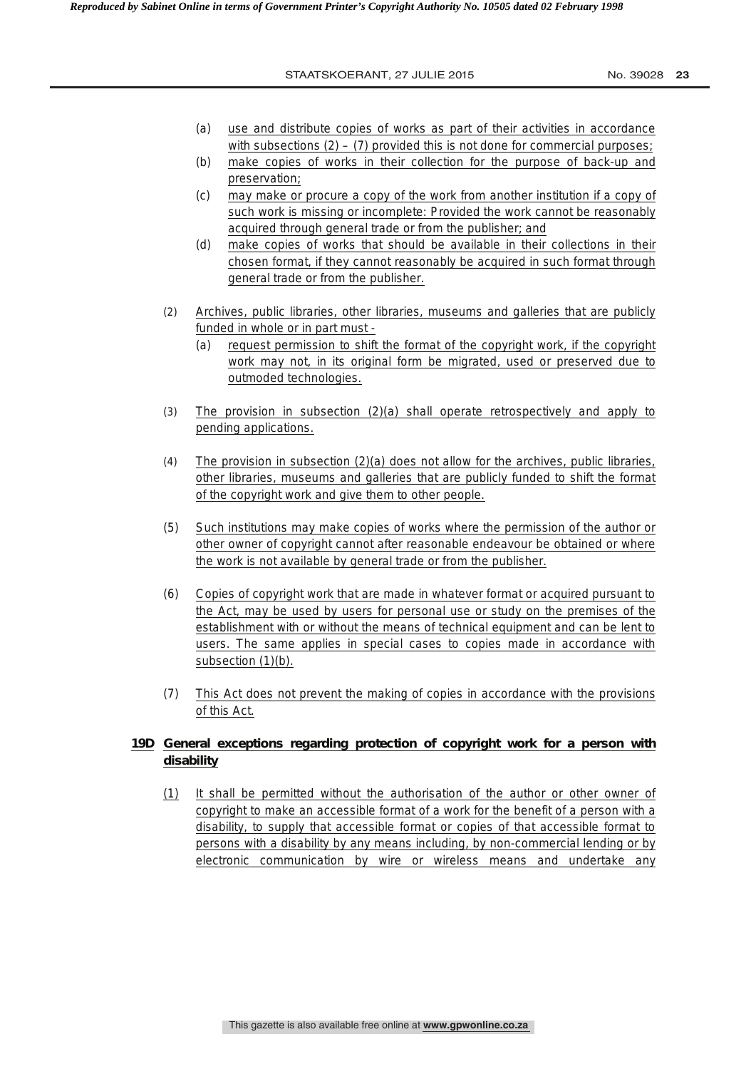(a) use and distribute copies of works as part of their activities in accordance with subsections (2) – (7) provided this is not done for commercial purposes;

(b) make copies of works in their collection for the purpose of back-up and preservation;

(c) may make or procure a copy of the work from another institution if a copy of such work is missing or incomplete: Provided the work cannot be reasonably acquired through general trade or from the publisher; and

(d) make copies of works that should be available in their collections in their chosen format, if they cannot reasonably be acquired in such format through general trade or from the publisher.

(2) Archives, public libraries, other libraries, museums and galleries that are publicly funded in whole or in part must -

(a) request permission to shift the format of the copyright work, if the copyright work may not, in its original form be migrated, used or preserved due to outmoded technologies.

(3) The provision in subsection (2)(a) shall operate retrospectively and apply to pending applications.

(4) The provision in subsection (2)(a) does not allow for the archives, public libraries, other libraries, museums and galleries that are publicly funded to shift the format of the copyright work and give them to other people.

(5) Such institutions may make copies of works where the permission of the author or other owner of copyright cannot after reasonable endeavour be obtained or where the work is not available by general trade or from the publisher.

(6) Copies of copyright work that are made in whatever format or acquired pursuant to the Act, may be used by users for personal use or study on the premises of the establishment with or without the means of technical equipment and can be lent to users. The same applies in special cases to copies made in accordance with subsection (1)(b).

(7) This Act does not prevent the making of copies in accordance with the provisions of this Act.

**19D General exceptions regarding protection of copyright work for a person with disability**

(1) It shall be permitted without the authorisation of the author or other owner of copyright to make an accessible format of a work for the benefit of a person with a disability, to supply that accessible format or copies of that accessible format to persons with a disability by any means including, by non-commercial lending or by electronic communication by wire or wireless means and undertake any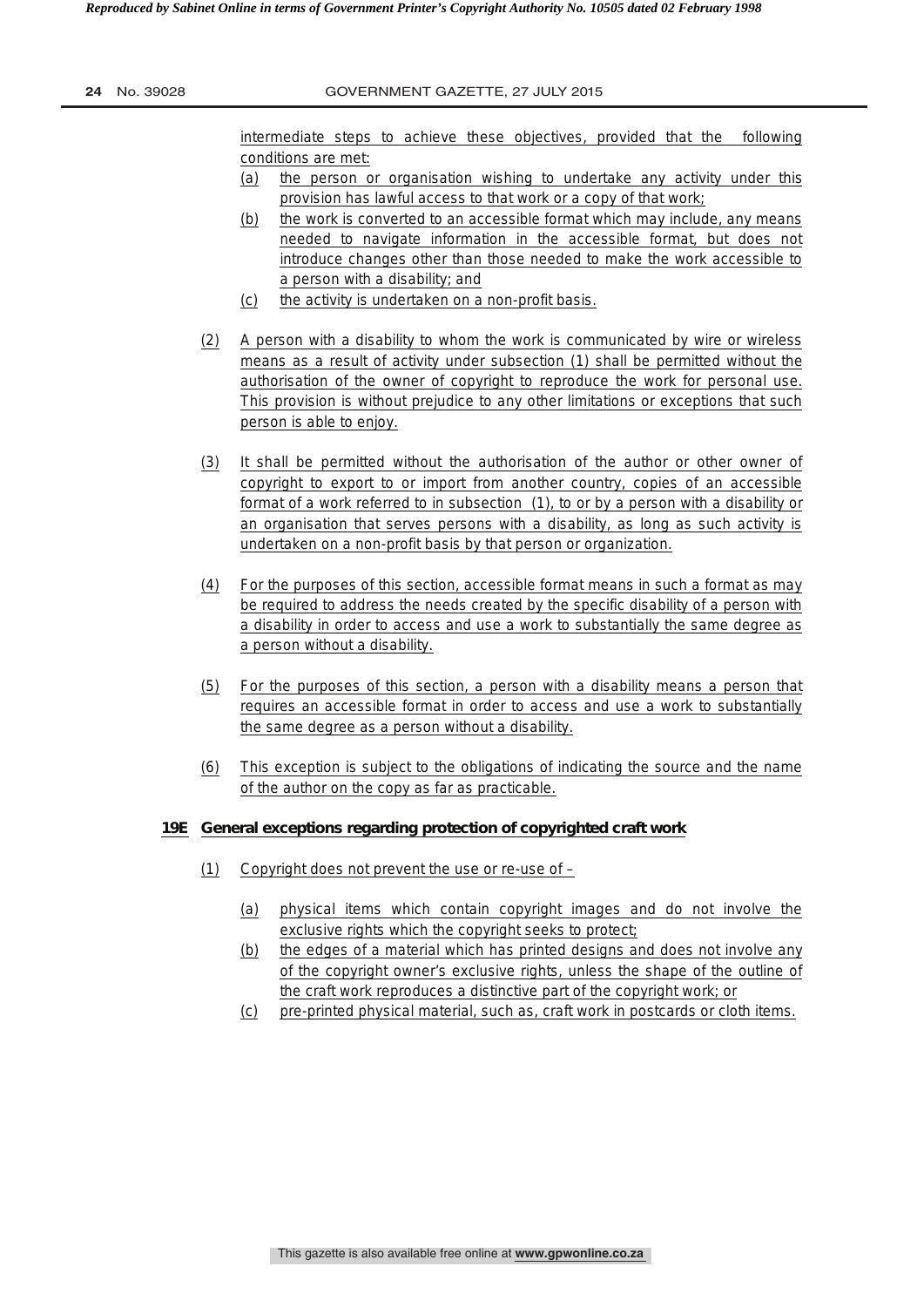intermediate steps to achieve these objectives, provided that the following conditions are met:

(a) the person or organisation wishing to undertake any activity under this provision has lawful access to that work or a copy of that work;

(b) the work is converted to an accessible format which may include, any means needed to navigate information in the accessible format, but does not introduce changes other than those needed to make the work accessible to a person with a disability; and

(c) the activity is undertaken on a non-profit basis.

(2) A person with a disability to whom the work is communicated by wire or wireless means as a result of activity under subsection (1) shall be permitted without the authorisation of the owner of copyright to reproduce the work for personal use. This provision is without prejudice to any other limitations or exceptions that such person is able to enjoy.

(3) It shall be permitted without the authorisation of the author or other owner of copyright to export to or import from another country, copies of an accessible format of a work referred to in subsection (1), to or by a person with a disability or an organisation that serves persons with a disability, as long as such activity is undertaken on a non-profit basis by that person or organization.

(4) For the purposes of this section, accessible format means in such a format as may be required to address the needs created by the specific disability of a person with a disability in order to access and use a work to substantially the same degree as a person without a disability.

(5) For the purposes of this section, a person with a disability means a person that requires an accessible format in order to access and use a work to substantially the same degree as a person without a disability.

(6) This exception is subject to the obligations of indicating the source and the name of the author on the copy as far as practicable.

**19E General exceptions regarding protection of copyrighted craft work**

(1) Copyright does not prevent the use or re-use of –

(a) physical items which contain copyright images and do not involve the exclusive rights which the copyright seeks to protect;

(b) the edges of a material which has printed designs and does not involve any of the copyright owner's exclusive rights, unless the shape of the outline of the craft work reproduces a distinctive part of the copyright work; or

(c) pre-printed physical material, such as, craft work in postcards or cloth items.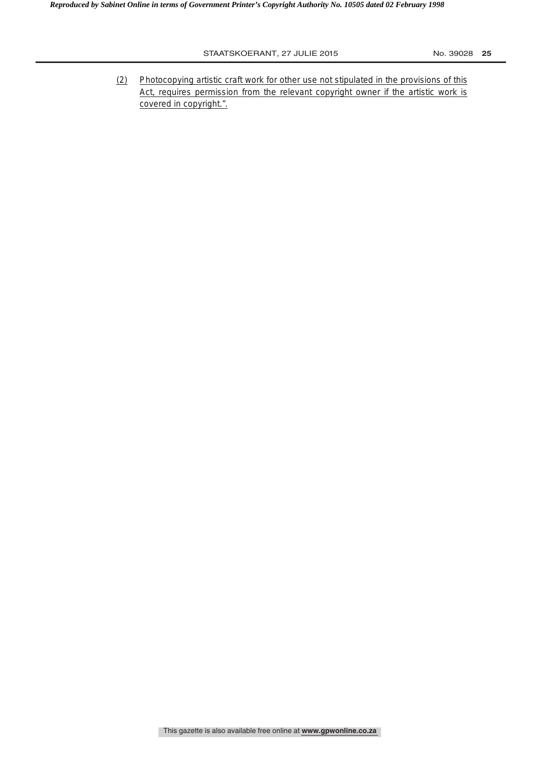(2) Photocopying artistic craft work for other use not stipulated in the provisions of this Act, requires permission from the relevant copyright owner if the artistic work is covered in copyright.".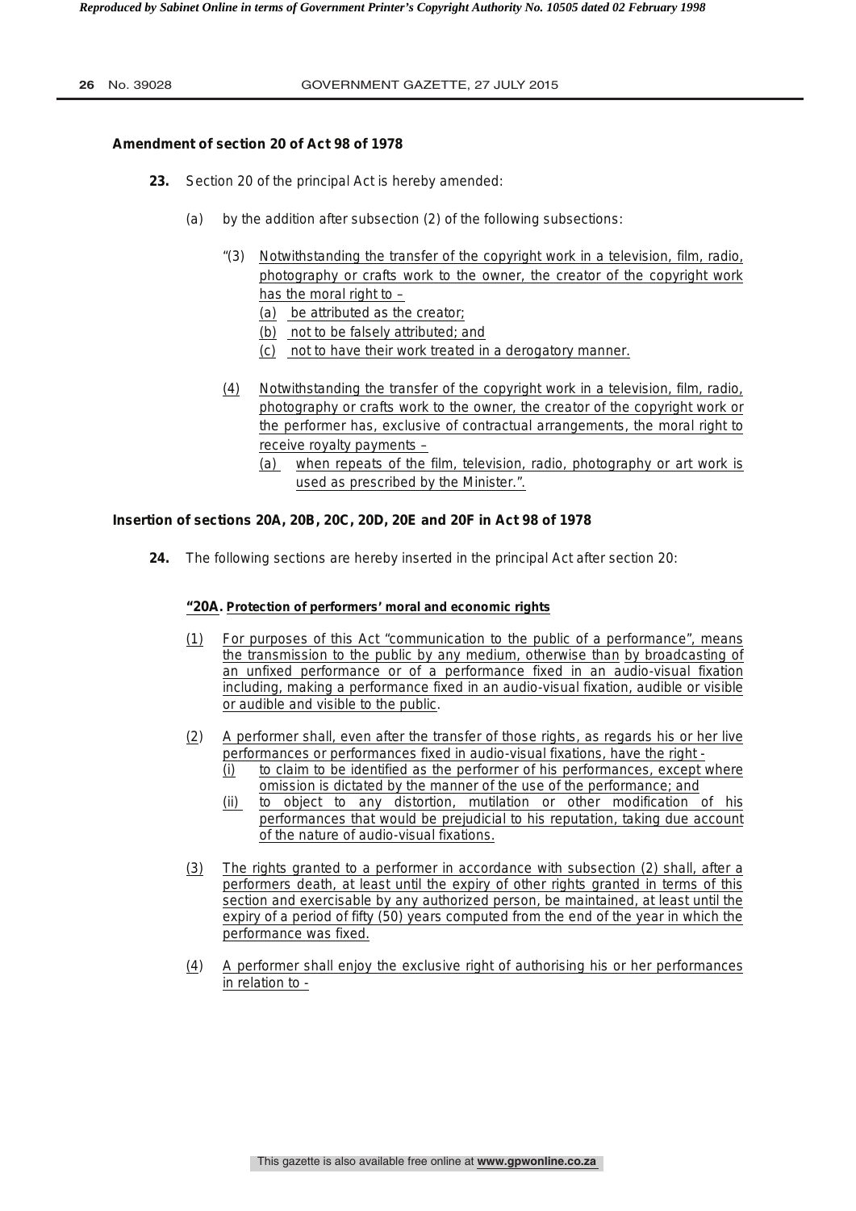**Amendment of section 20 of Act 98 of 1978**

**23.** Section 20 of the principal Act is hereby amended:

(a) by the addition after subsection (2) of the following subsections:

"(3) Notwithstanding the transfer of the copyright work in a television, film, radio, photography or crafts work to the owner, the creator of the copyright work has the moral right to –

(a) be attributed as the creator;

(b) not to be falsely attributed; and

(c) not to have their work treated in a derogatory manner.

(4) Notwithstanding the transfer of the copyright work in a television, film, radio, photography or crafts work to the owner, the creator of the copyright work or the performer has, exclusive of contractual arrangements, the moral right to receive royalty payments –

(a) when repeats of the film, television, radio, photography or art work is used as prescribed by the Minister.".

**Insertion of sections 20A, 20B, 20C, 20D, 20E and 20F in Act 98 of 1978**

**24.** The following sections are hereby inserted in the principal Act after section 20:

**"20A. Protection of performers' moral and economic rights**

(1) For purposes of this Act "communication to the public of a performance", means the transmission to the public by any medium, otherwise than by broadcasting of an unfixed performance or of a performance fixed in an audio-visual fixation including, making a performance fixed in an audio-visual fixation, audible or visible or audible and visible to the public.

(2) A performer shall, even after the transfer of those rights, as regards his or her live performances or performances fixed in audio-visual fixations, have the right -

(i) to claim to be identified as the performer of his performances, except where omission is dictated by the manner of the use of the performance; and

(ii) to object to any distortion, mutilation or other modification of his performances that would be prejudicial to his reputation, taking due account of the nature of audio-visual fixations.

(3) The rights granted to a performer in accordance with subsection (2) shall, after a performers death, at least until the expiry of other rights granted in terms of this section and exercisable by any authorized person, be maintained, at least until the expiry of a period of fifty (50) years computed from the end of the year in which the performance was fixed.

(4) A performer shall enjoy the exclusive right of authorising his or her performances in relation to -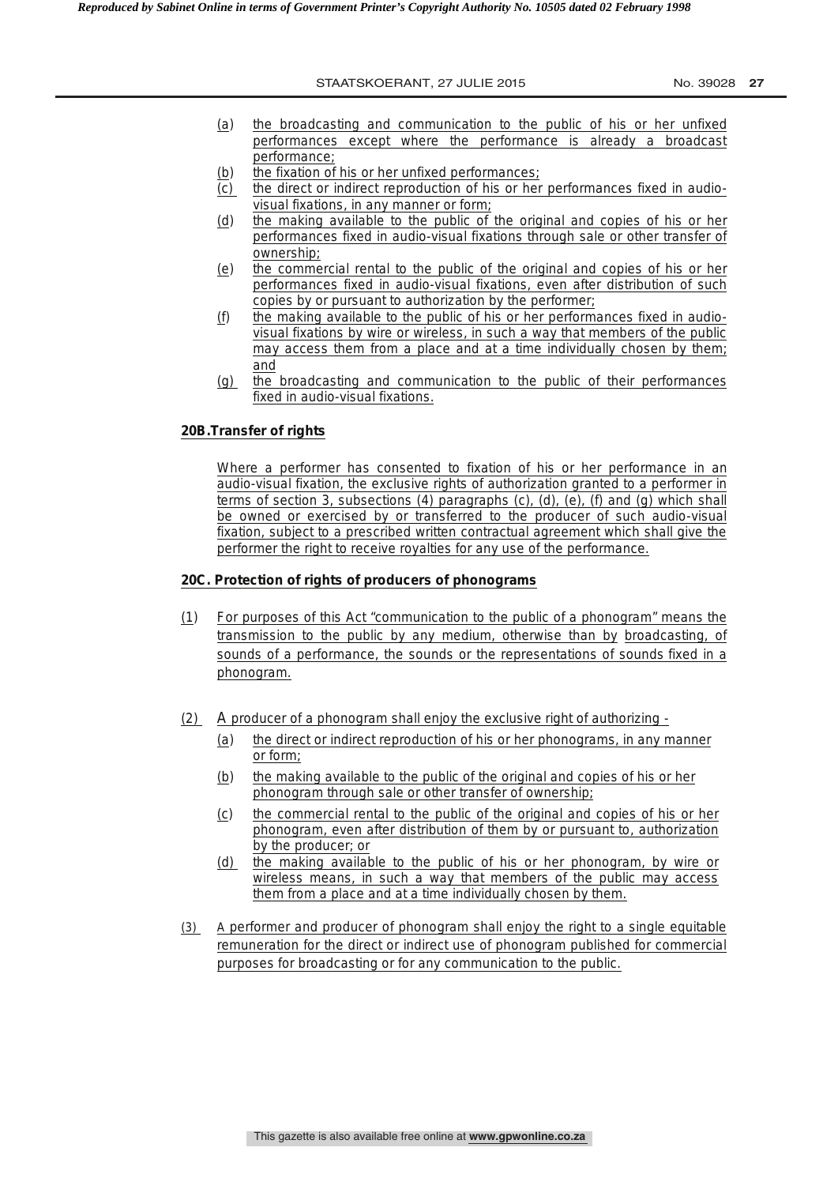(a) the broadcasting and communication to the public of his or her unfixed performances except where the performance is already a broadcast performance;

(b) the fixation of his or her unfixed performances;

(c) the direct or indirect reproduction of his or her performances fixed in audio-visual fixations, in any manner or form;

(d) the making available to the public of the original and copies of his or her performances fixed in audio-visual fixations through sale or other transfer of ownership;

(e) the commercial rental to the public of the original and copies of his or her performances fixed in audio-visual fixations, even after distribution of such copies by or pursuant to authorization by the performer;

(f) the making available to the public of his or her performances fixed in audio-visual fixations by wire or wireless, in such a way that members of the public may access them from a place and at a time individually chosen by them; and

(g) the broadcasting and communication to the public of their performances fixed in audio-visual fixations.

**20B.Transfer of rights**

Where a performer has consented to fixation of his or her performance in an audio-visual fixation, the exclusive rights of authorization granted to a performer in terms of section 3, subsections (4) paragraphs (c), (d), (e), (f) and (g) which shall be owned or exercised by or transferred to the producer of such audio-visual fixation, subject to a prescribed written contractual agreement which shall give the performer the right to receive royalties for any use of the performance.

**20C. Protection of rights of producers of phonograms**

(1) For purposes of this Act "communication to the public of a phonogram" means the transmission to the public by any medium, otherwise than by broadcasting, of sounds of a performance, the sounds or the representations of sounds fixed in a phonogram.

(2) A producer of a phonogram shall enjoy the exclusive right of authorizing -

(a) the direct or indirect reproduction of his or her phonograms, in any manner or form;

(b) the making available to the public of the original and copies of his or her phonogram through sale or other transfer of ownership;

(c) the commercial rental to the public of the original and copies of his or her phonogram, even after distribution of them by or pursuant to, authorization by the producer; or

(d) the making available to the public of his or her phonogram, by wire or wireless means, in such a way that members of the public may access them from a place and at a time individually chosen by them.

(3) A performer and producer of phonogram shall enjoy the right to a single equitable remuneration for the direct or indirect use of phonogram published for commercial purposes for broadcasting or for any communication to the public.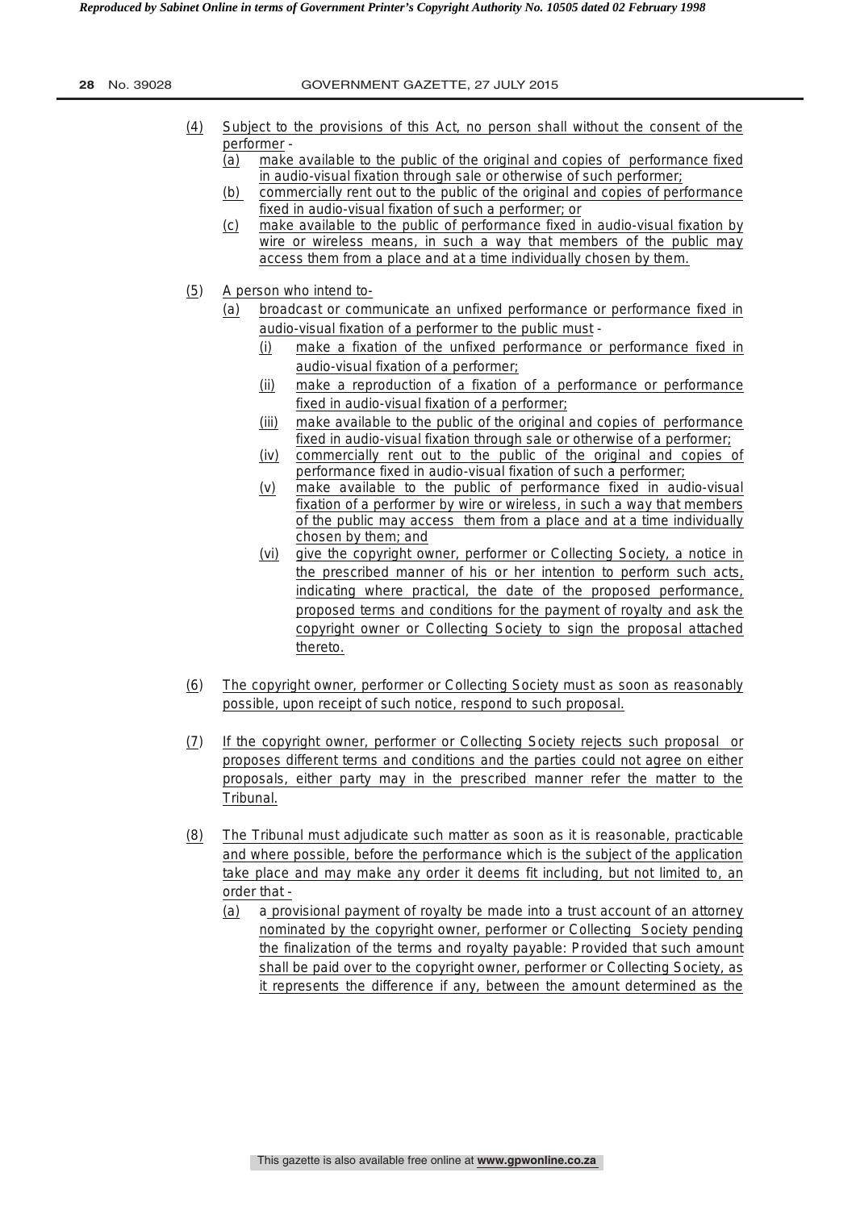(4) Subject to the provisions of this Act, no person shall without the consent of the performer -

   (a) make available to the public of the original and copies of performance fixed in audio-visual fixation through sale or otherwise of such performer;

   (b) commercially rent out to the public of the original and copies of performance fixed in audio-visual fixation of such a performer; or

   (c) make available to the public of performance fixed in audio-visual fixation by wire or wireless means, in such a way that members of the public may access them from a place and at a time individually chosen by them.

(5) A person who intend to-

   (a) broadcast or communicate an unfixed performance or performance fixed in audio-visual fixation of a performer to the public must -

      (i) make a fixation of the unfixed performance or performance fixed in audio-visual fixation of a performer;

      (ii) make a reproduction of a fixation of a performance or performance fixed in audio-visual fixation of a performer;

      (iii) make available to the public of the original and copies of performance fixed in audio-visual fixation through sale or otherwise of a performer;

      (iv) commercially rent out to the public of the original and copies of performance fixed in audio-visual fixation of such a performer;

      (v) make available to the public of performance fixed in audio-visual fixation of a performer by wire or wireless, in such a way that members of the public may access them from a place and at a time individually chosen by them; and

      (vi) give the copyright owner, performer or Collecting Society, a notice in the prescribed manner of his or her intention to perform such acts, indicating where practical, the date of the proposed performance, proposed terms and conditions for the payment of royalty and ask the copyright owner or Collecting Society to sign the proposal attached thereto.

(6) The copyright owner, performer or Collecting Society must as soon as reasonably possible, upon receipt of such notice, respond to such proposal.

(7) If the copyright owner, performer or Collecting Society rejects such proposal or proposes different terms and conditions and the parties could not agree on either proposals, either party may in the prescribed manner refer the matter to the Tribunal.

(8) The Tribunal must adjudicate such matter as soon as it is reasonable, practicable and where possible, before the performance which is the subject of the application take place and may make any order it deems fit including, but not limited to, an order that -

   (a) a provisional payment of royalty be made into a trust account of an attorney nominated by the copyright owner, performer or Collecting Society pending the finalization of the terms and royalty payable: Provided that such amount shall be paid over to the copyright owner, performer or Collecting Society, as it represents the difference if any, between the amount determined as the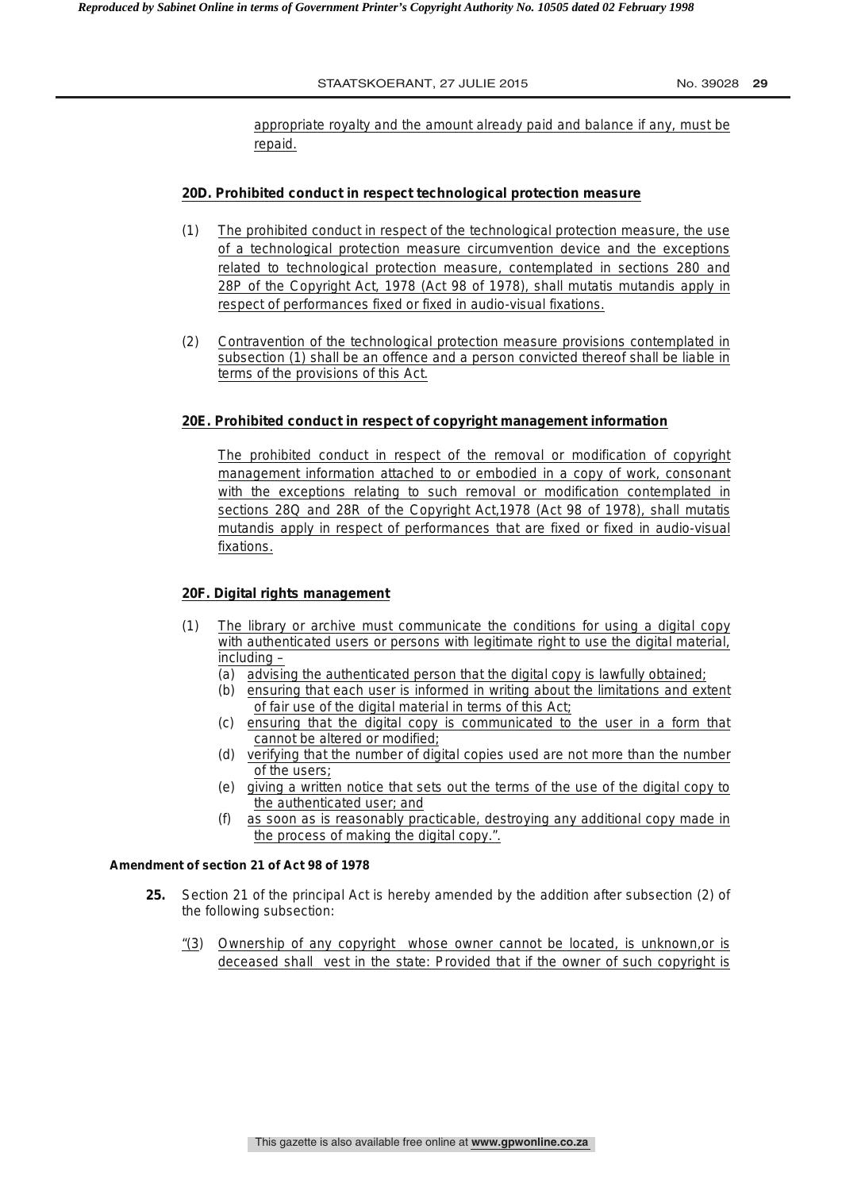appropriate royalty and the amount already paid and balance if any, must be repaid.

**20D. Prohibited conduct in respect technological protection measure**

(1) The prohibited conduct in respect of the technological protection measure, the use of a technological protection measure circumvention device and the exceptions related to technological protection measure, contemplated in sections 28O and 28P of the Copyright Act, 1978 (Act 98 of 1978), shall mutatis mutandis apply in respect of performances fixed or fixed in audio-visual fixations.

(2) Contravention of the technological protection measure provisions contemplated in subsection (1) shall be an offence and a person convicted thereof shall be liable in terms of the provisions of this Act.

**20E. Prohibited conduct in respect of copyright management information**

The prohibited conduct in respect of the removal or modification of copyright management information attached to or embodied in a copy of work, consonant with the exceptions relating to such removal or modification contemplated in sections 28Q and 28R of the Copyright Act,1978 (Act 98 of 1978), shall mutatis mutandis apply in respect of performances that are fixed or fixed in audio-visual fixations.

**20F. Digital rights management**

(1) The library or archive must communicate the conditions for using a digital copy with authenticated users or persons with legitimate right to use the digital material, including –
   (a) advising the authenticated person that the digital copy is lawfully obtained;
   (b) ensuring that each user is informed in writing about the limitations and extent of fair use of the digital material in terms of this Act;
   (c) ensuring that the digital copy is communicated to the user in a form that cannot be altered or modified;
   (d) verifying that the number of digital copies used are not more than the number of the users;
   (e) giving a written notice that sets out the terms of the use of the digital copy to the authenticated user; and
   (f) as soon as is reasonably practicable, destroying any additional copy made in the process of making the digital copy.".

**Amendment of section 21 of Act 98 of 1978**

**25.** Section 21 of the principal Act is hereby amended by the addition after subsection (2) of the following subsection:

"(3) Ownership of any copyright whose owner cannot be located, is unknown,or is deceased shall vest in the state: Provided that if the owner of such copyright is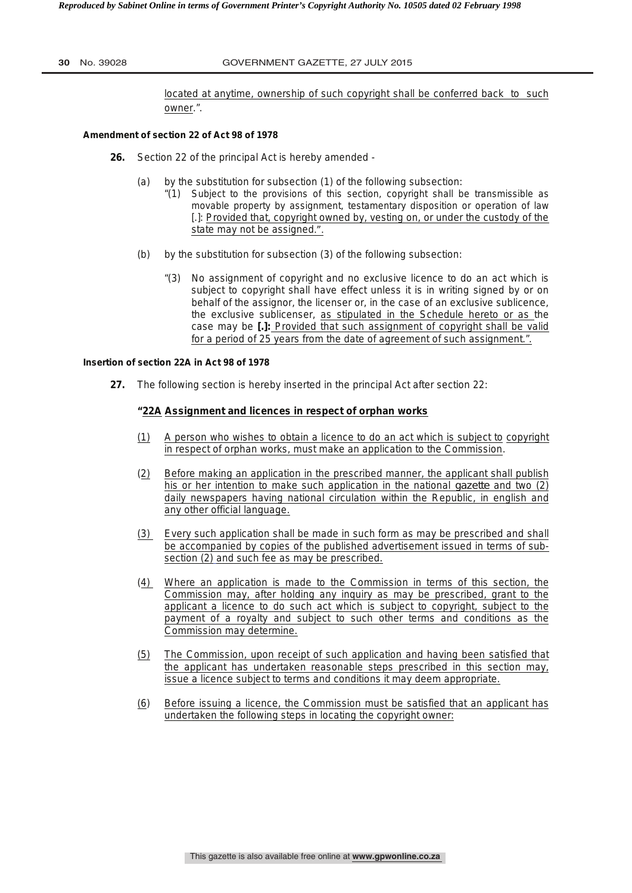located at anytime, ownership of such copyright shall be conferred back to such owner.".

**Amendment of section 22 of Act 98 of 1978**

**26.** Section 22 of the principal Act is hereby amended -

(a) by the substitution for subsection (1) of the following subsection:

"(1) Subject to the provisions of this section, copyright shall be transmissible as movable property by assignment, testamentary disposition or operation of law [.]: Provided that, copyright owned by, vesting on, or under the custody of the state may not be assigned.".

(b) by the substitution for subsection (3) of the following subsection:

"(3) No assignment of copyright and no exclusive licence to do an act which is subject to copyright shall have effect unless it is in writing signed by or on behalf of the assignor, the licenser or, in the case of an exclusive sublicence, the exclusive sublicenser, as stipulated in the Schedule hereto or as the case may be **[.]:** Provided that such assignment of copyright shall be valid for a period of 25 years from the date of agreement of such assignment.".

**Insertion of section 22A in Act 98 of 1978**

**27.** The following section is hereby inserted in the principal Act after section 22:

**"22A Assignment and licences in respect of orphan works**

(1) A person who wishes to obtain a licence to do an act which is subject to copyright in respect of orphan works, must make an application to the Commission.

(2) Before making an application in the prescribed manner, the applicant shall publish his or her intention to make such application in the national gazette and two (2) daily newspapers having national circulation within the Republic, in english and any other official language.

(3) Every such application shall be made in such form as may be prescribed and shall be accompanied by copies of the published advertisement issued in terms of subsection (2) and such fee as may be prescribed.

(4) Where an application is made to the Commission in terms of this section, the Commission may, after holding any inquiry as may be prescribed, grant to the applicant a licence to do such act which is subject to copyright, subject to the payment of a royalty and subject to such other terms and conditions as the Commission may determine.

(5) The Commission, upon receipt of such application and having been satisfied that the applicant has undertaken reasonable steps prescribed in this section may, issue a licence subject to terms and conditions it may deem appropriate.

(6) Before issuing a licence, the Commission must be satisfied that an applicant has undertaken the following steps in locating the copyright owner: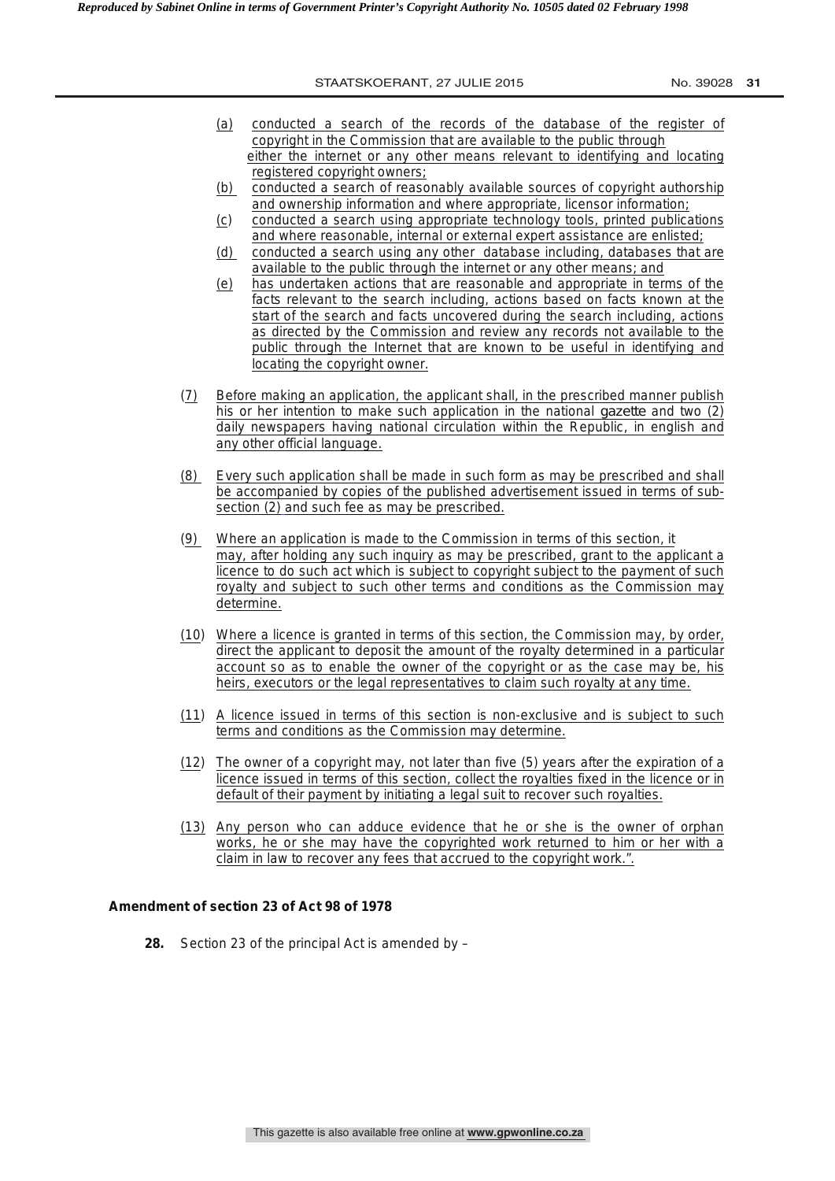(a) conducted a search of the records of the database of the register of copyright in the Commission that are available to the public through either the internet or any other means relevant to identifying and locating registered copyright owners;

(b) conducted a search of reasonably available sources of copyright authorship and ownership information and where appropriate, licensor information;

(c) conducted a search using appropriate technology tools, printed publications and where reasonable, internal or external expert assistance are enlisted;

(d) conducted a search using any other database including, databases that are available to the public through the internet or any other means; and

(e) has undertaken actions that are reasonable and appropriate in terms of the facts relevant to the search including, actions based on facts known at the start of the search and facts uncovered during the search including, actions as directed by the Commission and review any records not available to the public through the Internet that are known to be useful in identifying and locating the copyright owner.

(7) Before making an application, the applicant shall, in the prescribed manner publish his or her intention to make such application in the national *gazette* and two (2) daily newspapers having national circulation within the Republic, in english and any other official language.

(8) Every such application shall be made in such form as may be prescribed and shall be accompanied by copies of the published advertisement issued in terms of subsection (2) and such fee as may be prescribed.

(9) Where an application is made to the Commission in terms of this section, it may, after holding any such inquiry as may be prescribed, grant to the applicant a licence to do such act which is subject to copyright subject to the payment of such royalty and subject to such other terms and conditions as the Commission may determine.

(10) Where a licence is granted in terms of this section, the Commission may, by order, direct the applicant to deposit the amount of the royalty determined in a particular account so as to enable the owner of the copyright or as the case may be, his heirs, executors or the legal representatives to claim such royalty at any time.

(11) A licence issued in terms of this section is non-exclusive and is subject to such terms and conditions as the Commission may determine.

(12) The owner of a copyright may, not later than five (5) years after the expiration of a licence issued in terms of this section, collect the royalties fixed in the licence or in default of their payment by initiating a legal suit to recover such royalties.

(13) Any person who can adduce evidence that he or she is the owner of orphan works, he or she may have the copyrighted work returned to him or her with a claim in law to recover any fees that accrued to the copyright work.".

**Amendment of section 23 of Act 98 of 1978**

**28.** Section 23 of the principal Act is amended by –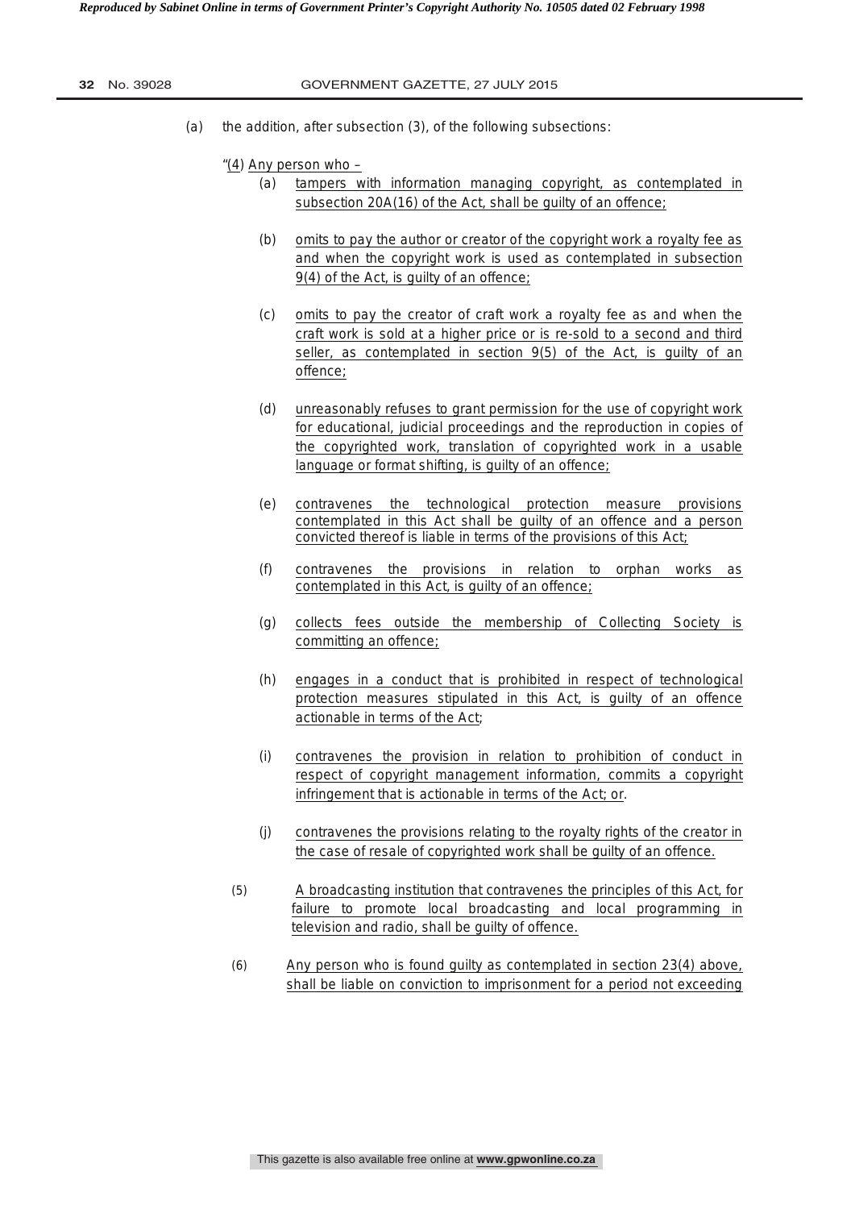(a) the addition, after subsection (3), of the following subsections:

"(4) Any person who –

(a) tampers with information managing copyright, as contemplated in subsection 20A(16) of the Act, shall be guilty of an offence;

(b) omits to pay the author or creator of the copyright work a royalty fee as and when the copyright work is used as contemplated in subsection 9(4) of the Act, is guilty of an offence;

(c) omits to pay the creator of craft work a royalty fee as and when the craft work is sold at a higher price or is re-sold to a second and third seller, as contemplated in section 9(5) of the Act, is guilty of an offence;

(d) unreasonably refuses to grant permission for the use of copyright work for educational, judicial proceedings and the reproduction in copies of the copyrighted work, translation of copyrighted work in a usable language or format shifting, is guilty of an offence;

(e) contravenes the technological protection measure provisions contemplated in this Act shall be guilty of an offence and a person convicted thereof is liable in terms of the provisions of this Act;

(f) contravenes the provisions in relation to orphan works as contemplated in this Act, is guilty of an offence;

(g) collects fees outside the membership of Collecting Society is committing an offence;

(h) engages in a conduct that is prohibited in respect of technological protection measures stipulated in this Act, is guilty of an offence actionable in terms of the Act;

(i) contravenes the provision in relation to prohibition of conduct in respect of copyright management information, commits a copyright infringement that is actionable in terms of the Act; or.

(j) contravenes the provisions relating to the royalty rights of the creator in the case of resale of copyrighted work shall be guilty of an offence.

(5) A broadcasting institution that contravenes the principles of this Act, for failure to promote local broadcasting and local programming in television and radio, shall be guilty of offence.

(6) Any person who is found guilty as contemplated in section 23(4) above, shall be liable on conviction to imprisonment for a period not exceeding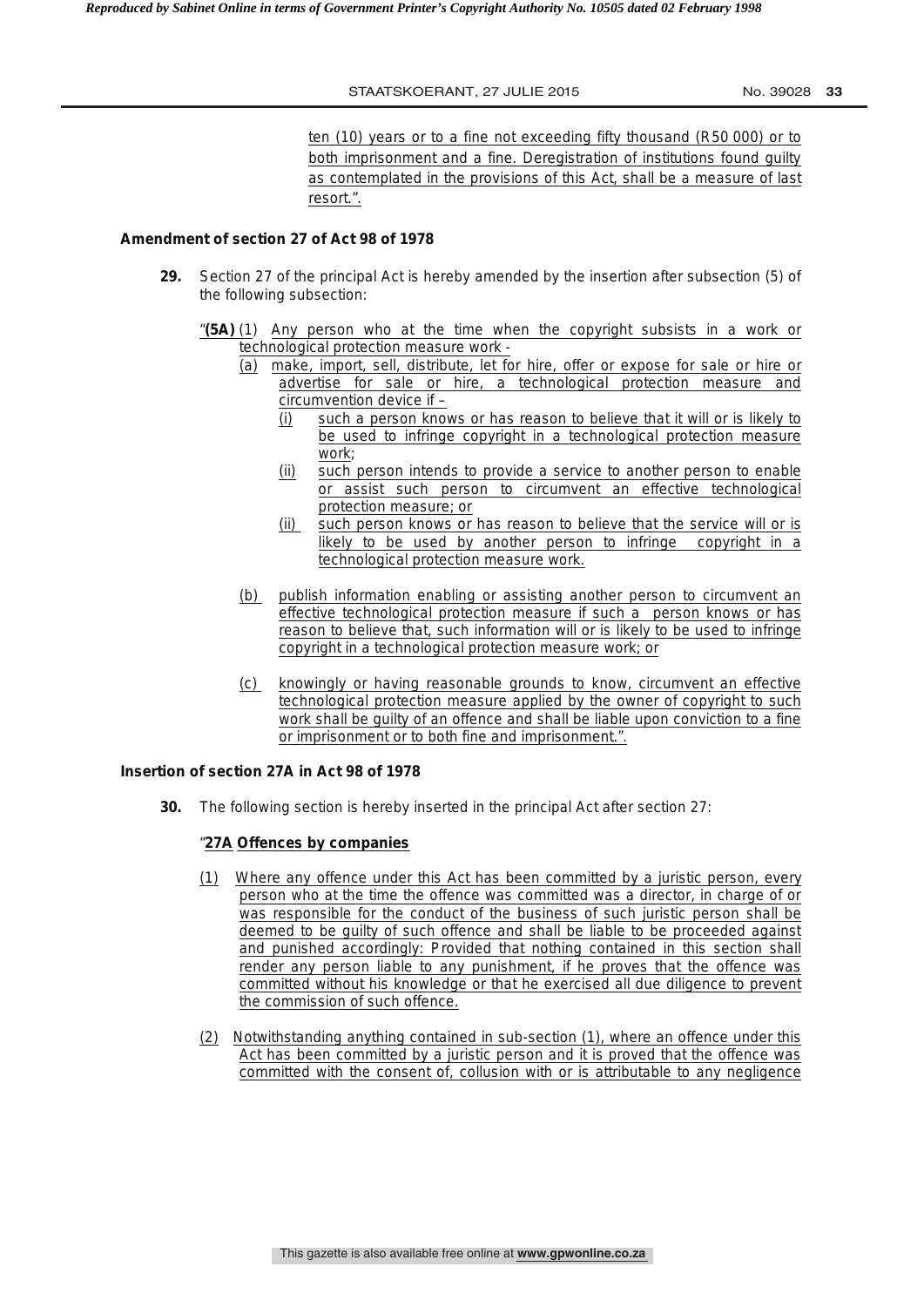ten (10) years or to a fine not exceeding fifty thousand (R50 000) or to both imprisonment and a fine. Deregistration of institutions found guilty as contemplated in the provisions of this Act, shall be a measure of last resort.".

**Amendment of section 27 of Act 98 of 1978**

**29.** Section 27 of the principal Act is hereby amended by the insertion after subsection (5) of the following subsection:

"**(5A)** (1) Any person who at the time when the copyright subsists in a work or technological protection measure work -

(a) make, import, sell, distribute, let for hire, offer or expose for sale or hire or advertise for sale or hire, a technological protection measure and circumvention device if –

(i) such a person knows or has reason to believe that it will or is likely to be used to infringe copyright in a technological protection measure work;

(ii) such person intends to provide a service to another person to enable or assist such person to circumvent an effective technological protection measure; or

(ii) such person knows or has reason to believe that the service will or is likely to be used by another person to infringe copyright in a technological protection measure work.

(b) publish information enabling or assisting another person to circumvent an effective technological protection measure if such a person knows or has reason to believe that, such information will or is likely to be used to infringe copyright in a technological protection measure work; or

(c) knowingly or having reasonable grounds to know, circumvent an effective technological protection measure applied by the owner of copyright to such work shall be guilty of an offence and shall be liable upon conviction to a fine or imprisonment or to both fine and imprisonment.".

**Insertion of section 27A in Act 98 of 1978**

**30.** The following section is hereby inserted in the principal Act after section 27:

"**27A Offences by companies**

(1) Where any offence under this Act has been committed by a juristic person, every person who at the time the offence was committed was a director, in charge of or was responsible for the conduct of the business of such juristic person shall be deemed to be guilty of such offence and shall be liable to be proceeded against and punished accordingly: Provided that nothing contained in this section shall render any person liable to any punishment, if he proves that the offence was committed without his knowledge or that he exercised all due diligence to prevent the commission of such offence.

(2) Notwithstanding anything contained in sub-section (1), where an offence under this Act has been committed by a juristic person and it is proved that the offence was committed with the consent of, collusion with or is attributable to any negligence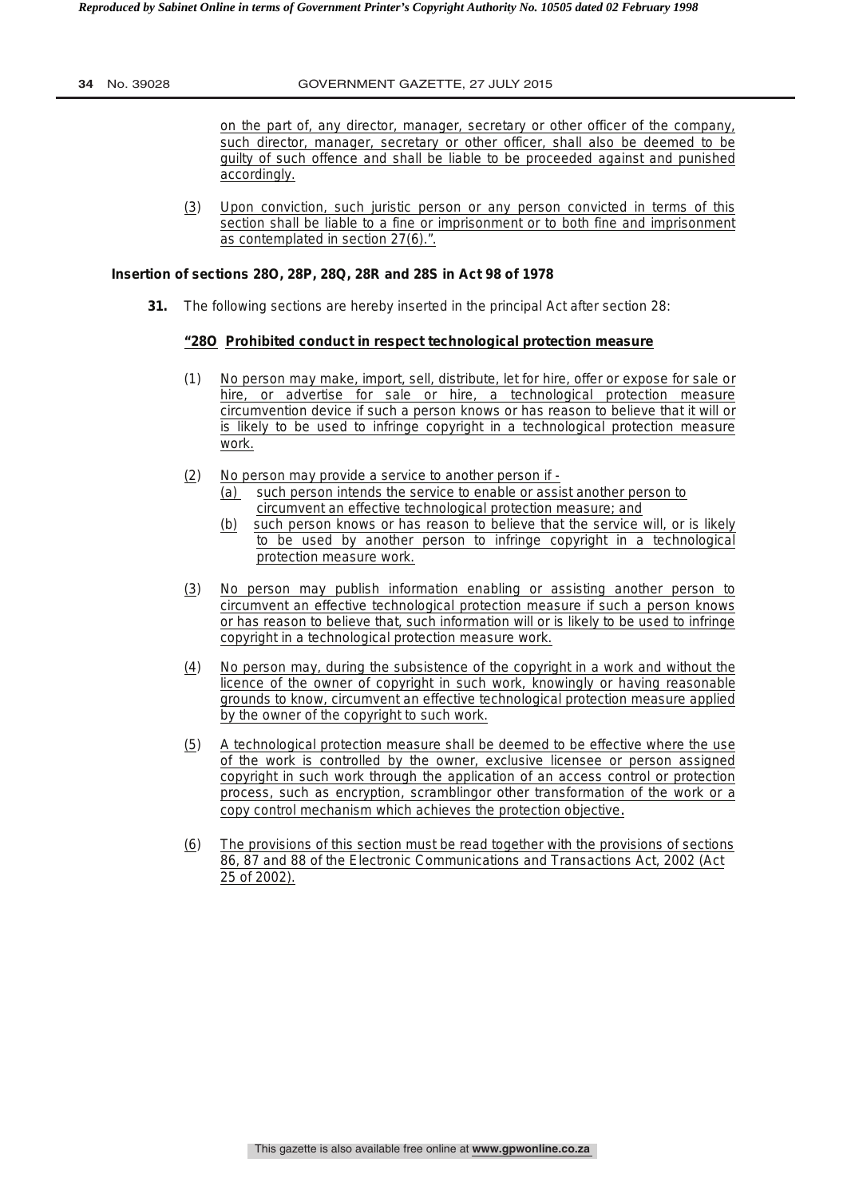on the part of, any director, manager, secretary or other officer of the company, such director, manager, secretary or other officer, shall also be deemed to be guilty of such offence and shall be liable to be proceeded against and punished accordingly.

(3) Upon conviction, such juristic person or any person convicted in terms of this section shall be liable to a fine or imprisonment or to both fine and imprisonment as contemplated in section 27(6).".

**Insertion of sections 28O, 28P, 28Q, 28R and 28S in Act 98 of 1978**

**31.** The following sections are hereby inserted in the principal Act after section 28:

**"28O Prohibited conduct in respect technological protection measure**

(1) No person may make, import, sell, distribute, let for hire, offer or expose for sale or hire, or advertise for sale or hire, a technological protection measure circumvention device if such a person knows or has reason to believe that it will or is likely to be used to infringe copyright in a technological protection measure work.

(2) No person may provide a service to another person if -

(a) such person intends the service to enable or assist another person to circumvent an effective technological protection measure; and

(b) such person knows or has reason to believe that the service will, or is likely to be used by another person to infringe copyright in a technological protection measure work.

(3) No person may publish information enabling or assisting another person to circumvent an effective technological protection measure if such a person knows or has reason to believe that, such information will or is likely to be used to infringe copyright in a technological protection measure work.

(4) No person may, during the subsistence of the copyright in a work and without the licence of the owner of copyright in such work, knowingly or having reasonable grounds to know, circumvent an effective technological protection measure applied by the owner of the copyright to such work.

(5) A technological protection measure shall be deemed to be effective where the use of the work is controlled by the owner, exclusive licensee or person assigned copyright in such work through the application of an access control or protection process, such as encryption, scramblingor other transformation of the work or a copy control mechanism which achieves the protection objective.

(6) The provisions of this section must be read together with the provisions of sections 86, 87 and 88 of the Electronic Communications and Transactions Act, 2002 (Act 25 of 2002).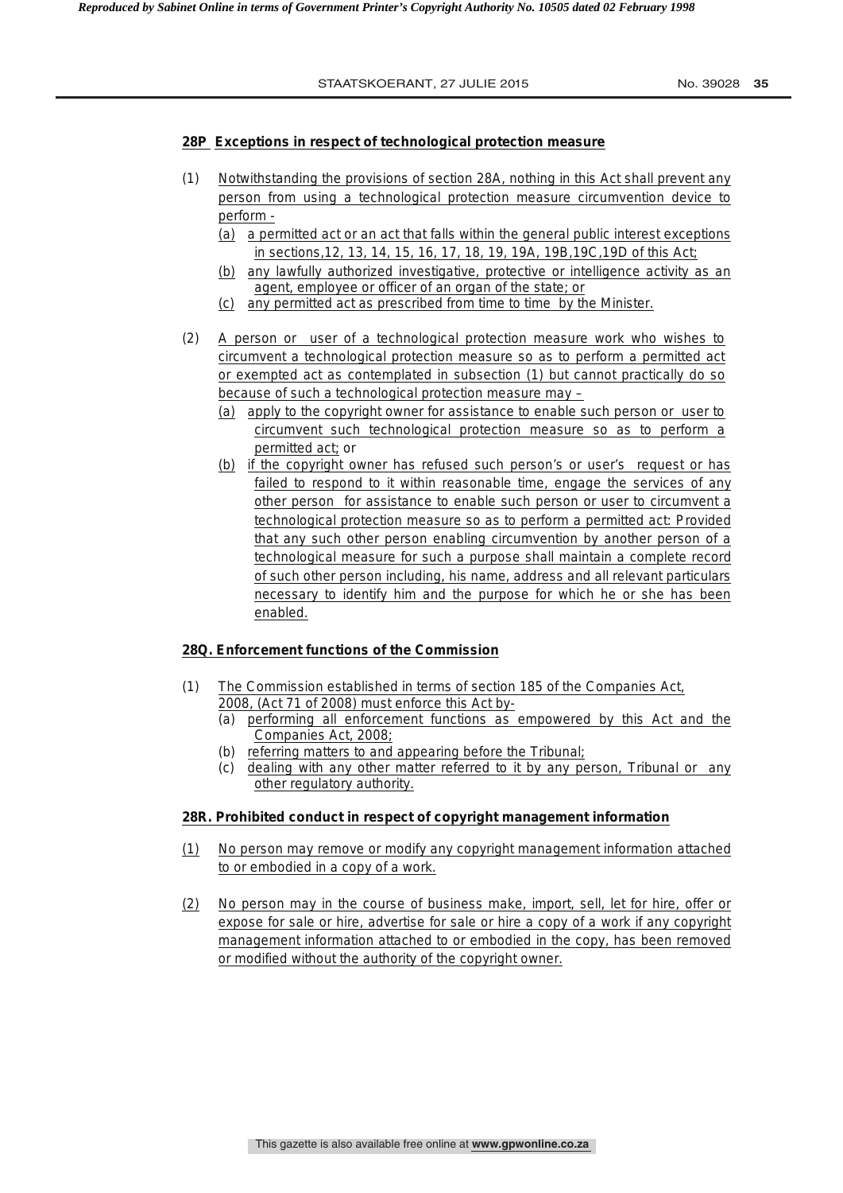**28P Exceptions in respect of technological protection measure**

(1) Notwithstanding the provisions of section 28A, nothing in this Act shall prevent any person from using a technological protection measure circumvention device to perform -

(a) a permitted act or an act that falls within the general public interest exceptions in sections,12, 13, 14, 15, 16, 17, 18, 19, 19A, 19B,19C,19D of this Act;

(b) any lawfully authorized investigative, protective or intelligence activity as an agent, employee or officer of an organ of the state; or

(c) any permitted act as prescribed from time to time by the Minister.

(2) A person or user of a technological protection measure work who wishes to circumvent a technological protection measure so as to perform a permitted act or exempted act as contemplated in subsection (1) but cannot practically do so because of such a technological protection measure may –

(a) apply to the copyright owner for assistance to enable such person or user to circumvent such technological protection measure so as to perform a permitted act; or

(b) if the copyright owner has refused such person's or user's request or has failed to respond to it within reasonable time, engage the services of any other person for assistance to enable such person or user to circumvent a technological protection measure so as to perform a permitted act: Provided that any such other person enabling circumvention by another person of a technological measure for such a purpose shall maintain a complete record of such other person including, his name, address and all relevant particulars necessary to identify him and the purpose for which he or she has been enabled.

**28Q. Enforcement functions of the Commission**

(1) The Commission established in terms of section 185 of the Companies Act, 2008, (Act 71 of 2008) must enforce this Act by-

(a) performing all enforcement functions as empowered by this Act and the Companies Act, 2008;

(b) referring matters to and appearing before the Tribunal;

(c) dealing with any other matter referred to it by any person, Tribunal or any other regulatory authority.

**28R. Prohibited conduct in respect of copyright management information**

(1) No person may remove or modify any copyright management information attached to or embodied in a copy of a work.

(2) No person may in the course of business make, import, sell, let for hire, offer or expose for sale or hire, advertise for sale or hire a copy of a work if any copyright management information attached to or embodied in the copy, has been removed or modified without the authority of the copyright owner.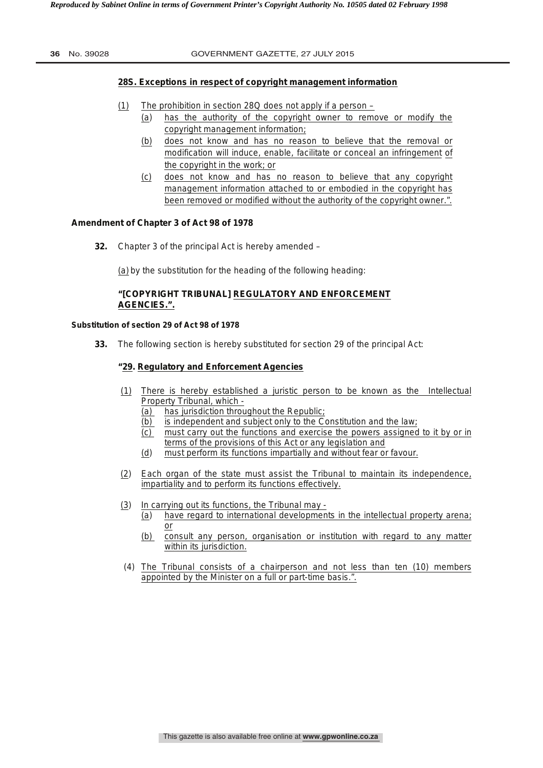**28S. Exceptions in respect of copyright management information**

(1) The prohibition in section 28Q does not apply if a person –

(a) has the authority of the copyright owner to remove or modify the copyright management information;

(b) does not know and has no reason to believe that the removal or modification will induce, enable, facilitate or conceal an infringement of the copyright in the work; or

(c) does not know and has no reason to believe that any copyright management information attached to or embodied in the copyright has been removed or modified without the authority of the copyright owner.".

**Amendment of Chapter 3 of Act 98 of 1978**

**32.** Chapter 3 of the principal Act is hereby amended –

(a) by the substitution for the heading of the following heading:

**"[COPYRIGHT TRIBUNAL] REGULATORY AND ENFORCEMENT AGENCIES.".**

**Substitution of section 29 of Act 98 of 1978**

**33.** The following section is hereby substituted for section 29 of the principal Act:

**"29. Regulatory and Enforcement Agencies**

(1) There is hereby established a juristic person to be known as the Intellectual Property Tribunal, which -

(a) has jurisdiction throughout the Republic;

(b) is independent and subject only to the Constitution and the law;

(c) must carry out the functions and exercise the powers assigned to it by or in terms of the provisions of this Act or any legislation and

(d) must perform its functions impartially and without fear or favour.

(2) Each organ of the state must assist the Tribunal to maintain its independence, impartiality and to perform its functions effectively.

(3) In carrying out its functions, the Tribunal may -

(a) have regard to international developments in the intellectual property arena; or

(b) consult any person, organisation or institution with regard to any matter within its jurisdiction.

(4) The Tribunal consists of a chairperson and not less than ten (10) members appointed by the Minister on a full or part-time basis.".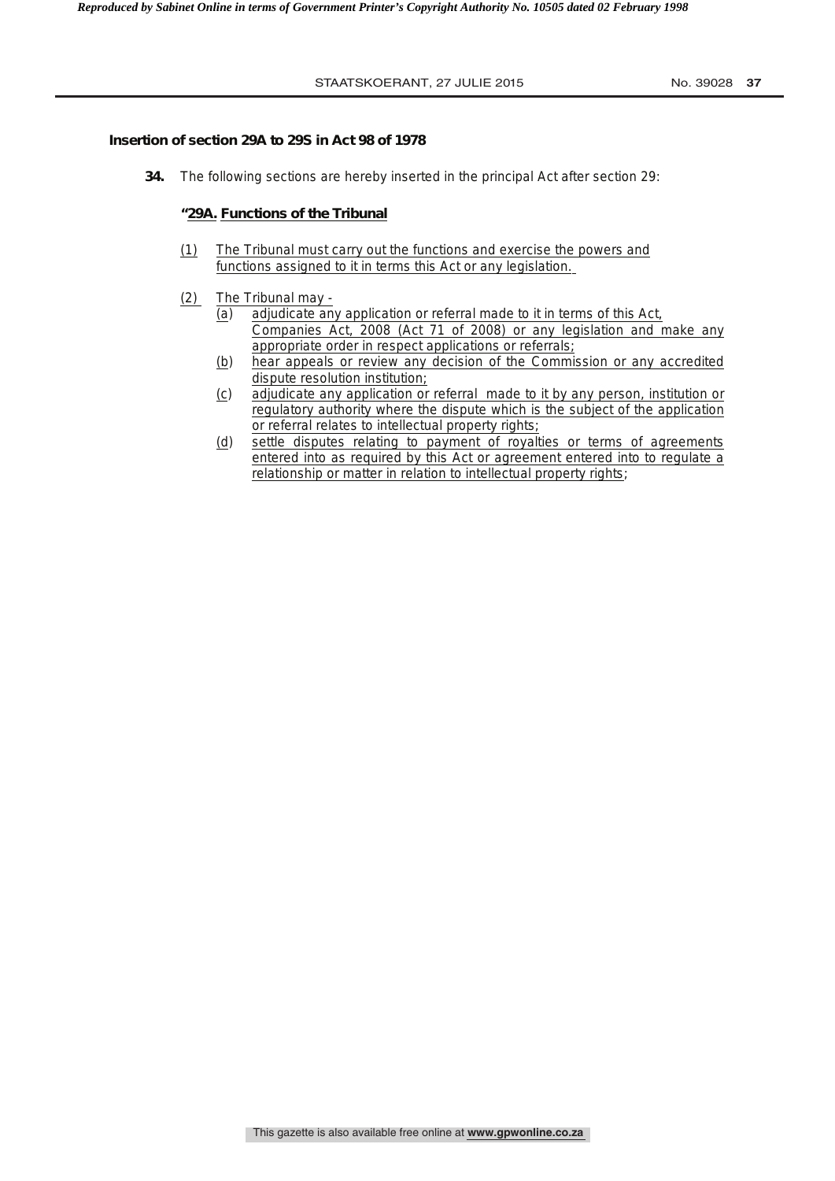**Insertion of section 29A to 29S in Act 98 of 1978**

**34.** The following sections are hereby inserted in the principal Act after section 29:

**"29A. Functions of the Tribunal**

(1) The Tribunal must carry out the functions and exercise the powers and functions assigned to it in terms this Act or any legislation.

(2) The Tribunal may -

(a) adjudicate any application or referral made to it in terms of this Act, Companies Act, 2008 (Act 71 of 2008) or any legislation and make any appropriate order in respect applications or referrals;

(b) hear appeals or review any decision of the Commission or any accredited dispute resolution institution;

(c) adjudicate any application or referral made to it by any person, institution or regulatory authority where the dispute which is the subject of the application or referral relates to intellectual property rights;

(d) settle disputes relating to payment of royalties or terms of agreements entered into as required by this Act or agreement entered into to regulate a relationship or matter in relation to intellectual property rights;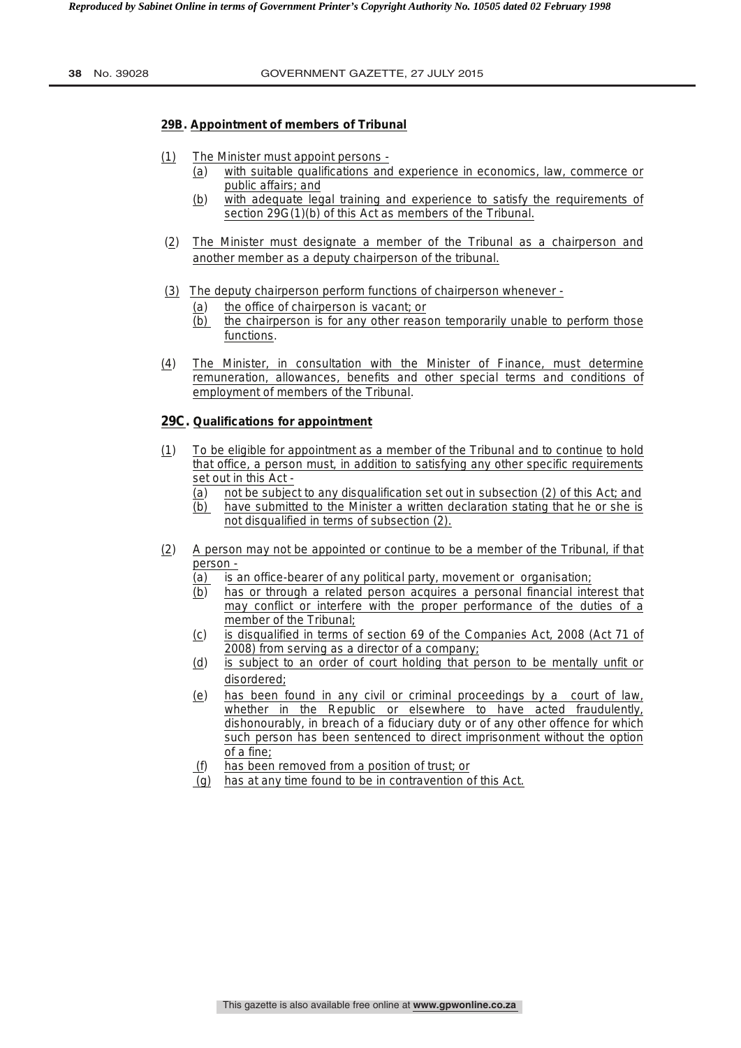**29B. Appointment of members of Tribunal**

(1) The Minister must appoint persons -

(a) with suitable qualifications and experience in economics, law, commerce or public affairs; and

(b) with adequate legal training and experience to satisfy the requirements of section 29G(1)(b) of this Act as members of the Tribunal.

(2) The Minister must designate a member of the Tribunal as a chairperson and another member as a deputy chairperson of the tribunal.

(3) The deputy chairperson perform functions of chairperson whenever -

(a) the office of chairperson is vacant; or

(b) the chairperson is for any other reason temporarily unable to perform those functions.

(4) The Minister, in consultation with the Minister of Finance, must determine remuneration, allowances, benefits and other special terms and conditions of employment of members of the Tribunal.

**29C. Qualifications for appointment**

(1) To be eligible for appointment as a member of the Tribunal and to continue to hold that office, a person must, in addition to satisfying any other specific requirements set out in this Act -

(a) not be subject to any disqualification set out in subsection (2) of this Act; and

(b) have submitted to the Minister a written declaration stating that he or she is not disqualified in terms of subsection (2).

(2) A person may not be appointed or continue to be a member of the Tribunal, if that person -

(a) is an office-bearer of any political party, movement or organisation;

(b) has or through a related person acquires a personal financial interest that may conflict or interfere with the proper performance of the duties of a member of the Tribunal;

(c) is disqualified in terms of section 69 of the Companies Act, 2008 (Act 71 of 2008) from serving as a director of a company;

(d) is subject to an order of court holding that person to be mentally unfit or disordered;

(e) has been found in any civil or criminal proceedings by a court of law, whether in the Republic or elsewhere to have acted fraudulently, dishonourably, in breach of a fiduciary duty or of any other offence for which such person has been sentenced to direct imprisonment without the option of a fine;

(f) has been removed from a position of trust; or

(g) has at any time found to be in contravention of this Act.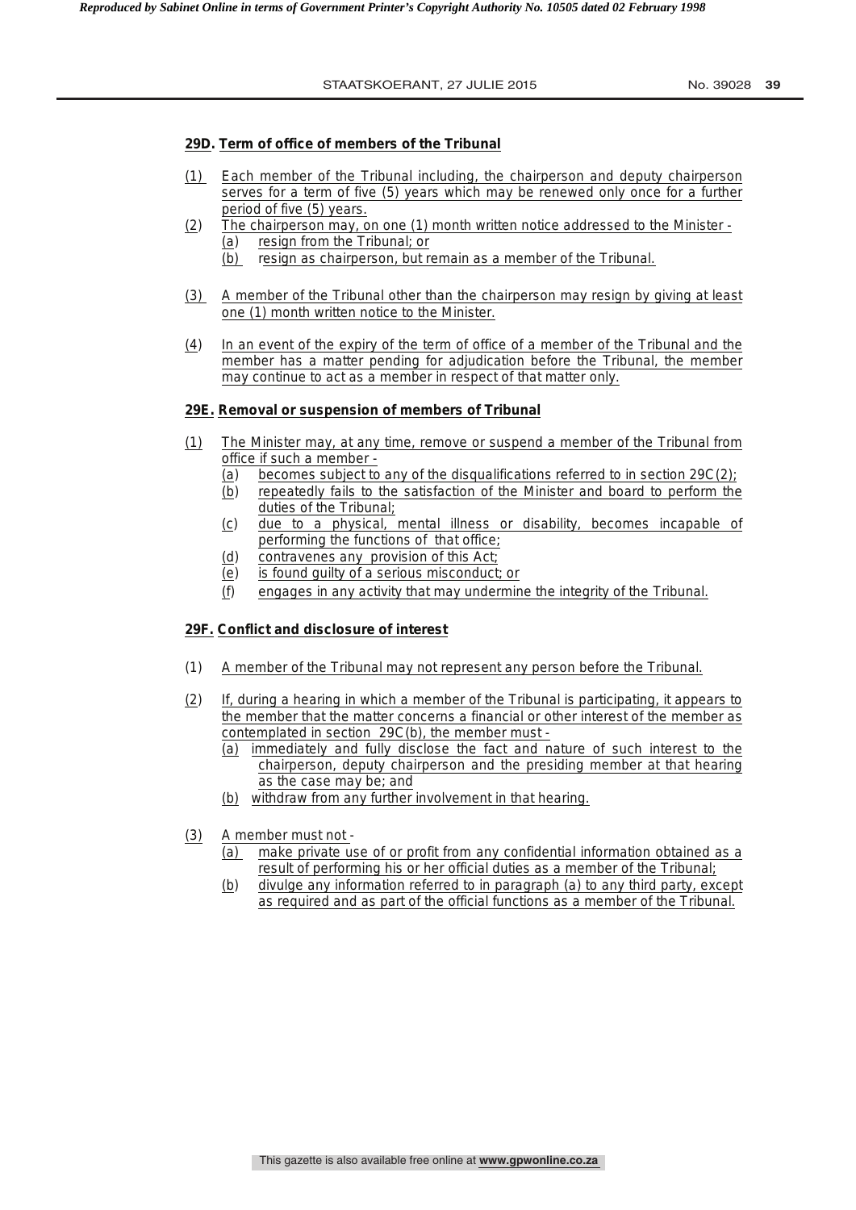**29D. Term of office of members of the Tribunal**

(1) Each member of the Tribunal including, the chairperson and deputy chairperson serves for a term of five (5) years which may be renewed only once for a further period of five (5) years.

(2) The chairperson may, on one (1) month written notice addressed to the Minister -
   (a) resign from the Tribunal; or
   (b) resign as chairperson, but remain as a member of the Tribunal.

(3) A member of the Tribunal other than the chairperson may resign by giving at least one (1) month written notice to the Minister.

(4) In an event of the expiry of the term of office of a member of the Tribunal and the member has a matter pending for adjudication before the Tribunal, the member may continue to act as a member in respect of that matter only.

**29E. Removal or suspension of members of Tribunal**

(1) The Minister may, at any time, remove or suspend a member of the Tribunal from office if such a member -
   (a) becomes subject to any of the disqualifications referred to in section 29C(2);
   (b) repeatedly fails to the satisfaction of the Minister and board to perform the duties of the Tribunal;
   (c) due to a physical, mental illness or disability, becomes incapable of performing the functions of that office;
   (d) contravenes any provision of this Act;
   (e) is found guilty of a serious misconduct; or
   (f) engages in any activity that may undermine the integrity of the Tribunal.

**29F. Conflict and disclosure of interest**

(1) A member of the Tribunal may not represent any person before the Tribunal.

(2) If, during a hearing in which a member of the Tribunal is participating, it appears to the member that the matter concerns a financial or other interest of the member as contemplated in section 29C(b), the member must -
   (a) immediately and fully disclose the fact and nature of such interest to the chairperson, deputy chairperson and the presiding member at that hearing as the case may be; and
   (b) withdraw from any further involvement in that hearing.

(3) A member must not -
   (a) make private use of or profit from any confidential information obtained as a result of performing his or her official duties as a member of the Tribunal;
   (b) divulge any information referred to in paragraph (a) to any third party, except as required and as part of the official functions as a member of the Tribunal.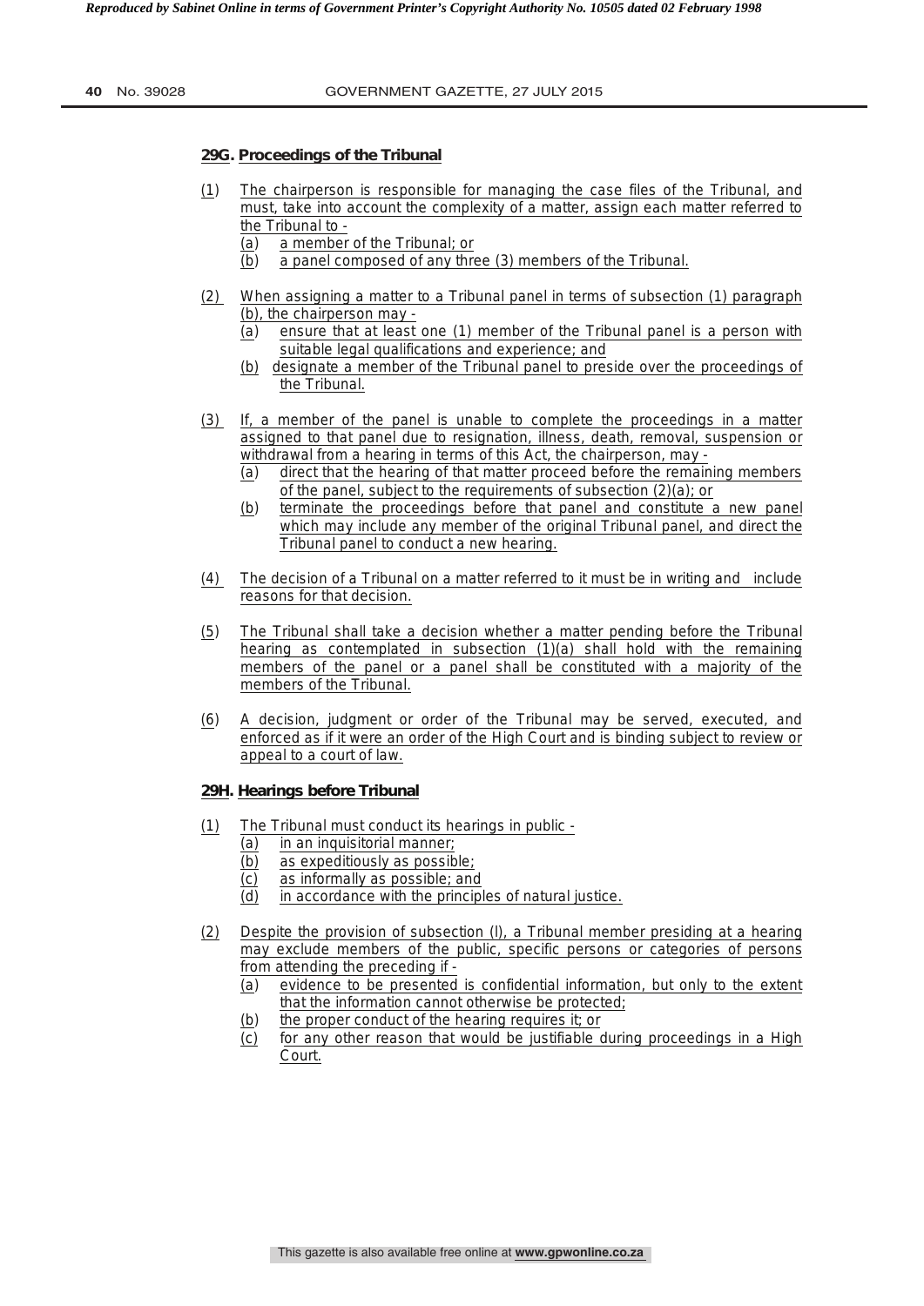**29G. Proceedings of the Tribunal**

(1) The chairperson is responsible for managing the case files of the Tribunal, and must, take into account the complexity of a matter, assign each matter referred to the Tribunal to -

(a) a member of the Tribunal; or

(b) a panel composed of any three (3) members of the Tribunal.

(2) When assigning a matter to a Tribunal panel in terms of subsection (1) paragraph (b), the chairperson may -

(a) ensure that at least one (1) member of the Tribunal panel is a person with suitable legal qualifications and experience; and

(b) designate a member of the Tribunal panel to preside over the proceedings of the Tribunal.

(3) If, a member of the panel is unable to complete the proceedings in a matter assigned to that panel due to resignation, illness, death, removal, suspension or withdrawal from a hearing in terms of this Act, the chairperson, may -

(a) direct that the hearing of that matter proceed before the remaining members of the panel, subject to the requirements of subsection (2)(a); or

(b) terminate the proceedings before that panel and constitute a new panel which may include any member of the original Tribunal panel, and direct the Tribunal panel to conduct a new hearing.

(4) The decision of a Tribunal on a matter referred to it must be in writing and include reasons for that decision.

(5) The Tribunal shall take a decision whether a matter pending before the Tribunal hearing as contemplated in subsection (1)(a) shall hold with the remaining members of the panel or a panel shall be constituted with a majority of the members of the Tribunal.

(6) A decision, judgment or order of the Tribunal may be served, executed, and enforced as if it were an order of the High Court and is binding subject to review or appeal to a court of law.

**29H. Hearings before Tribunal**

(1) The Tribunal must conduct its hearings in public -

(a) in an inquisitorial manner;

(b) as expeditiously as possible;

(c) as informally as possible; and

(d) in accordance with the principles of natural justice.

(2) Despite the provision of subsection (l), a Tribunal member presiding at a hearing may exclude members of the public, specific persons or categories of persons from attending the preceding if -

(a) evidence to be presented is confidential information, but only to the extent that the information cannot otherwise be protected;

(b) the proper conduct of the hearing requires it; or

(c) for any other reason that would be justifiable during proceedings in a High Court.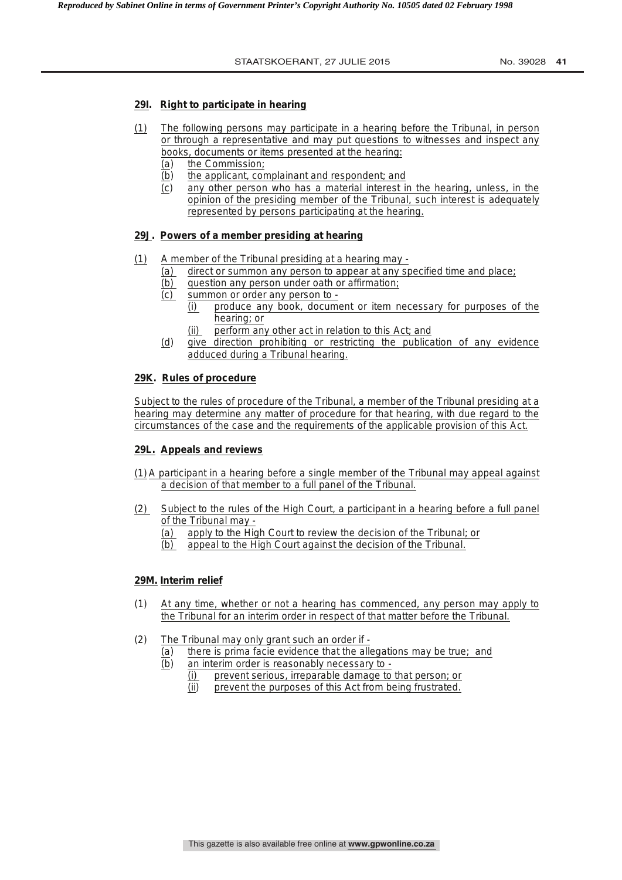**29I. Right to participate in hearing**

(1) The following persons may participate in a hearing before the Tribunal, in person or through a representative and may put questions to witnesses and inspect any books, documents or items presented at the hearing:

- (a) the Commission;
- (b) the applicant, complainant and respondent; and
- (c) any other person who has a material interest in the hearing, unless, in the opinion of the presiding member of the Tribunal, such interest is adequately represented by persons participating at the hearing.

**29J. Powers of a member presiding at hearing**

(1) A member of the Tribunal presiding at a hearing may -

- (a) direct or summon any person to appear at any specified time and place;
- (b) question any person under oath or affirmation;
- (c) summon or order any person to -
  - (i) produce any book, document or item necessary for purposes of the hearing; or
  - (ii) perform any other act in relation to this Act; and
- (d) give direction prohibiting or restricting the publication of any evidence adduced during a Tribunal hearing.

**29K. Rules of procedure**

Subject to the rules of procedure of the Tribunal, a member of the Tribunal presiding at a hearing may determine any matter of procedure for that hearing, with due regard to the circumstances of the case and the requirements of the applicable provision of this Act.

**29L. Appeals and reviews**

(1) A participant in a hearing before a single member of the Tribunal may appeal against a decision of that member to a full panel of the Tribunal.

(2) Subject to the rules of the High Court, a participant in a hearing before a full panel of the Tribunal may -

- (a) apply to the High Court to review the decision of the Tribunal; or
- (b) appeal to the High Court against the decision of the Tribunal.

**29M. Interim relief**

(1) At any time, whether or not a hearing has commenced, any person may apply to the Tribunal for an interim order in respect of that matter before the Tribunal.

(2) The Tribunal may only grant such an order if -

- (a) there is prima facie evidence that the allegations may be true; and
- (b) an interim order is reasonably necessary to -
  - (i) prevent serious, irreparable damage to that person; or
  - (ii) prevent the purposes of this Act from being frustrated.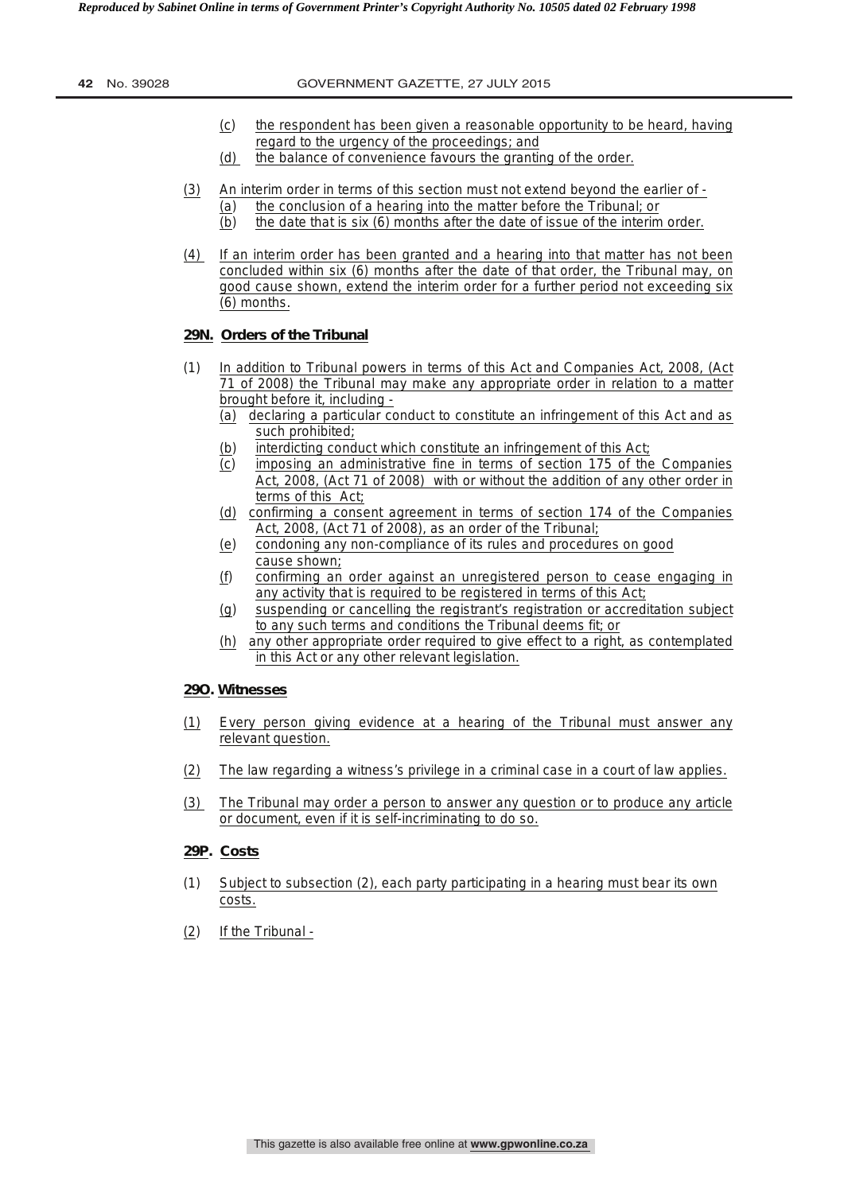(c) the respondent has been given a reasonable opportunity to be heard, having regard to the urgency of the proceedings; and

(d) the balance of convenience favours the granting of the order.

(3) An interim order in terms of this section must not extend beyond the earlier of -

(a) the conclusion of a hearing into the matter before the Tribunal; or

(b) the date that is six (6) months after the date of issue of the interim order.

(4) If an interim order has been granted and a hearing into that matter has not been concluded within six (6) months after the date of that order, the Tribunal may, on good cause shown, extend the interim order for a further period not exceeding six (6) months.

**29N. Orders of the Tribunal**

(1) In addition to Tribunal powers in terms of this Act and Companies Act, 2008, (Act 71 of 2008) the Tribunal may make any appropriate order in relation to a matter brought before it, including -

(a) declaring a particular conduct to constitute an infringement of this Act and as such prohibited;

(b) interdicting conduct which constitute an infringement of this Act;

(c) imposing an administrative fine in terms of section 175 of the Companies Act, 2008, (Act 71 of 2008) with or without the addition of any other order in terms of this Act;

(d) confirming a consent agreement in terms of section 174 of the Companies Act, 2008, (Act 71 of 2008), as an order of the Tribunal;

(e) condoning any non-compliance of its rules and procedures on good cause shown;

(f) confirming an order against an unregistered person to cease engaging in any activity that is required to be registered in terms of this Act;

(g) suspending or cancelling the registrant's registration or accreditation subject to any such terms and conditions the Tribunal deems fit; or

(h) any other appropriate order required to give effect to a right, as contemplated in this Act or any other relevant legislation.

**29O. Witnesses**

(1) Every person giving evidence at a hearing of the Tribunal must answer any relevant question.

(2) The law regarding a witness's privilege in a criminal case in a court of law applies.

(3) The Tribunal may order a person to answer any question or to produce any article or document, even if it is self-incriminating to do so.

**29P. Costs**

(1) Subject to subsection (2), each party participating in a hearing must bear its own costs.

(2) If the Tribunal -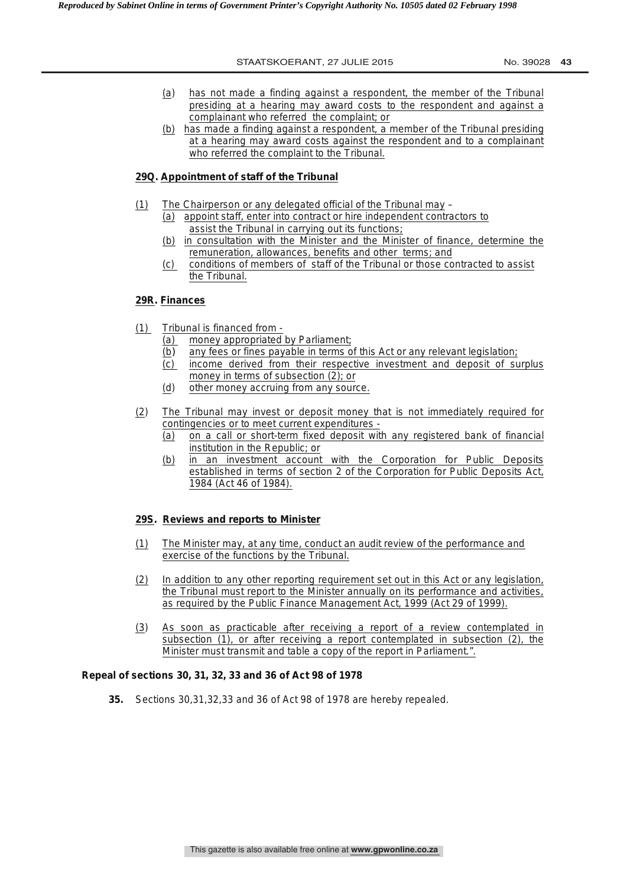(a) has not made a finding against a respondent, the member of the Tribunal presiding at a hearing may award costs to the respondent and against a complainant who referred the complaint; or

(b) has made a finding against a respondent, a member of the Tribunal presiding at a hearing may award costs against the respondent and to a complainant who referred the complaint to the Tribunal.

**29Q. Appointment of staff of the Tribunal**

(1) The Chairperson or any delegated official of the Tribunal may –

(a) appoint staff, enter into contract or hire independent contractors to assist the Tribunal in carrying out its functions;

(b) in consultation with the Minister and the Minister of finance, determine the remuneration, allowances, benefits and other terms; and

(c) conditions of members of staff of the Tribunal or those contracted to assist the Tribunal.

**29R. Finances**

(1) Tribunal is financed from -

(a) money appropriated by Parliament;

(b) any fees or fines payable in terms of this Act or any relevant legislation;

(c) income derived from their respective investment and deposit of surplus money in terms of subsection (2); or

(d) other money accruing from any source.

(2) The Tribunal may invest or deposit money that is not immediately required for contingencies or to meet current expenditures -

(a) on a call or short-term fixed deposit with any registered bank of financial institution in the Republic; or

(b) in an investment account with the Corporation for Public Deposits established in terms of section 2 of the Corporation for Public Deposits Act, 1984 (Act 46 of 1984).

**29S. Reviews and reports to Minister**

(1) The Minister may, at any time, conduct an audit review of the performance and exercise of the functions by the Tribunal.

(2) In addition to any other reporting requirement set out in this Act or any legislation, the Tribunal must report to the Minister annually on its performance and activities, as required by the Public Finance Management Act, 1999 (Act 29 of 1999).

(3) As soon as practicable after receiving a report of a review contemplated in subsection (1), or after receiving a report contemplated in subsection (2), the Minister must transmit and table a copy of the report in Parliament.".

**Repeal of sections 30, 31, 32, 33 and 36 of Act 98 of 1978**

**35.** Sections 30,31,32,33 and 36 of Act 98 of 1978 are hereby repealed.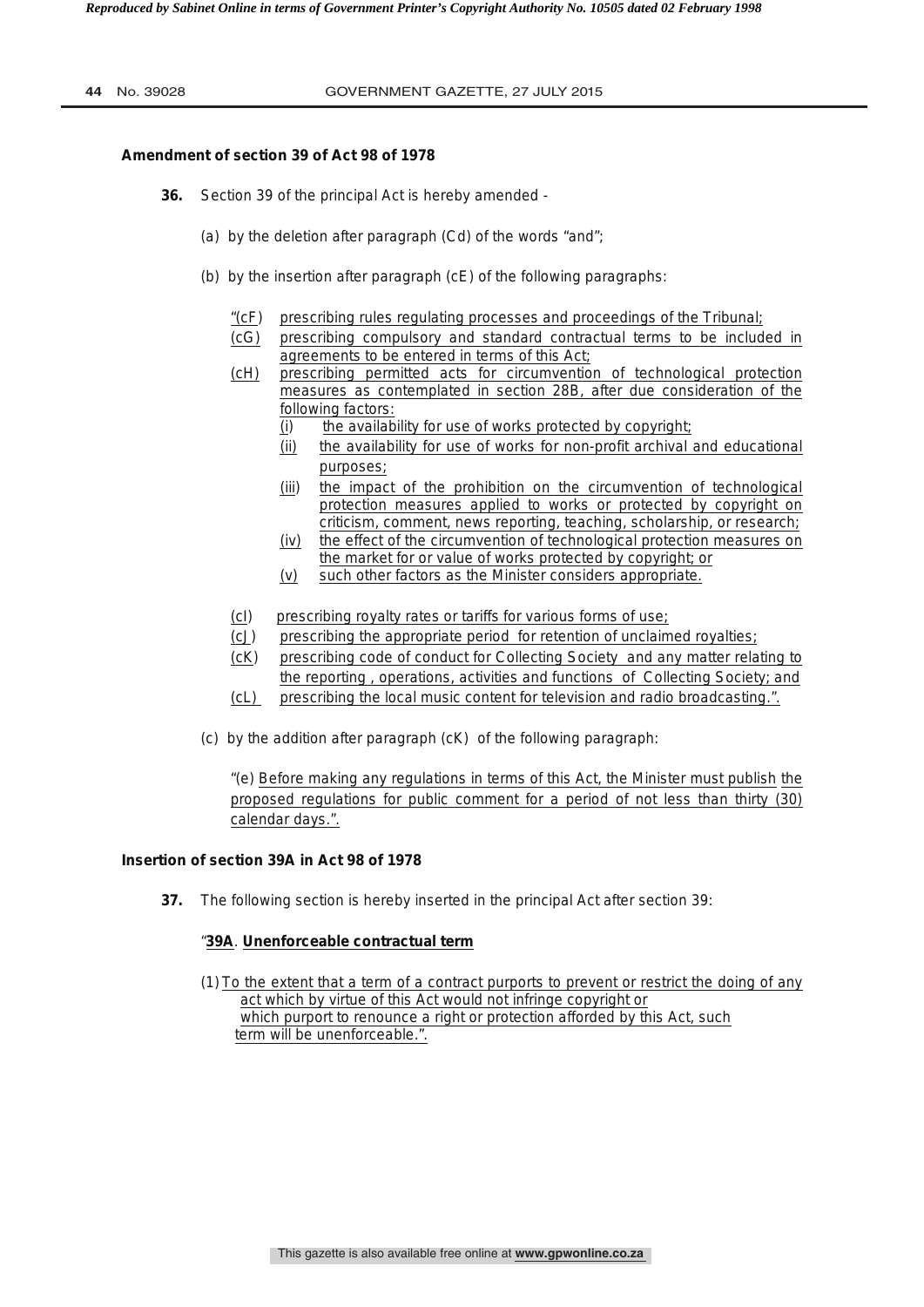**Amendment of section 39 of Act 98 of 1978**

**36.** Section 39 of the principal Act is hereby amended -

(a) by the deletion after paragraph (Cd) of the words "and";

(b) by the insertion after paragraph (cE) of the following paragraphs:

"(cF) prescribing rules regulating processes and proceedings of the Tribunal;

(cG) prescribing compulsory and standard contractual terms to be included in agreements to be entered in terms of this Act;

(cH) prescribing permitted acts for circumvention of technological protection measures as contemplated in section 28B, after due consideration of the following factors:

- (i) the availability for use of works protected by copyright;
- (ii) the availability for use of works for non-profit archival and educational purposes;
- (iii) the impact of the prohibition on the circumvention of technological protection measures applied to works or protected by copyright on criticism, comment, news reporting, teaching, scholarship, or research;
- (iv) the effect of the circumvention of technological protection measures on the market for or value of works protected by copyright; or
- (v) such other factors as the Minister considers appropriate.

(cI) prescribing royalty rates or tariffs for various forms of use;

(cJ) prescribing the appropriate period for retention of unclaimed royalties;

(cK) prescribing code of conduct for Collecting Society and any matter relating to the reporting , operations, activities and functions of Collecting Society; and

(cL) prescribing the local music content for television and radio broadcasting.".

(c) by the addition after paragraph (cK) of the following paragraph:

"(e) Before making any regulations in terms of this Act, the Minister must publish the proposed regulations for public comment for a period of not less than thirty (30) calendar days.".

**Insertion of section 39A in Act 98 of 1978**

**37.** The following section is hereby inserted in the principal Act after section 39:

"**39A**. **Unenforceable contractual term**

(1) To the extent that a term of a contract purports to prevent or restrict the doing of any act which by virtue of this Act would not infringe copyright or which purport to renounce a right or protection afforded by this Act, such term will be unenforceable.".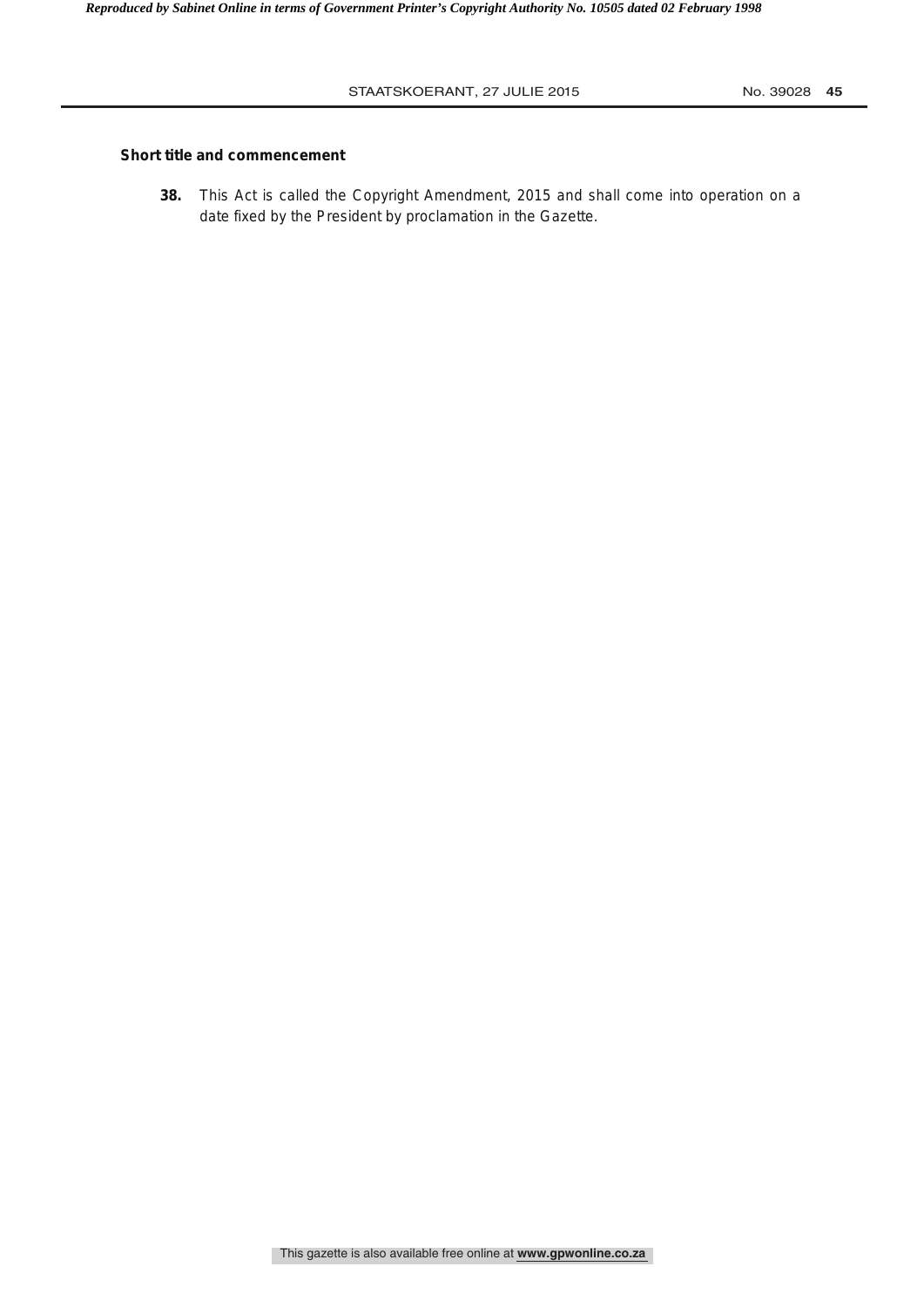**Short title and commencement**

**38.** This Act is called the Copyright Amendment, 2015 and shall come into operation on a date fixed by the President by proclamation in the Gazette.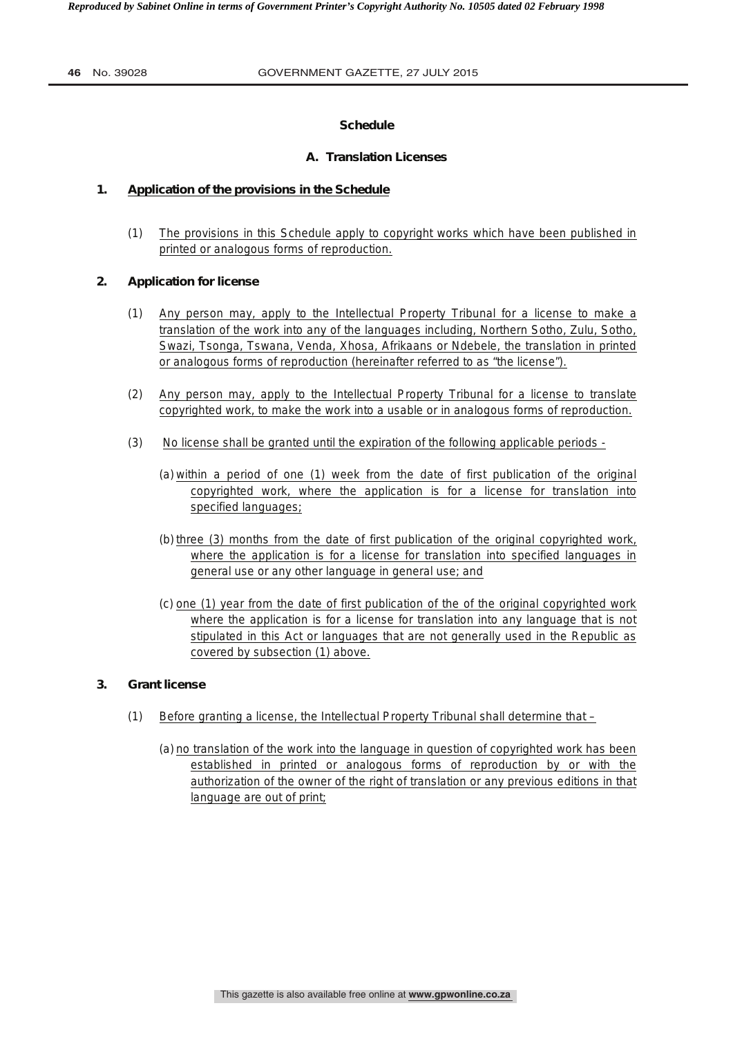**Schedule**

**A. Translation Licenses**

**1. Application of the provisions in the Schedule**

(1) The provisions in this Schedule apply to copyright works which have been published in printed or analogous forms of reproduction.

**2. Application for license**

(1) Any person may, apply to the Intellectual Property Tribunal for a license to make a translation of the work into any of the languages including, Northern Sotho, Zulu, Sotho, Swazi, Tsonga, Tswana, Venda, Xhosa, Afrikaans or Ndebele, the translation in printed or analogous forms of reproduction (hereinafter referred to as "the license").

(2) Any person may, apply to the Intellectual Property Tribunal for a license to translate copyrighted work, to make the work into a usable or in analogous forms of reproduction.

(3) No license shall be granted until the expiration of the following applicable periods -

(a) within a period of one (1) week from the date of first publication of the original copyrighted work, where the application is for a license for translation into specified languages;

(b) three (3) months from the date of first publication of the original copyrighted work, where the application is for a license for translation into specified languages in general use or any other language in general use; and

(c) one (1) year from the date of first publication of the of the original copyrighted work where the application is for a license for translation into any language that is not stipulated in this Act or languages that are not generally used in the Republic as covered by subsection (1) above.

**3. Grant license**

(1) Before granting a license, the Intellectual Property Tribunal shall determine that –

(a) no translation of the work into the language in question of copyrighted work has been established in printed or analogous forms of reproduction by or with the authorization of the owner of the right of translation or any previous editions in that language are out of print;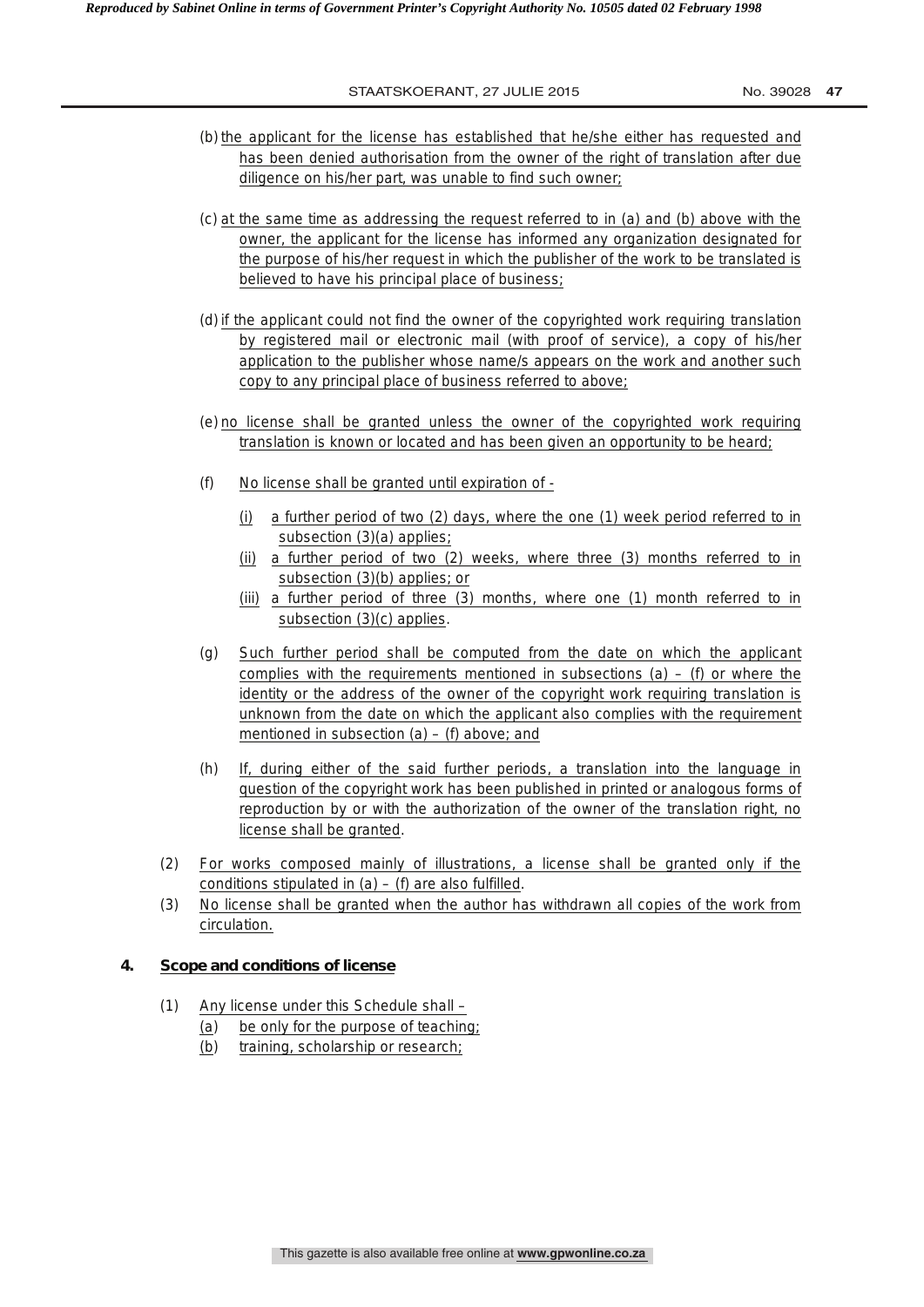(b) the applicant for the license has established that he/she either has requested and has been denied authorisation from the owner of the right of translation after due diligence on his/her part, was unable to find such owner;

(c) at the same time as addressing the request referred to in (a) and (b) above with the owner, the applicant for the license has informed any organization designated for the purpose of his/her request in which the publisher of the work to be translated is believed to have his principal place of business;

(d) if the applicant could not find the owner of the copyrighted work requiring translation by registered mail or electronic mail (with proof of service), a copy of his/her application to the publisher whose name/s appears on the work and another such copy to any principal place of business referred to above;

(e) no license shall be granted unless the owner of the copyrighted work requiring translation is known or located and has been given an opportunity to be heard;

(f) No license shall be granted until expiration of -

   (i) a further period of two (2) days, where the one (1) week period referred to in subsection (3)(a) applies;
   (ii) a further period of two (2) weeks, where three (3) months referred to in subsection (3)(b) applies; or
   (iii) a further period of three (3) months, where one (1) month referred to in subsection (3)(c) applies.

(g) Such further period shall be computed from the date on which the applicant complies with the requirements mentioned in subsections (a) – (f) or where the identity or the address of the owner of the copyright work requiring translation is unknown from the date on which the applicant also complies with the requirement mentioned in subsection (a) – (f) above; and

(h) If, during either of the said further periods, a translation into the language in question of the copyright work has been published in printed or analogous forms of reproduction by or with the authorization of the owner of the translation right, no license shall be granted.

(2) For works composed mainly of illustrations, a license shall be granted only if the conditions stipulated in (a) – (f) are also fulfilled.

(3) No license shall be granted when the author has withdrawn all copies of the work from circulation.

**4. Scope and conditions of license**

(1) Any license under this Schedule shall –
   (a) be only for the purpose of teaching;
   (b) training, scholarship or research;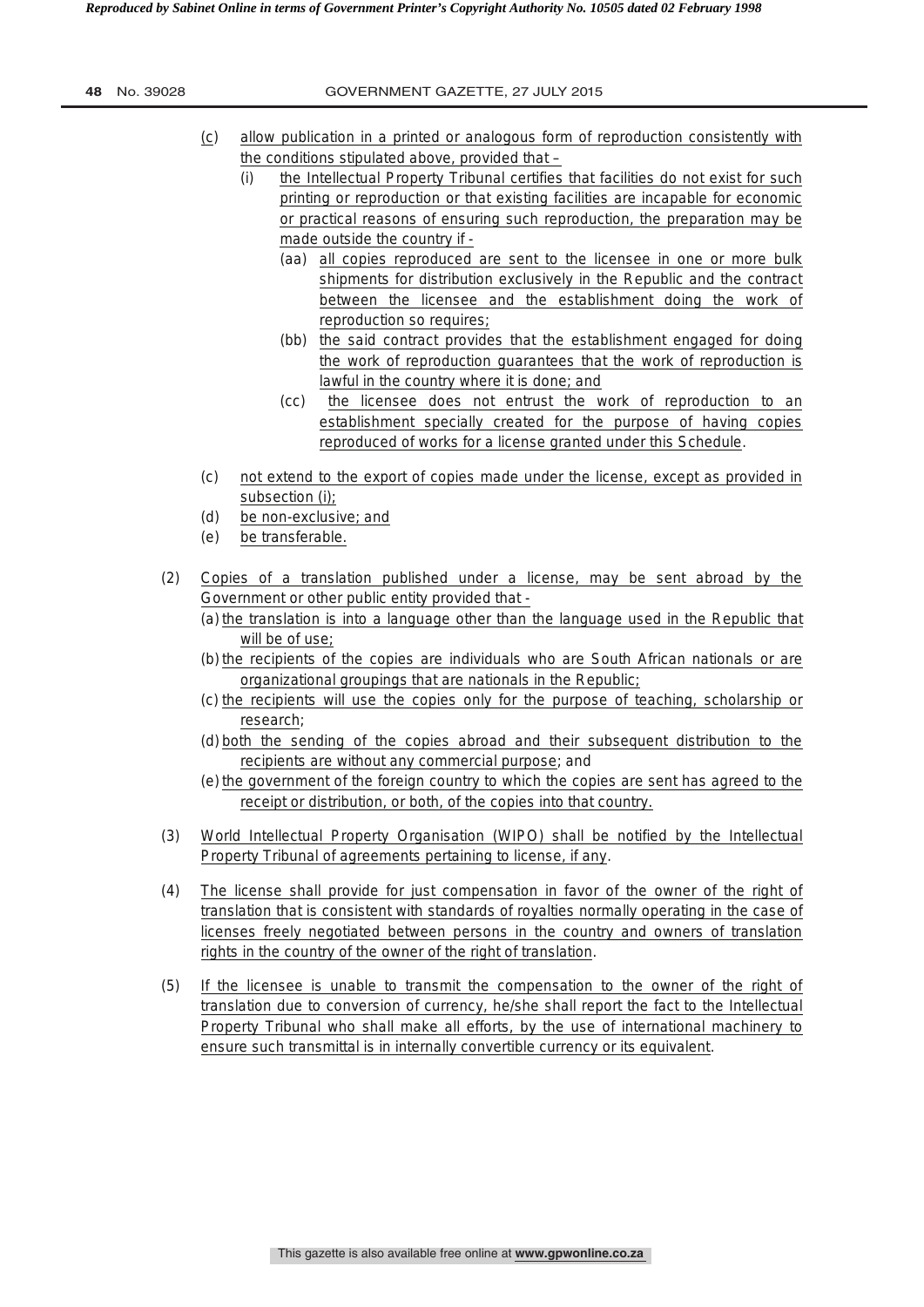(c) allow publication in a printed or analogous form of reproduction consistently with the conditions stipulated above, provided that –

  (i) the Intellectual Property Tribunal certifies that facilities do not exist for such printing or reproduction or that existing facilities are incapable for economic or practical reasons of ensuring such reproduction, the preparation may be made outside the country if -

    (aa) all copies reproduced are sent to the licensee in one or more bulk shipments for distribution exclusively in the Republic and the contract between the licensee and the establishment doing the work of reproduction so requires;

    (bb) the said contract provides that the establishment engaged for doing the work of reproduction guarantees that the work of reproduction is lawful in the country where it is done; and

    (cc) the licensee does not entrust the work of reproduction to an establishment specially created for the purpose of having copies reproduced of works for a license granted under this Schedule.

(c) not extend to the export of copies made under the license, except as provided in subsection (i);

(d) be non-exclusive; and

(e) be transferable.

(2) Copies of a translation published under a license, may be sent abroad by the Government or other public entity provided that -

  (a) the translation is into a language other than the language used in the Republic that will be of use;

  (b) the recipients of the copies are individuals who are South African nationals or are organizational groupings that are nationals in the Republic;

  (c) the recipients will use the copies only for the purpose of teaching, scholarship or research;

  (d) both the sending of the copies abroad and their subsequent distribution to the recipients are without any commercial purpose; and

  (e) the government of the foreign country to which the copies are sent has agreed to the receipt or distribution, or both, of the copies into that country.

(3) World Intellectual Property Organisation (WIPO) shall be notified by the Intellectual Property Tribunal of agreements pertaining to license, if any.

(4) The license shall provide for just compensation in favor of the owner of the right of translation that is consistent with standards of royalties normally operating in the case of licenses freely negotiated between persons in the country and owners of translation rights in the country of the owner of the right of translation.

(5) If the licensee is unable to transmit the compensation to the owner of the right of translation due to conversion of currency, he/she shall report the fact to the Intellectual Property Tribunal who shall make all efforts, by the use of international machinery to ensure such transmittal is in internally convertible currency or its equivalent.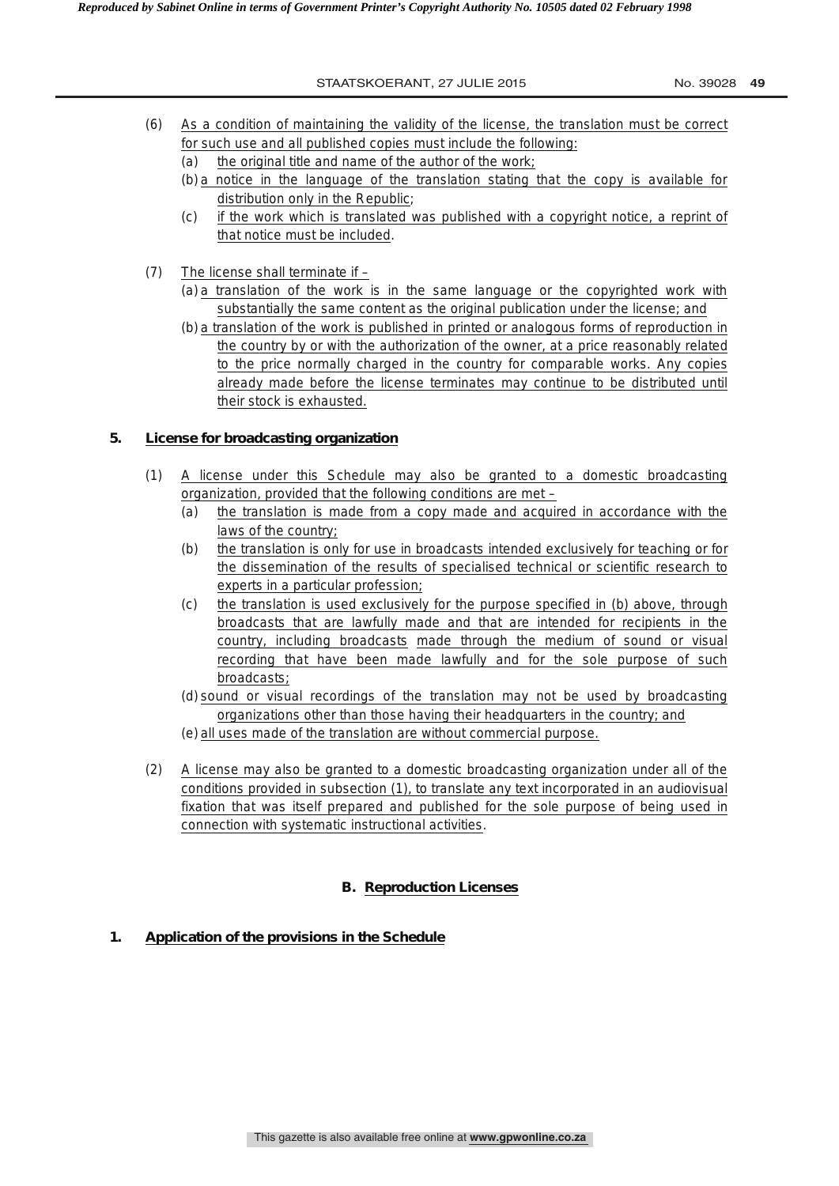(6) As a condition of maintaining the validity of the license, the translation must be correct for such use and all published copies must include the following:

- (a) the original title and name of the author of the work;
- (b) a notice in the language of the translation stating that the copy is available for distribution only in the Republic;
- (c) if the work which is translated was published with a copyright notice, a reprint of that notice must be included.

(7) The license shall terminate if –

- (a) a translation of the work is in the same language or the copyrighted work with substantially the same content as the original publication under the license; and
- (b) a translation of the work is published in printed or analogous forms of reproduction in the country by or with the authorization of the owner, at a price reasonably related to the price normally charged in the country for comparable works. Any copies already made before the license terminates may continue to be distributed until their stock is exhausted.

**5. License for broadcasting organization**

(1) A license under this Schedule may also be granted to a domestic broadcasting organization, provided that the following conditions are met –

- (a) the translation is made from a copy made and acquired in accordance with the laws of the country;
- (b) the translation is only for use in broadcasts intended exclusively for teaching or for the dissemination of the results of specialised technical or scientific research to experts in a particular profession;
- (c) the translation is used exclusively for the purpose specified in (b) above, through broadcasts that are lawfully made and that are intended for recipients in the country, including broadcasts made through the medium of sound or visual recording that have been made lawfully and for the sole purpose of such broadcasts;
- (d) sound or visual recordings of the translation may not be used by broadcasting organizations other than those having their headquarters in the country; and
- (e) all uses made of the translation are without commercial purpose.

(2) A license may also be granted to a domestic broadcasting organization under all of the conditions provided in subsection (1), to translate any text incorporated in an audiovisual fixation that was itself prepared and published for the sole purpose of being used in connection with systematic instructional activities.

## B. Reproduction Licenses

**1. Application of the provisions in the Schedule**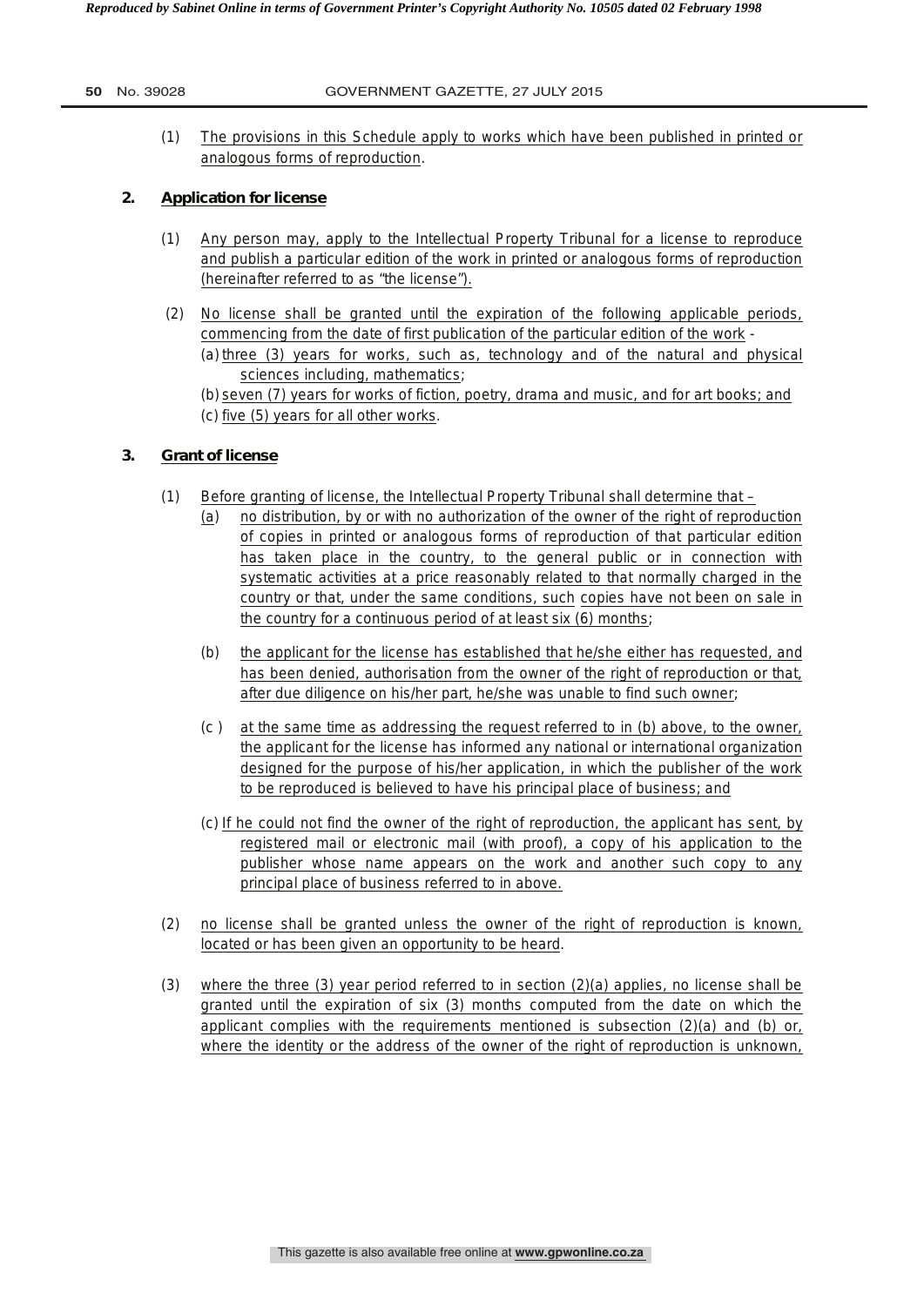(1) The provisions in this Schedule apply to works which have been published in printed or analogous forms of reproduction.

**2. Application for license**

(1) Any person may, apply to the Intellectual Property Tribunal for a license to reproduce and publish a particular edition of the work in printed or analogous forms of reproduction (hereinafter referred to as "the license").

(2) No license shall be granted until the expiration of the following applicable periods, commencing from the date of first publication of the particular edition of the work -

(a) three (3) years for works, such as, technology and of the natural and physical sciences including, mathematics;

(b) seven (7) years for works of fiction, poetry, drama and music, and for art books; and

(c) five (5) years for all other works.

**3. Grant of license**

(1) Before granting of license, the Intellectual Property Tribunal shall determine that –

(a) no distribution, by or with no authorization of the owner of the right of reproduction of copies in printed or analogous forms of reproduction of that particular edition has taken place in the country, to the general public or in connection with systematic activities at a price reasonably related to that normally charged in the country or that, under the same conditions, such copies have not been on sale in the country for a continuous period of at least six (6) months;

(b) the applicant for the license has established that he/she either has requested, and has been denied, authorisation from the owner of the right of reproduction or that, after due diligence on his/her part, he/she was unable to find such owner;

(c ) at the same time as addressing the request referred to in (b) above, to the owner, the applicant for the license has informed any national or international organization designed for the purpose of his/her application, in which the publisher of the work to be reproduced is believed to have his principal place of business; and

(c) If he could not find the owner of the right of reproduction, the applicant has sent, by registered mail or electronic mail (with proof), a copy of his application to the publisher whose name appears on the work and another such copy to any principal place of business referred to in above.

(2) no license shall be granted unless the owner of the right of reproduction is known, located or has been given an opportunity to be heard.

(3) where the three (3) year period referred to in section (2)(a) applies, no license shall be granted until the expiration of six (3) months computed from the date on which the applicant complies with the requirements mentioned is subsection (2)(a) and (b) or, where the identity or the address of the owner of the right of reproduction is unknown,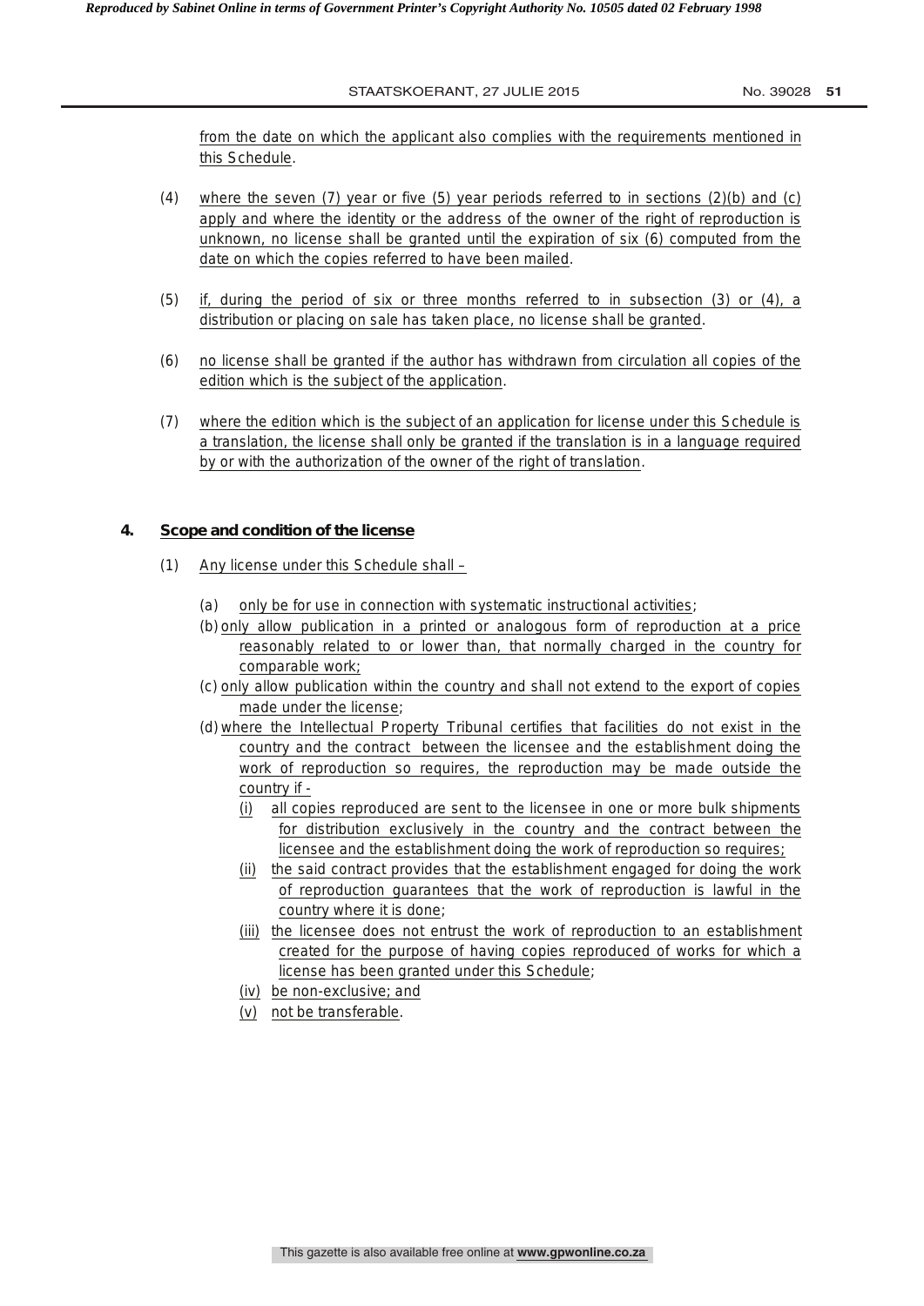from the date on which the applicant also complies with the requirements mentioned in this Schedule.

(4) where the seven (7) year or five (5) year periods referred to in sections (2)(b) and (c) apply and where the identity or the address of the owner of the right of reproduction is unknown, no license shall be granted until the expiration of six (6) computed from the date on which the copies referred to have been mailed.

(5) if, during the period of six or three months referred to in subsection (3) or (4), a distribution or placing on sale has taken place, no license shall be granted.

(6) no license shall be granted if the author has withdrawn from circulation all copies of the edition which is the subject of the application.

(7) where the edition which is the subject of an application for license under this Schedule is a translation, the license shall only be granted if the translation is in a language required by or with the authorization of the owner of the right of translation.

## 4. Scope and condition of the license

(1) Any license under this Schedule shall –

(a) only be for use in connection with systematic instructional activities;

(b) only allow publication in a printed or analogous form of reproduction at a price reasonably related to or lower than, that normally charged in the country for comparable work;

(c) only allow publication within the country and shall not extend to the export of copies made under the license;

(d) where the Intellectual Property Tribunal certifies that facilities do not exist in the country and the contract between the licensee and the establishment doing the work of reproduction so requires, the reproduction may be made outside the country if -

(i) all copies reproduced are sent to the licensee in one or more bulk shipments for distribution exclusively in the country and the contract between the licensee and the establishment doing the work of reproduction so requires;

(ii) the said contract provides that the establishment engaged for doing the work of reproduction guarantees that the work of reproduction is lawful in the country where it is done;

(iii) the licensee does not entrust the work of reproduction to an establishment created for the purpose of having copies reproduced of works for which a license has been granted under this Schedule;

(iv) be non-exclusive; and

(v) not be transferable.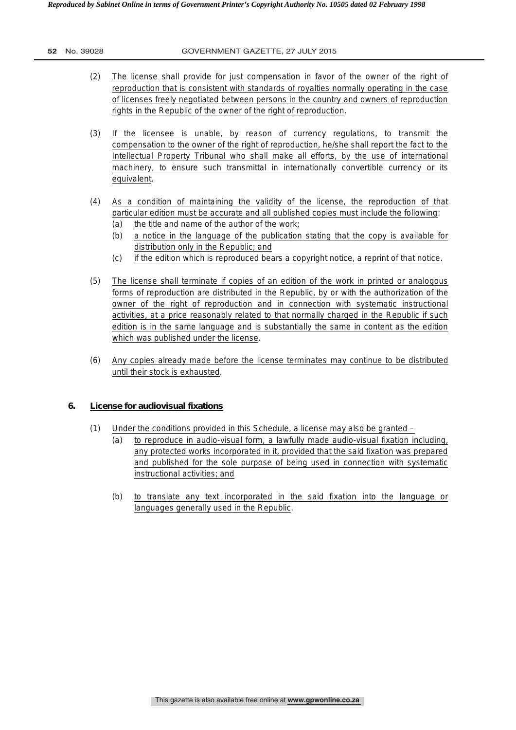(2) The license shall provide for just compensation in favor of the owner of the right of reproduction that is consistent with standards of royalties normally operating in the case of licenses freely negotiated between persons in the country and owners of reproduction rights in the Republic of the owner of the right of reproduction.

(3) If the licensee is unable, by reason of currency regulations, to transmit the compensation to the owner of the right of reproduction, he/she shall report the fact to the Intellectual Property Tribunal who shall make all efforts, by the use of international machinery, to ensure such transmittal in internationally convertible currency or its equivalent.

(4) As a condition of maintaining the validity of the license, the reproduction of that particular edition must be accurate and all published copies must include the following:

  (a) the title and name of the author of the work;

  (b) a notice in the language of the publication stating that the copy is available for distribution only in the Republic; and

  (c) if the edition which is reproduced bears a copyright notice, a reprint of that notice.

(5) The license shall terminate if copies of an edition of the work in printed or analogous forms of reproduction are distributed in the Republic, by or with the authorization of the owner of the right of reproduction and in connection with systematic instructional activities, at a price reasonably related to that normally charged in the Republic if such edition is in the same language and is substantially the same in content as the edition which was published under the license.

(6) Any copies already made before the license terminates may continue to be distributed until their stock is exhausted.

## 6. License for audiovisual fixations

(1) Under the conditions provided in this Schedule, a license may also be granted –

  (a) to reproduce in audio-visual form, a lawfully made audio-visual fixation including, any protected works incorporated in it, provided that the said fixation was prepared and published for the sole purpose of being used in connection with systematic instructional activities; and

  (b) to translate any text incorporated in the said fixation into the language or languages generally used in the Republic.